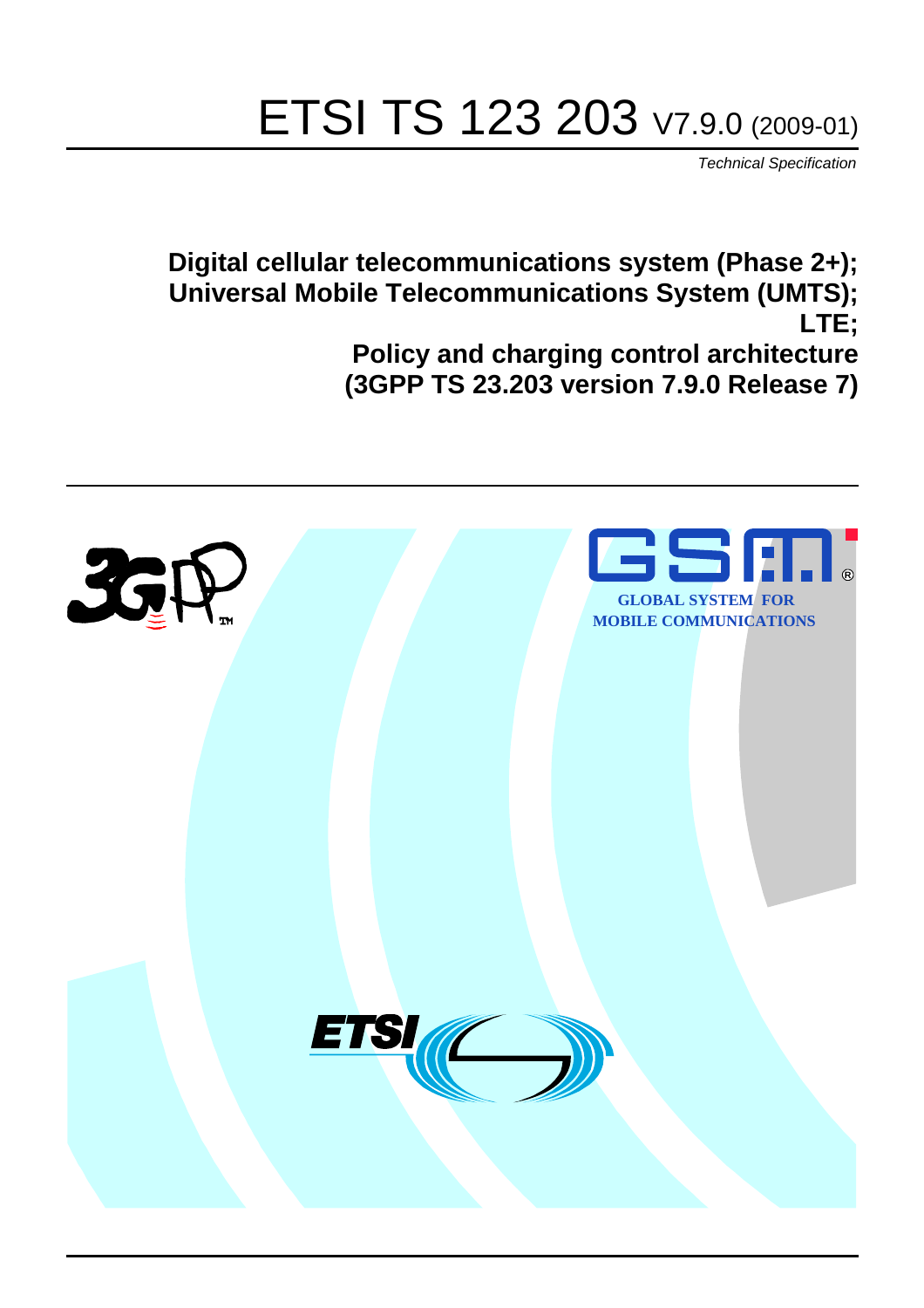# ETSI TS 123 203 V7.9.0 (2009-01)

*Technical Specification*

**Digital cellular telecommunications system (Phase 2+); Universal Mobile Telecommunications System (UMTS); LTE; Policy and charging control architecture (3GPP TS 23.203 version 7.9.0 Release 7)**

GLOBAL SYSTEM FOR MOBILE COMMUNICATIONS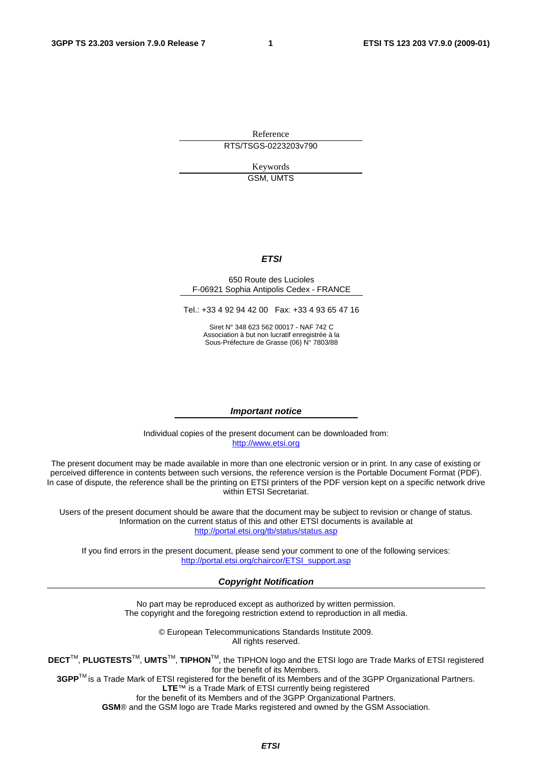Reference

RTS/TSGS-0223203v790

Keywords

GSM, UMTS

***ETSI***

650 Route des Lucioles
F-06921 Sophia Antipolis Cedex - FRANCE

Tel.: +33 4 92 94 42 00 Fax: +33 4 93 65 47 16

Siret N° 348 623 562 00017 - NAF 742 C
Association à but non lucratif enregistrée à la
Sous-Préfecture de Grasse (06) N° 7803/88

***Important notice***

Individual copies of the present document can be downloaded from:
http://www.etsi.org

The present document may be made available in more than one electronic version or in print. In any case of existing or perceived difference in contents between such versions, the reference version is the Portable Document Format (PDF). In case of dispute, the reference shall be the printing on ETSI printers of the PDF version kept on a specific network drive within ETSI Secretariat.

Users of the present document should be aware that the document may be subject to revision or change of status. Information on the current status of this and other ETSI documents is available at
http://portal.etsi.org/tb/status/status.asp

If you find errors in the present document, please send your comment to one of the following services:
http://portal.etsi.org/chaircor/ETSI_support.asp

***Copyright Notification***

No part may be reproduced except as authorized by written permission.
The copyright and the foregoing restriction extend to reproduction in all media.

© European Telecommunications Standards Institute 2009.
All rights reserved.

**DECT**™, **PLUGTESTS**™, **UMTS**™, **TIPHON**™, the TIPHON logo and the ETSI logo are Trade Marks of ETSI registered for the benefit of its Members.
**3GPP**™ is a Trade Mark of ETSI registered for the benefit of its Members and of the 3GPP Organizational Partners.
**LTE**™ is a Trade Mark of ETSI currently being registered
for the benefit of its Members and of the 3GPP Organizational Partners.
**GSM**® and the GSM logo are Trade Marks registered and owned by the GSM Association.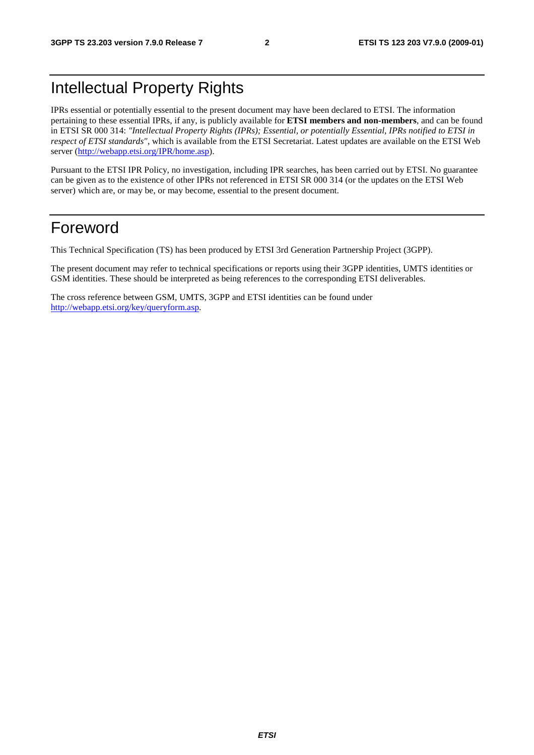# Intellectual Property Rights

IPRs essential or potentially essential to the present document may have been declared to ETSI. The information pertaining to these essential IPRs, if any, is publicly available for **ETSI members and non-members**, and can be found in ETSI SR 000 314: *"Intellectual Property Rights (IPRs); Essential, or potentially Essential, IPRs notified to ETSI in respect of ETSI standards"*, which is available from the ETSI Secretariat. Latest updates are available on the ETSI Web server (http://webapp.etsi.org/IPR/home.asp).

Pursuant to the ETSI IPR Policy, no investigation, including IPR searches, has been carried out by ETSI. No guarantee can be given as to the existence of other IPRs not referenced in ETSI SR 000 314 (or the updates on the ETSI Web server) which are, or may be, or may become, essential to the present document.

# Foreword

This Technical Specification (TS) has been produced by ETSI 3rd Generation Partnership Project (3GPP).

The present document may refer to technical specifications or reports using their 3GPP identities, UMTS identities or GSM identities. These should be interpreted as being references to the corresponding ETSI deliverables.

The cross reference between GSM, UMTS, 3GPP and ETSI identities can be found under http://webapp.etsi.org/key/queryform.asp.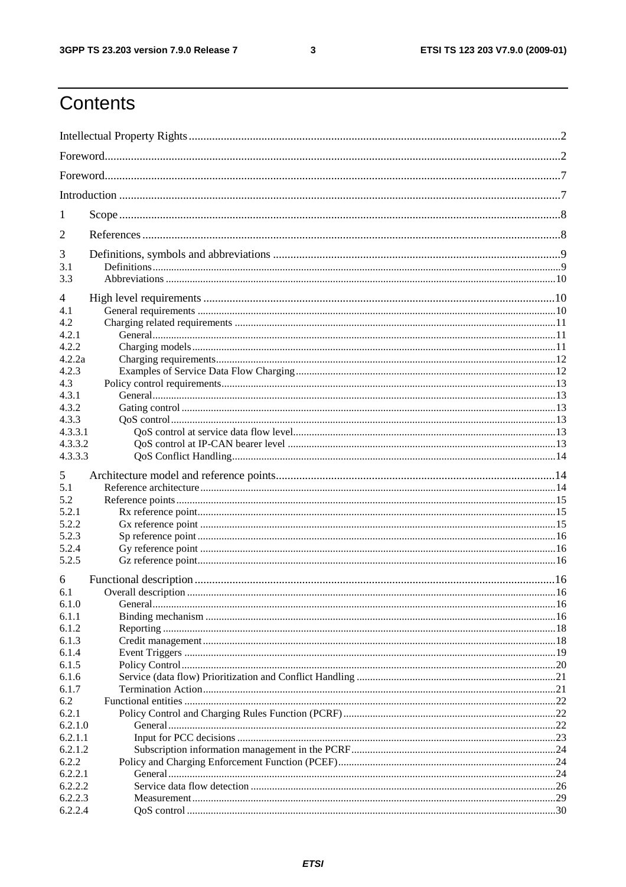# Contents

Intellectual Property Rights ....................................................................................................................... 2

Foreword ....................................................................................................................................... 2

Foreword ....................................................................................................................................... 7

Introduction ................................................................................................................................... 7

1 Scope ........................................................................................................................................ 8

2 References ................................................................................................................................ 8

3 Definitions, symbols and abbreviations ..................................................................................... 9
3.1 Definitions ................................................................................................................................ 9
3.3 Abbreviations ......................................................................................................................... 10

4 High level requirements .......................................................................................................... 10
4.1 General requirements ............................................................................................................. 10
4.2 Charging related requirements ............................................................................................... 11
4.2.1 General ................................................................................................................................. 11
4.2.2 Charging models ................................................................................................................... 11
4.2.2a Charging requirements ........................................................................................................ 12
4.2.3 Examples of Service Data Flow Charging ........................................................................... 12
4.3 Policy control requirements .................................................................................................... 13
4.3.1 General ................................................................................................................................. 13
4.3.2 Gating control ...................................................................................................................... 13
4.3.3 QoS control .......................................................................................................................... 13
4.3.3.1 QoS control at service data flow level .............................................................................. 13
4.3.3.2 QoS control at IP-CAN bearer level ................................................................................ 13
4.3.3.3 QoS Conflict Handling ..................................................................................................... 14

5 Architecture model and reference points ................................................................................. 14
5.1 Reference architecture ............................................................................................................ 14
5.2 Reference points ..................................................................................................................... 15
5.2.1 Rx reference point ................................................................................................................ 15
5.2.2 Gx reference point ............................................................................................................... 15
5.2.3 Sp reference point ................................................................................................................ 16
5.2.4 Gy reference point ............................................................................................................... 16
5.2.5 Gz reference point ................................................................................................................ 16

6 Functional description .............................................................................................................. 16
6.1 Overall description ................................................................................................................. 16
6.1.0 General ................................................................................................................................. 16
6.1.1 Binding mechanism .............................................................................................................. 16
6.1.2 Reporting ............................................................................................................................. 18
6.1.3 Credit management .............................................................................................................. 18
6.1.4 Event Triggers ...................................................................................................................... 19
6.1.5 Policy Control ...................................................................................................................... 20
6.1.6 Service (data flow) Prioritization and Conflict Handling ...................................................... 21
6.1.7 Termination Action .............................................................................................................. 21
6.2 Functional entities .................................................................................................................. 22
6.2.1 Policy Control and Charging Rules Function (PCRF) ........................................................... 22
6.2.1.0 General ............................................................................................................................. 22
6.2.1.1 Input for PCC decisions ................................................................................................... 23
6.2.1.2 Subscription information management in the PCRF ....................................................... 24
6.2.2 Policy and Charging Enforcement Function (PCEF) ............................................................ 24
6.2.2.1 General ............................................................................................................................. 24
6.2.2.2 Service data flow detection .............................................................................................. 26
6.2.2.3 Measurement .................................................................................................................... 29
6.2.2.4 QoS control ...................................................................................................................... 30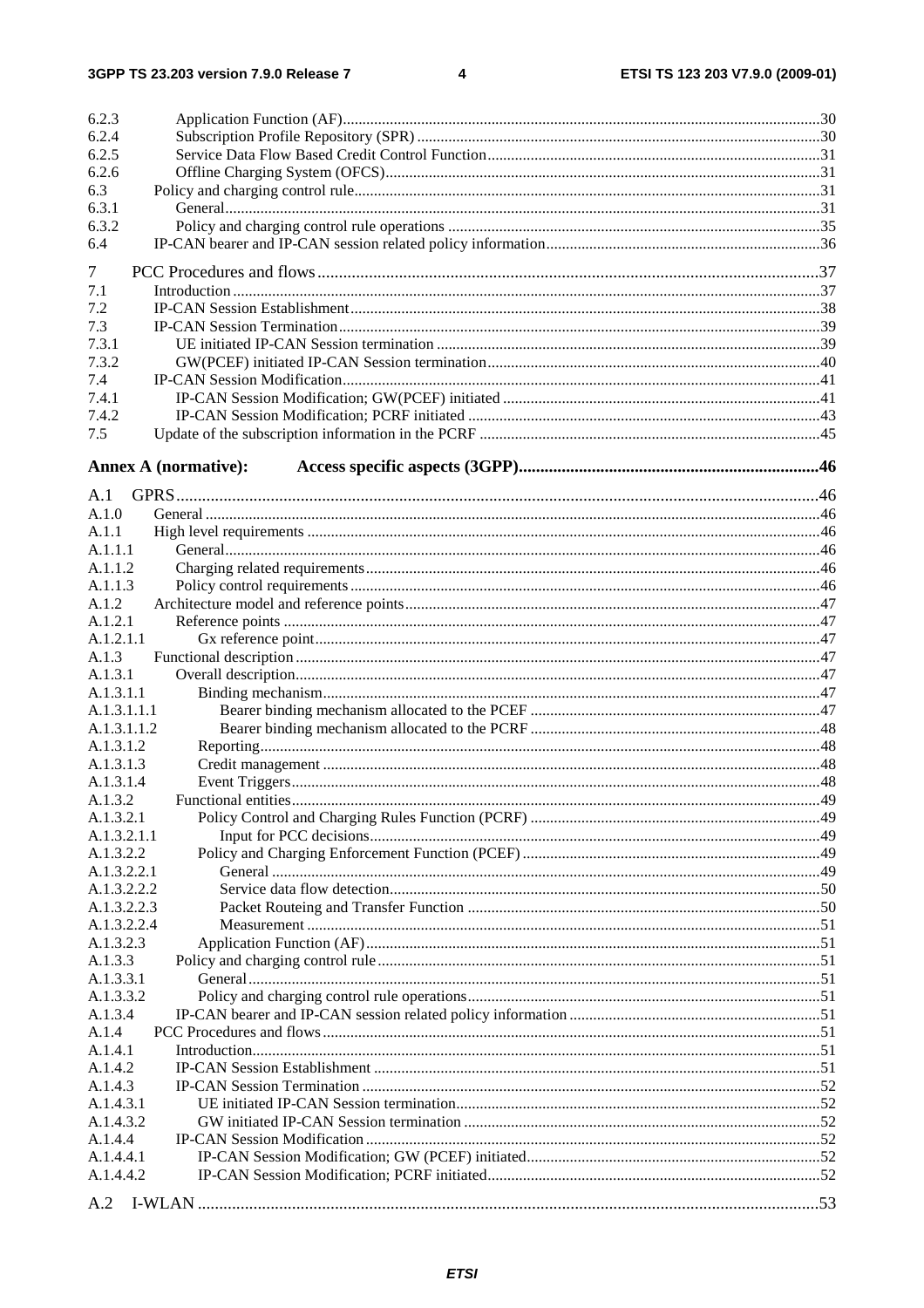| | | |
|---|---|---|
| 6.2.3 | Application Function (AF) | 30 |
| 6.2.4 | Subscription Profile Repository (SPR) | 30 |
| 6.2.5 | Service Data Flow Based Credit Control Function | 31 |
| 6.2.6 | Offline Charging System (OFCS) | 31 |
| 6.3 | Policy and charging control rule | 31 |
| 6.3.1 | General | 31 |
| 6.3.2 | Policy and charging control rule operations | 35 |
| 6.4 | IP-CAN bearer and IP-CAN session related policy information | 36 |
| 7 | PCC Procedures and flows | 37 |
| 7.1 | Introduction | 37 |
| 7.2 | IP-CAN Session Establishment | 38 |
| 7.3 | IP-CAN Session Termination | 39 |
| 7.3.1 | UE initiated IP-CAN Session termination | 39 |
| 7.3.2 | GW(PCEF) initiated IP-CAN Session termination | 40 |
| 7.4 | IP-CAN Session Modification | 41 |
| 7.4.1 | IP-CAN Session Modification; GW(PCEF) initiated | 41 |
| 7.4.2 | IP-CAN Session Modification; PCRF initiated | 43 |
| 7.5 | Update of the subscription information in the PCRF | 45 |
| **Annex A (normative):** | **Access specific aspects (3GPP)** | **46** |
| A.1 | GPRS | 46 |
| A.1.0 | General | 46 |
| A.1.1 | High level requirements | 46 |
| A.1.1.1 | General | 46 |
| A.1.1.2 | Charging related requirements | 46 |
| A.1.1.3 | Policy control requirements | 46 |
| A.1.2 | Architecture model and reference points | 47 |
| A.1.2.1 | Reference points | 47 |
| A.1.2.1.1 | Gx reference point | 47 |
| A.1.3 | Functional description | 47 |
| A.1.3.1 | Overall description | 47 |
| A.1.3.1.1 | Binding mechanism | 47 |
| A.1.3.1.1.1 | Bearer binding mechanism allocated to the PCEF | 47 |
| A.1.3.1.1.2 | Bearer binding mechanism allocated to the PCRF | 48 |
| A.1.3.1.2 | Reporting | 48 |
| A.1.3.1.3 | Credit management | 48 |
| A.1.3.1.4 | Event Triggers | 48 |
| A.1.3.2 | Functional entities | 49 |
| A.1.3.2.1 | Policy Control and Charging Rules Function (PCRF) | 49 |
| A.1.3.2.1.1 | Input for PCC decisions | 49 |
| A.1.3.2.2 | Policy and Charging Enforcement Function (PCEF) | 49 |
| A.1.3.2.2.1 | General | 49 |
| A.1.3.2.2.2 | Service data flow detection | 50 |
| A.1.3.2.2.3 | Packet Routeing and Transfer Function | 50 |
| A.1.3.2.2.4 | Measurement | 51 |
| A.1.3.2.3 | Application Function (AF) | 51 |
| A.1.3.3 | Policy and charging control rule | 51 |
| A.1.3.3.1 | General | 51 |
| A.1.3.3.2 | Policy and charging control rule operations | 51 |
| A.1.3.4 | IP-CAN bearer and IP-CAN session related policy information | 51 |
| A.1.4 | PCC Procedures and flows | 51 |
| A.1.4.1 | Introduction | 51 |
| A.1.4.2 | IP-CAN Session Establishment | 51 |
| A.1.4.3 | IP-CAN Session Termination | 52 |
| A.1.4.3.1 | UE initiated IP-CAN Session termination | 52 |
| A.1.4.3.2 | GW initiated IP-CAN Session termination | 52 |
| A.1.4.4 | IP-CAN Session Modification | 52 |
| A.1.4.4.1 | IP-CAN Session Modification; GW (PCEF) initiated | 52 |
| A.1.4.4.2 | IP-CAN Session Modification; PCRF initiated | 52 |
| A.2 | I-WLAN | 53 |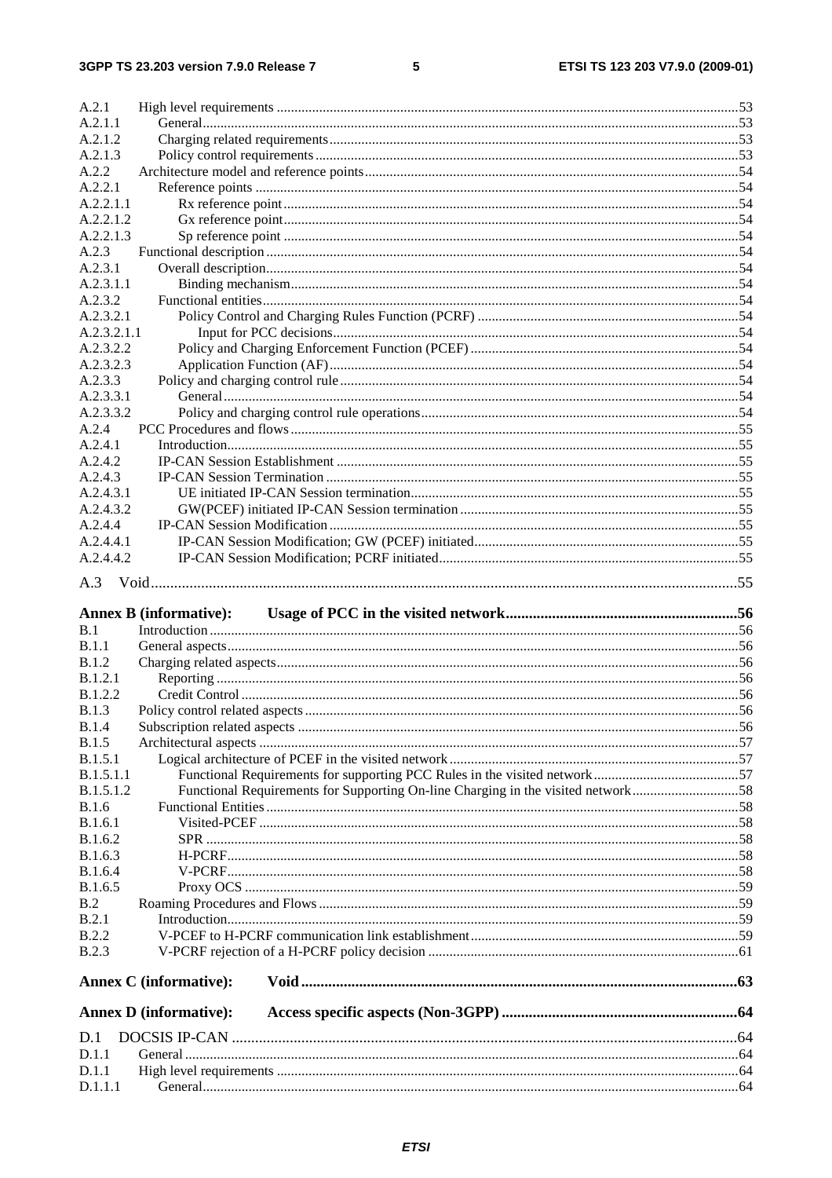A.2.1 High level requirements ....................................................................................................................................53
A.2.1.1 General.........................................................................................................................................................53
A.2.1.2 Charging related requirements.....................................................................................................................53
A.2.1.3 Policy control requirements.........................................................................................................................53
A.2.2 Architecture model and reference points.............................................................................................................54
A.2.2.1 Reference points ..........................................................................................................................................54
A.2.2.1.1 Rx reference point..................................................................................................................................54
A.2.2.1.2 Gx reference point..................................................................................................................................54
A.2.2.1.3 Sp reference point ..................................................................................................................................54
A.2.3 Functional description.........................................................................................................................................54
A.2.3.1 Overall description.......................................................................................................................................54
A.2.3.1.1 Binding mechanism................................................................................................................................54
A.2.3.2 Functional entities........................................................................................................................................54
A.2.3.2.1 Policy Control and Charging Rules Function (PCRF) ...........................................................................54
A.2.3.2.1.1 Input for PCC decisions....................................................................................................................54
A.2.3.2.2 Policy and Charging Enforcement Function (PCEF) .............................................................................54
A.2.3.2.3 Application Function (AF).....................................................................................................................54
A.2.3.3 Policy and charging control rule..................................................................................................................54
A.2.3.3.1 General....................................................................................................................................................54
A.2.3.3.2 Policy and charging control rule operations............................................................................................54
A.2.4 PCC Procedures and flows..................................................................................................................................55
A.2.4.1 Introduction..................................................................................................................................................55
A.2.4.2 IP-CAN Session Establishment ...................................................................................................................55
A.2.4.3 IP-CAN Session Termination ......................................................................................................................55
A.2.4.3.1 UE initiated IP-CAN Session termination..............................................................................................55
A.2.4.3.2 GW(PCEF) initiated IP-CAN Session termination ................................................................................55
A.2.4.4 IP-CAN Session Modification .....................................................................................................................55
A.2.4.4.1 IP-CAN Session Modification; GW (PCEF) initiated............................................................................55
A.2.4.4.2 IP-CAN Session Modification; PCRF initiated......................................................................................55

A.3 Void..........................................................................................................................................................55

**Annex B (informative): Usage of PCC in the visited network..............................................................56**

B.1 Introduction .......................................................................................................................................................56
B.1.1 General aspects...................................................................................................................................................56
B.1.2 Charging related aspects.....................................................................................................................................56
B.1.2.1 Reporting .....................................................................................................................................................56
B.1.2.2 Credit Control ..............................................................................................................................................56
B.1.3 Policy control related aspects .............................................................................................................................56
B.1.4 Subscription related aspects ...............................................................................................................................56
B.1.5 Architectural aspects ..........................................................................................................................................57
B.1.5.1 Logical architecture of PCEF in the visited network ...................................................................................57
B.1.5.1.1 Functional Requirements for supporting PCC Rules in the visited network...........................................57
B.1.5.1.2 Functional Requirements for Supporting On-line Charging in the visited network...............................58
B.1.6 Functional Entities ..............................................................................................................................................58
B.1.6.1 Visited-PCEF ...............................................................................................................................................58
B.1.6.2 SPR ..............................................................................................................................................................58
B.1.6.3 H-PCRF........................................................................................................................................................58
B.1.6.4 V-PCRF........................................................................................................................................................58
B.1.6.5 Proxy OCS ...................................................................................................................................................59
B.2 Roaming Procedures and Flows ........................................................................................................................59
B.2.1 Introduction.........................................................................................................................................................59
B.2.2 V-PCEF to H-PCRF communication link establishment....................................................................................59
B.2.3 V-PCRF rejection of a H-PCRF policy decision ................................................................................................61

**Annex C (informative): Void...................................................................................................................63**

**Annex D (informative): Access specific aspects (Non-3GPP) ..............................................................64**

D.1 DOCSIS IP-CAN .....................................................................................................................................64
D.1.1 General ...............................................................................................................................................................64
D.1.1 High level requirements .....................................................................................................................................64
D.1.1.1 General.........................................................................................................................................................64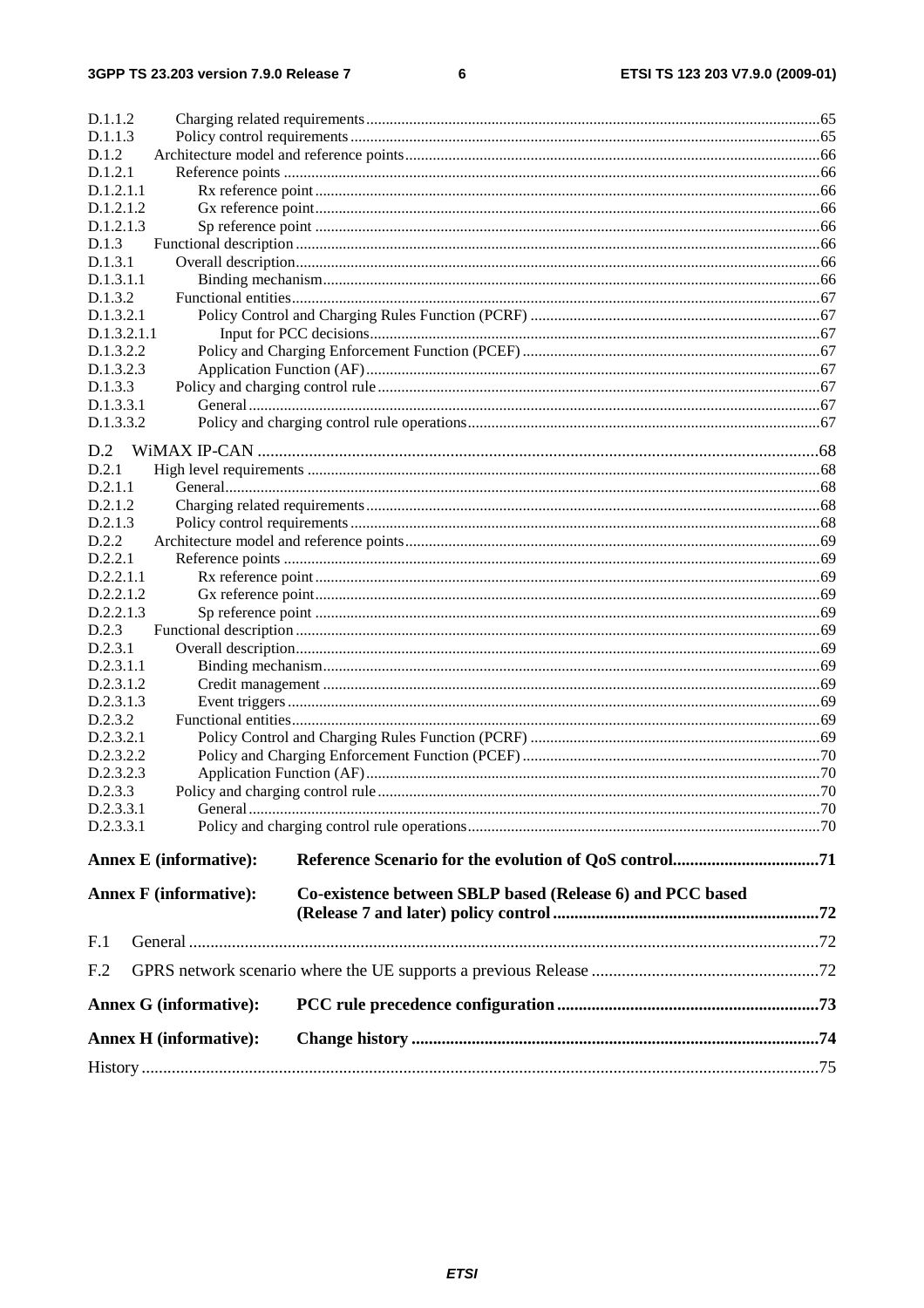D.1.1.2 Charging related requirements ...65
D.1.1.3 Policy control requirements ...65
D.1.2 Architecture model and reference points ...66
D.1.2.1 Reference points ...66
D.1.2.1.1 Rx reference point ...66
D.1.2.1.2 Gx reference point ...66
D.1.2.1.3 Sp reference point ...66
D.1.3 Functional description ...66
D.1.3.1 Overall description ...66
D.1.3.1.1 Binding mechanism ...66
D.1.3.2 Functional entities ...67
D.1.3.2.1 Policy Control and Charging Rules Function (PCRF) ...67
D.1.3.2.1.1 Input for PCC decisions ...67
D.1.3.2.2 Policy and Charging Enforcement Function (PCEF) ...67
D.1.3.2.3 Application Function (AF) ...67
D.1.3.3 Policy and charging control rule ...67
D.1.3.3.1 General ...67
D.1.3.3.2 Policy and charging control rule operations ...67

D.2 WiMAX IP-CAN ...68
D.2.1 High level requirements ...68
D.2.1.1 General ...68
D.2.1.2 Charging related requirements ...68
D.2.1.3 Policy control requirements ...68
D.2.2 Architecture model and reference points ...69
D.2.2.1 Reference points ...69
D.2.2.1.1 Rx reference point ...69
D.2.2.1.2 Gx reference point ...69
D.2.2.1.3 Sp reference point ...69
D.2.3 Functional description ...69
D.2.3.1 Overall description ...69
D.2.3.1.1 Binding mechanism ...69
D.2.3.1.2 Credit management ...69
D.2.3.1.3 Event triggers ...69
D.2.3.2 Functional entities ...69
D.2.3.2.1 Policy Control and Charging Rules Function (PCRF) ...69
D.2.3.2.2 Policy and Charging Enforcement Function (PCEF) ...70
D.2.3.2.3 Application Function (AF) ...70
D.2.3.3 Policy and charging control rule ...70
D.2.3.3.1 General ...70
D.2.3.3.1 Policy and charging control rule operations ...70

**Annex E (informative): Reference Scenario for the evolution of QoS control ...71**

**Annex F (informative): Co-existence between SBLP based (Release 6) and PCC based (Release 7 and later) policy control ...72**

F.1 General ...72

F.2 GPRS network scenario where the UE supports a previous Release ...72

**Annex G (informative): PCC rule precedence configuration ...73**

**Annex H (informative): Change history ...74**

History ...75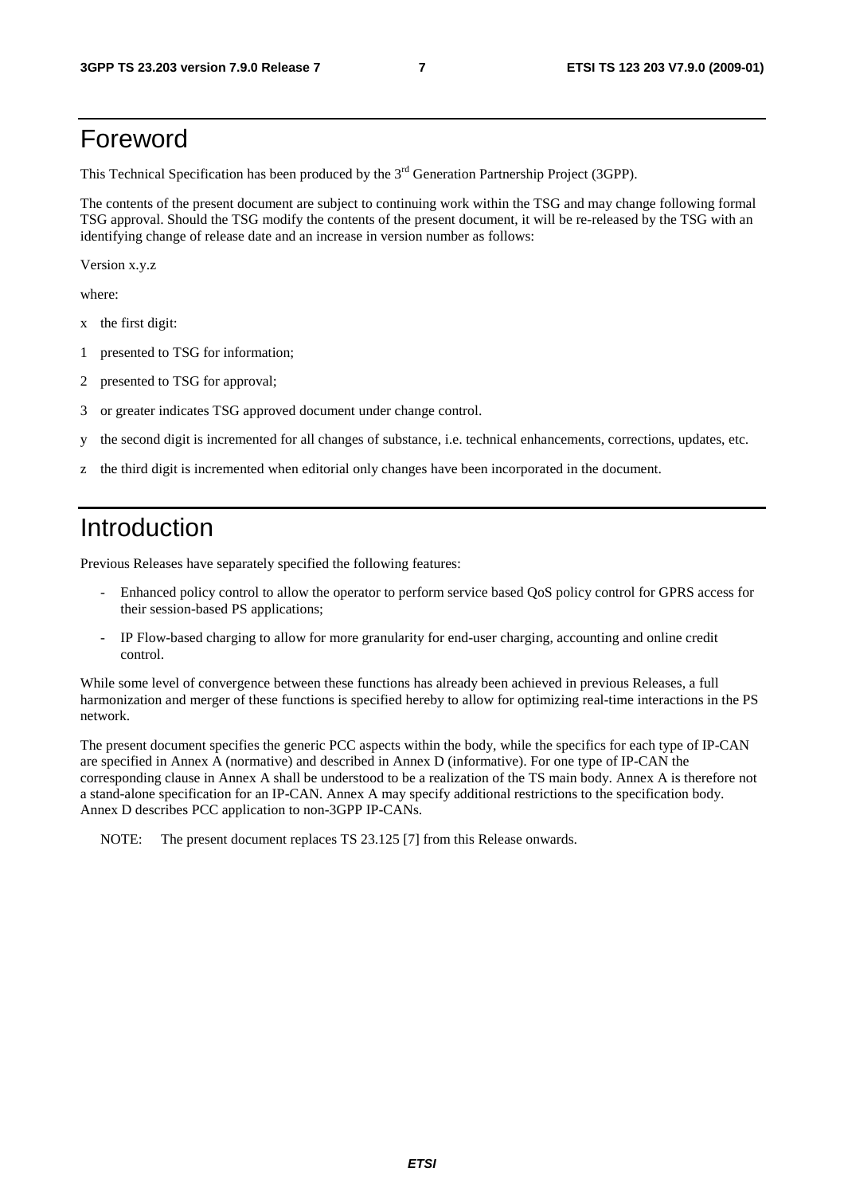# Foreword

This Technical Specification has been produced by the 3rd Generation Partnership Project (3GPP).

The contents of the present document are subject to continuing work within the TSG and may change following formal TSG approval. Should the TSG modify the contents of the present document, it will be re-released by the TSG with an identifying change of release date and an increase in version number as follows:

Version x.y.z

where:

x the first digit:

1 presented to TSG for information;

2 presented to TSG for approval;

3 or greater indicates TSG approved document under change control.

y the second digit is incremented for all changes of substance, i.e. technical enhancements, corrections, updates, etc.

z the third digit is incremented when editorial only changes have been incorporated in the document.

# Introduction

Previous Releases have separately specified the following features:

- Enhanced policy control to allow the operator to perform service based QoS policy control for GPRS access for their session-based PS applications;
- IP Flow-based charging to allow for more granularity for end-user charging, accounting and online credit control.

While some level of convergence between these functions has already been achieved in previous Releases, a full harmonization and merger of these functions is specified hereby to allow for optimizing real-time interactions in the PS network.

The present document specifies the generic PCC aspects within the body, while the specifics for each type of IP-CAN are specified in Annex A (normative) and described in Annex D (informative). For one type of IP-CAN the corresponding clause in Annex A shall be understood to be a realization of the TS main body. Annex A is therefore not a stand-alone specification for an IP-CAN. Annex A may specify additional restrictions to the specification body. Annex D describes PCC application to non-3GPP IP-CANs.

NOTE: The present document replaces TS 23.125 [7] from this Release onwards.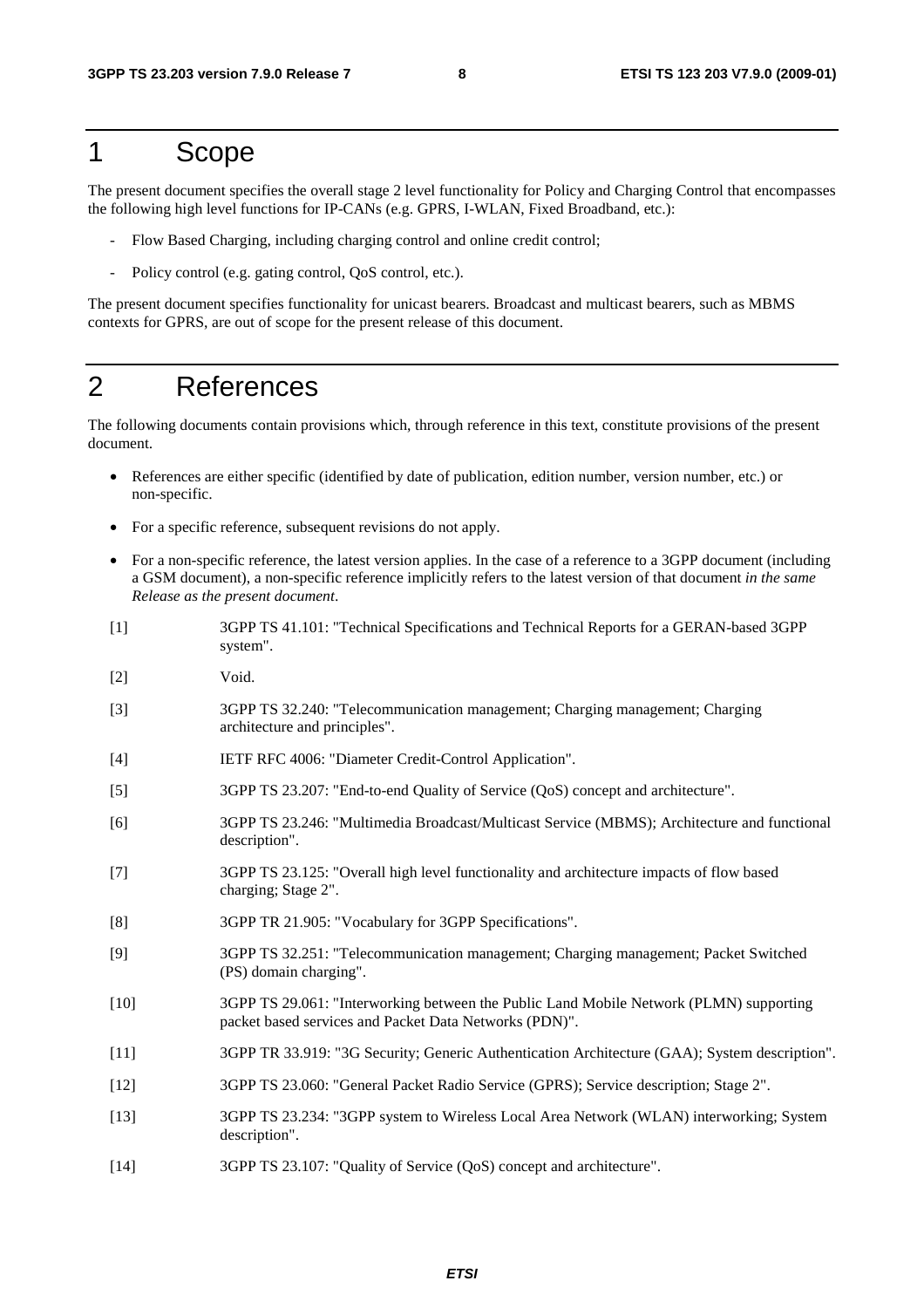# 1 Scope

The present document specifies the overall stage 2 level functionality for Policy and Charging Control that encompasses the following high level functions for IP-CANs (e.g. GPRS, I-WLAN, Fixed Broadband, etc.):

- Flow Based Charging, including charging control and online credit control;
- Policy control (e.g. gating control, QoS control, etc.).

The present document specifies functionality for unicast bearers. Broadcast and multicast bearers, such as MBMS contexts for GPRS, are out of scope for the present release of this document.

# 2 References

The following documents contain provisions which, through reference in this text, constitute provisions of the present document.

- References are either specific (identified by date of publication, edition number, version number, etc.) or non-specific.
- For a specific reference, subsequent revisions do not apply.
- For a non-specific reference, the latest version applies. In the case of a reference to a 3GPP document (including a GSM document), a non-specific reference implicitly refers to the latest version of that document *in the same Release as the present document*.

[1] 3GPP TS 41.101: "Technical Specifications and Technical Reports for a GERAN-based 3GPP system".

[2] Void.

[3] 3GPP TS 32.240: "Telecommunication management; Charging management; Charging architecture and principles".

[4] IETF RFC 4006: "Diameter Credit-Control Application".

[5] 3GPP TS 23.207: "End-to-end Quality of Service (QoS) concept and architecture".

[6] 3GPP TS 23.246: "Multimedia Broadcast/Multicast Service (MBMS); Architecture and functional description".

[7] 3GPP TS 23.125: "Overall high level functionality and architecture impacts of flow based charging; Stage 2".

[8] 3GPP TR 21.905: "Vocabulary for 3GPP Specifications".

[9] 3GPP TS 32.251: "Telecommunication management; Charging management; Packet Switched (PS) domain charging".

[10] 3GPP TS 29.061: "Interworking between the Public Land Mobile Network (PLMN) supporting packet based services and Packet Data Networks (PDN)".

[11] 3GPP TR 33.919: "3G Security; Generic Authentication Architecture (GAA); System description".

[12] 3GPP TS 23.060: "General Packet Radio Service (GPRS); Service description; Stage 2".

[13] 3GPP TS 23.234: "3GPP system to Wireless Local Area Network (WLAN) interworking; System description".

[14] 3GPP TS 23.107: "Quality of Service (QoS) concept and architecture".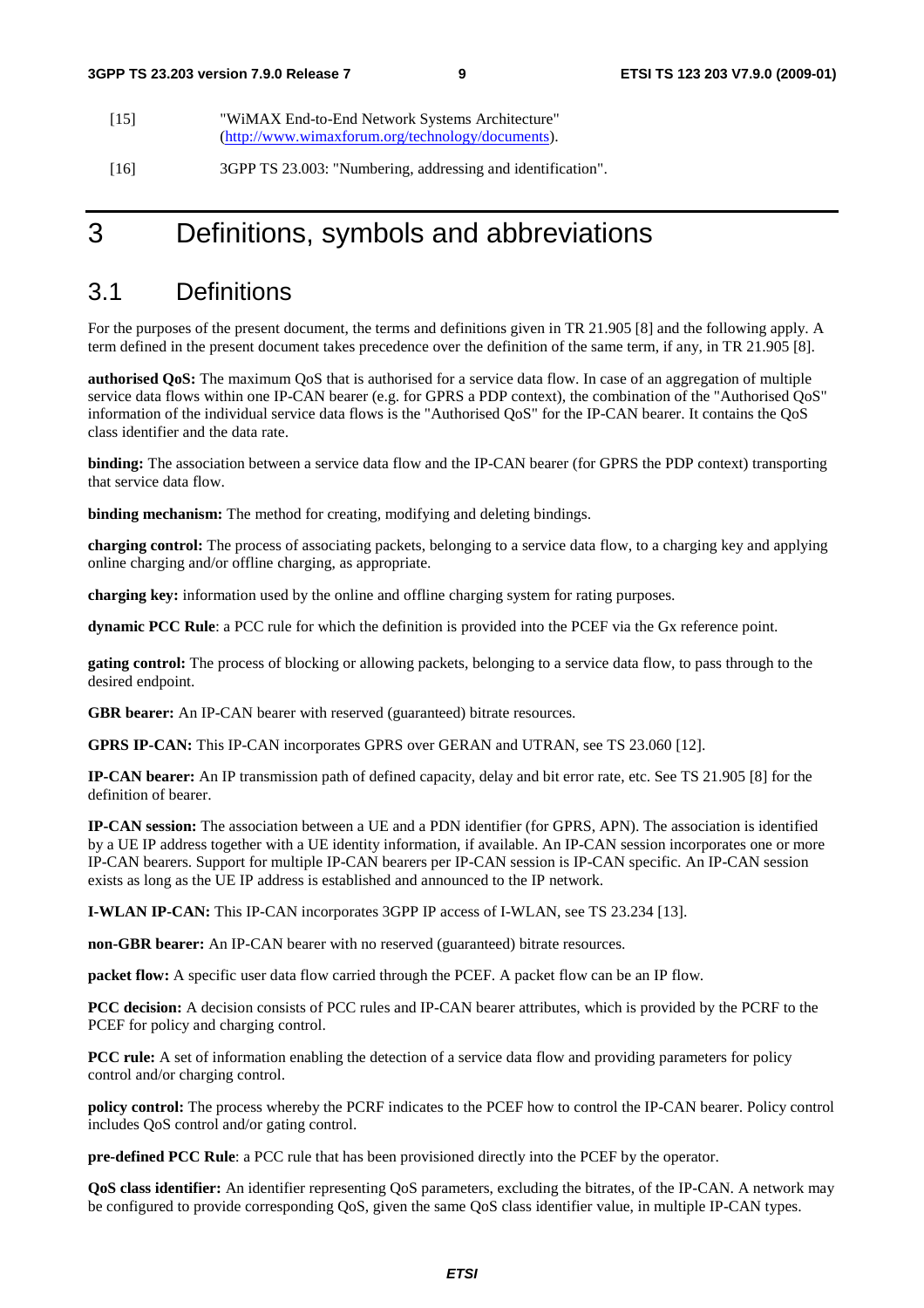[15] "WiMAX End-to-End Network Systems Architecture" (http://www.wimaxforum.org/technology/documents).

[16] 3GPP TS 23.003: "Numbering, addressing and identification".

# 3 Definitions, symbols and abbreviations

## 3.1 Definitions

For the purposes of the present document, the terms and definitions given in TR 21.905 [8] and the following apply. A term defined in the present document takes precedence over the definition of the same term, if any, in TR 21.905 [8].

**authorised QoS:** The maximum QoS that is authorised for a service data flow. In case of an aggregation of multiple service data flows within one IP-CAN bearer (e.g. for GPRS a PDP context), the combination of the "Authorised QoS" information of the individual service data flows is the "Authorised QoS" for the IP-CAN bearer. It contains the QoS class identifier and the data rate.

**binding:** The association between a service data flow and the IP-CAN bearer (for GPRS the PDP context) transporting that service data flow.

**binding mechanism:** The method for creating, modifying and deleting bindings.

**charging control:** The process of associating packets, belonging to a service data flow, to a charging key and applying online charging and/or offline charging, as appropriate.

**charging key:** information used by the online and offline charging system for rating purposes.

**dynamic PCC Rule**: a PCC rule for which the definition is provided into the PCEF via the Gx reference point.

**gating control:** The process of blocking or allowing packets, belonging to a service data flow, to pass through to the desired endpoint.

**GBR bearer:** An IP-CAN bearer with reserved (guaranteed) bitrate resources.

**GPRS IP-CAN:** This IP-CAN incorporates GPRS over GERAN and UTRAN, see TS 23.060 [12].

**IP-CAN bearer:** An IP transmission path of defined capacity, delay and bit error rate, etc. See TS 21.905 [8] for the definition of bearer.

**IP-CAN session:** The association between a UE and a PDN identifier (for GPRS, APN). The association is identified by a UE IP address together with a UE identity information, if available. An IP-CAN session incorporates one or more IP-CAN bearers. Support for multiple IP-CAN bearers per IP-CAN session is IP-CAN specific. An IP-CAN session exists as long as the UE IP address is established and announced to the IP network.

**I-WLAN IP-CAN:** This IP-CAN incorporates 3GPP IP access of I-WLAN, see TS 23.234 [13].

**non-GBR bearer:** An IP-CAN bearer with no reserved (guaranteed) bitrate resources.

**packet flow:** A specific user data flow carried through the PCEF. A packet flow can be an IP flow.

**PCC decision:** A decision consists of PCC rules and IP-CAN bearer attributes, which is provided by the PCRF to the PCEF for policy and charging control.

**PCC rule:** A set of information enabling the detection of a service data flow and providing parameters for policy control and/or charging control.

**policy control:** The process whereby the PCRF indicates to the PCEF how to control the IP-CAN bearer. Policy control includes QoS control and/or gating control.

**pre-defined PCC Rule**: a PCC rule that has been provisioned directly into the PCEF by the operator.

**QoS class identifier:** An identifier representing QoS parameters, excluding the bitrates, of the IP-CAN. A network may be configured to provide corresponding QoS, given the same QoS class identifier value, in multiple IP-CAN types.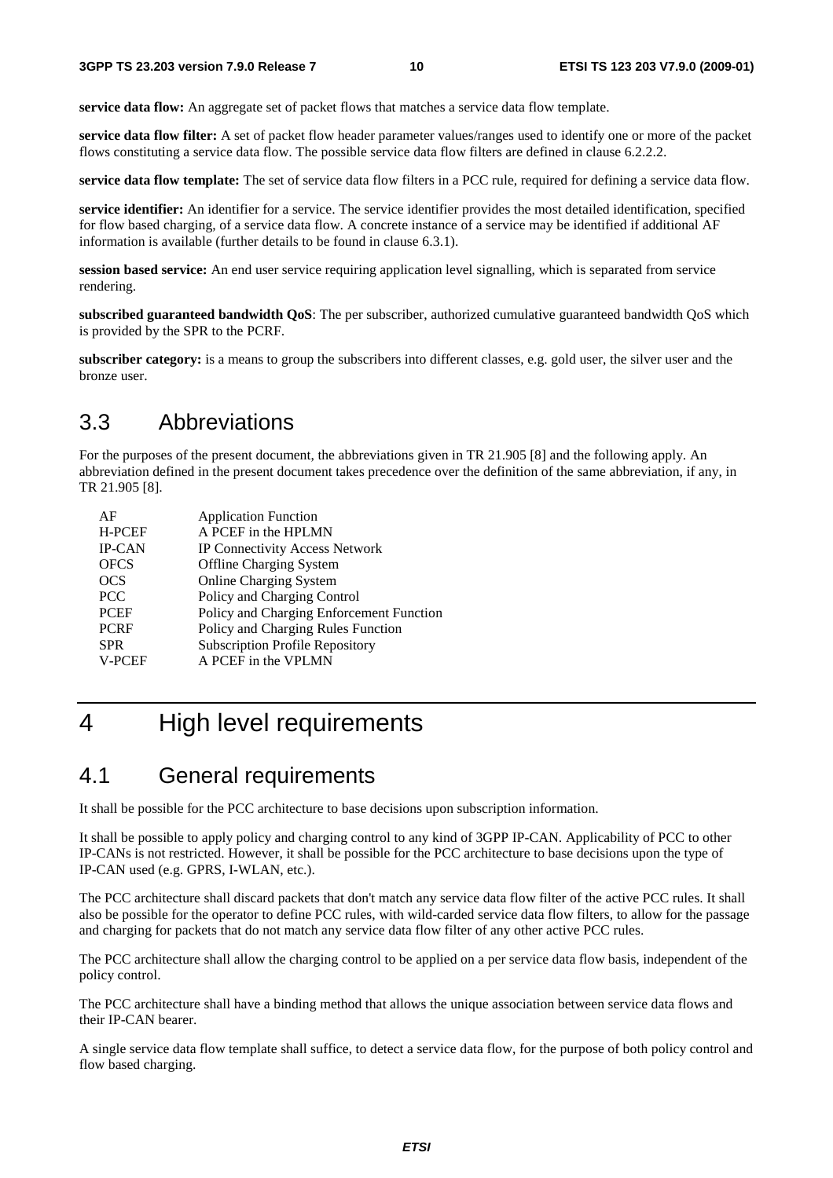**service data flow:** An aggregate set of packet flows that matches a service data flow template.

**service data flow filter:** A set of packet flow header parameter values/ranges used to identify one or more of the packet flows constituting a service data flow. The possible service data flow filters are defined in clause 6.2.2.2.

**service data flow template:** The set of service data flow filters in a PCC rule, required for defining a service data flow.

**service identifier:** An identifier for a service. The service identifier provides the most detailed identification, specified for flow based charging, of a service data flow. A concrete instance of a service may be identified if additional AF information is available (further details to be found in clause 6.3.1).

**session based service:** An end user service requiring application level signalling, which is separated from service rendering.

**subscribed guaranteed bandwidth QoS**: The per subscriber, authorized cumulative guaranteed bandwidth QoS which is provided by the SPR to the PCRF.

**subscriber category:** is a means to group the subscribers into different classes, e.g. gold user, the silver user and the bronze user.

## 3.3 Abbreviations

For the purposes of the present document, the abbreviations given in TR 21.905 [8] and the following apply. An abbreviation defined in the present document takes precedence over the definition of the same abbreviation, if any, in TR 21.905 [8].

| | |
|---|---|
| AF | Application Function |
| H-PCEF | A PCEF in the HPLMN |
| IP-CAN | IP Connectivity Access Network |
| OFCS | Offline Charging System |
| OCS | Online Charging System |
| PCC | Policy and Charging Control |
| PCEF | Policy and Charging Enforcement Function |
| PCRF | Policy and Charging Rules Function |
| SPR | Subscription Profile Repository |
| V-PCEF | A PCEF in the VPLMN |

# 4 High level requirements

## 4.1 General requirements

It shall be possible for the PCC architecture to base decisions upon subscription information.

It shall be possible to apply policy and charging control to any kind of 3GPP IP-CAN. Applicability of PCC to other IP-CANs is not restricted. However, it shall be possible for the PCC architecture to base decisions upon the type of IP-CAN used (e.g. GPRS, I-WLAN, etc.).

The PCC architecture shall discard packets that don't match any service data flow filter of the active PCC rules. It shall also be possible for the operator to define PCC rules, with wild-carded service data flow filters, to allow for the passage and charging for packets that do not match any service data flow filter of any other active PCC rules.

The PCC architecture shall allow the charging control to be applied on a per service data flow basis, independent of the policy control.

The PCC architecture shall have a binding method that allows the unique association between service data flows and their IP-CAN bearer.

A single service data flow template shall suffice, to detect a service data flow, for the purpose of both policy control and flow based charging.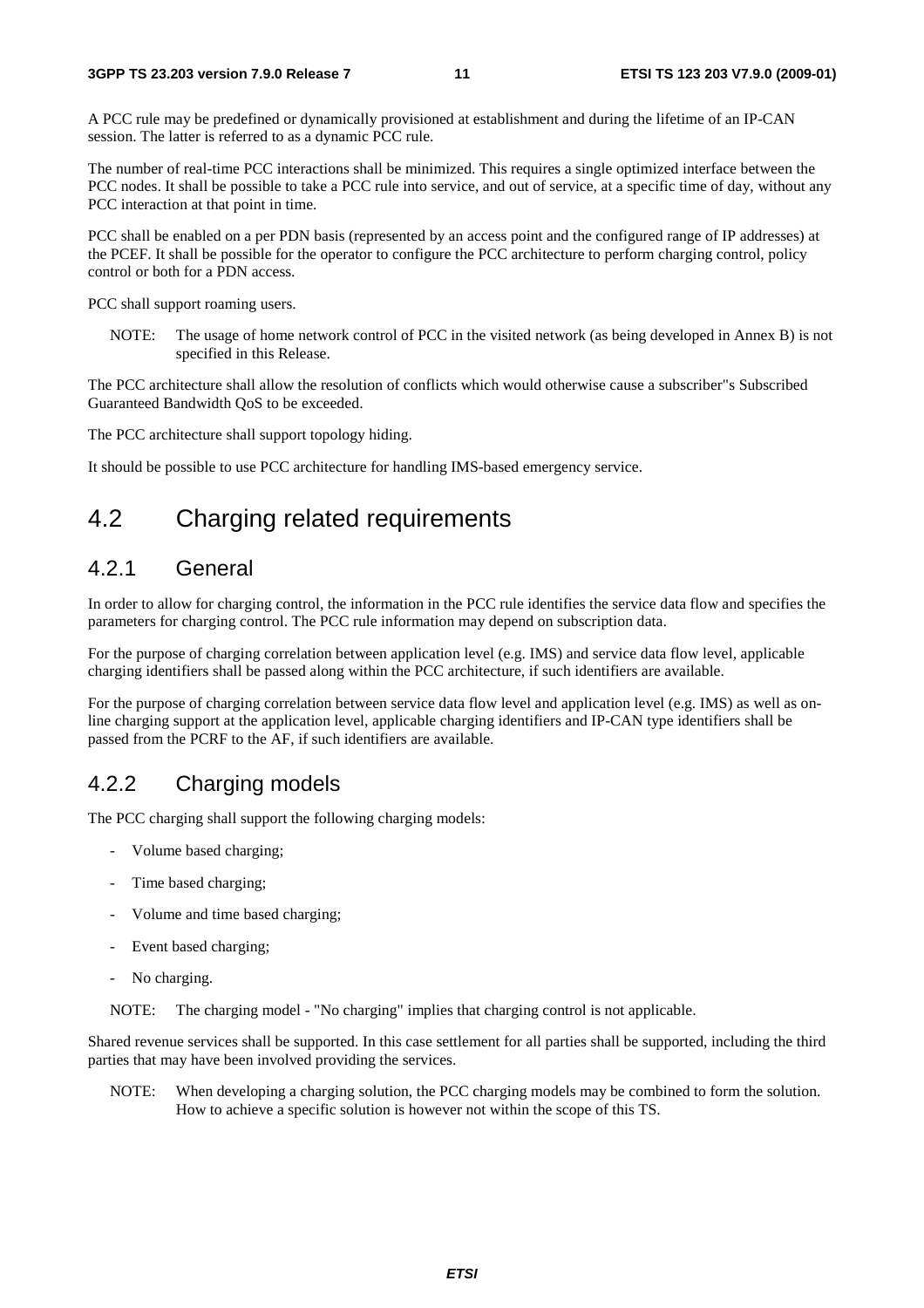A PCC rule may be predefined or dynamically provisioned at establishment and during the lifetime of an IP-CAN session. The latter is referred to as a dynamic PCC rule.

The number of real-time PCC interactions shall be minimized. This requires a single optimized interface between the PCC nodes. It shall be possible to take a PCC rule into service, and out of service, at a specific time of day, without any PCC interaction at that point in time.

PCC shall be enabled on a per PDN basis (represented by an access point and the configured range of IP addresses) at the PCEF. It shall be possible for the operator to configure the PCC architecture to perform charging control, policy control or both for a PDN access.

PCC shall support roaming users.

NOTE: The usage of home network control of PCC in the visited network (as being developed in Annex B) is not specified in this Release.

The PCC architecture shall allow the resolution of conflicts which would otherwise cause a subscriber"s Subscribed Guaranteed Bandwidth QoS to be exceeded.

The PCC architecture shall support topology hiding.

It should be possible to use PCC architecture for handling IMS-based emergency service.

## 4.2 Charging related requirements

### 4.2.1 General

In order to allow for charging control, the information in the PCC rule identifies the service data flow and specifies the parameters for charging control. The PCC rule information may depend on subscription data.

For the purpose of charging correlation between application level (e.g. IMS) and service data flow level, applicable charging identifiers shall be passed along within the PCC architecture, if such identifiers are available.

For the purpose of charging correlation between service data flow level and application level (e.g. IMS) as well as on-line charging support at the application level, applicable charging identifiers and IP-CAN type identifiers shall be passed from the PCRF to the AF, if such identifiers are available.

### 4.2.2 Charging models

The PCC charging shall support the following charging models:

- Volume based charging;
- Time based charging;
- Volume and time based charging;
- Event based charging;
- No charging.

NOTE: The charging model - "No charging" implies that charging control is not applicable.

Shared revenue services shall be supported. In this case settlement for all parties shall be supported, including the third parties that may have been involved providing the services.

NOTE: When developing a charging solution, the PCC charging models may be combined to form the solution. How to achieve a specific solution is however not within the scope of this TS.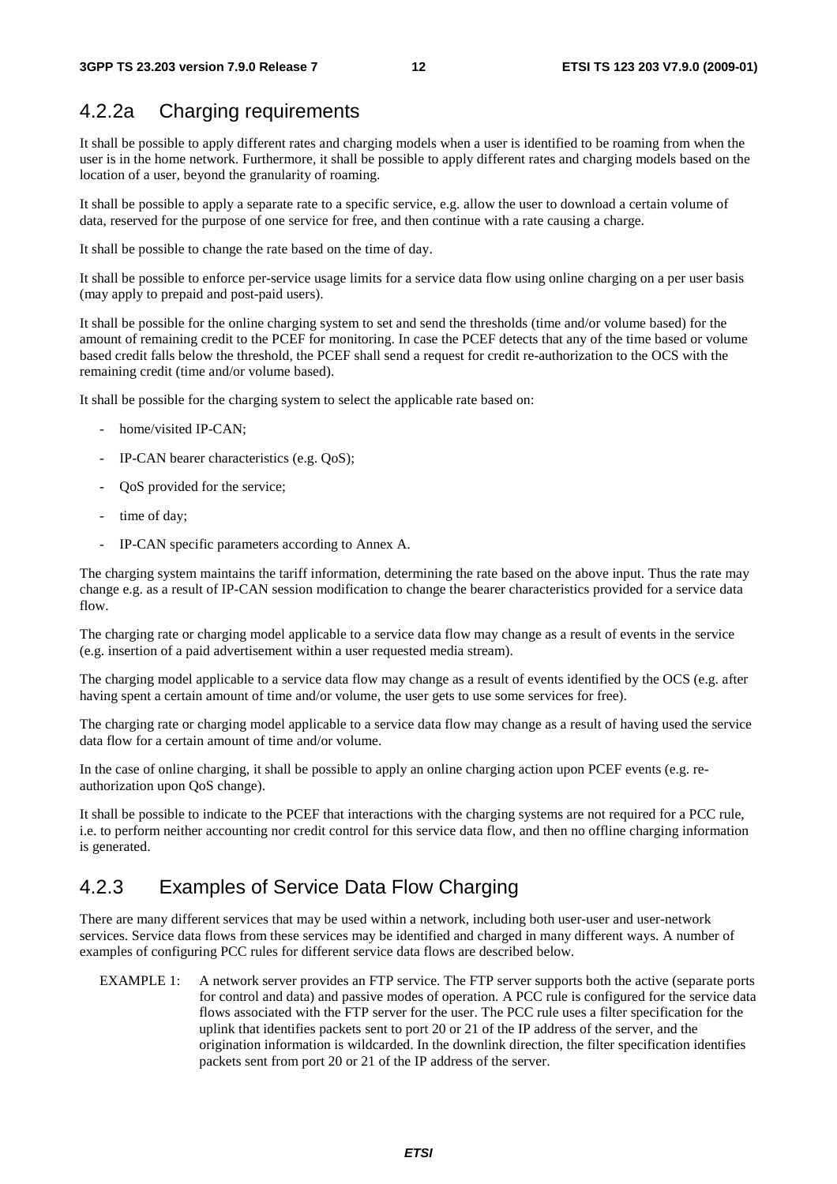### 4.2.2a Charging requirements

It shall be possible to apply different rates and charging models when a user is identified to be roaming from when the user is in the home network. Furthermore, it shall be possible to apply different rates and charging models based on the location of a user, beyond the granularity of roaming.

It shall be possible to apply a separate rate to a specific service, e.g. allow the user to download a certain volume of data, reserved for the purpose of one service for free, and then continue with a rate causing a charge.

It shall be possible to change the rate based on the time of day.

It shall be possible to enforce per-service usage limits for a service data flow using online charging on a per user basis (may apply to prepaid and post-paid users).

It shall be possible for the online charging system to set and send the thresholds (time and/or volume based) for the amount of remaining credit to the PCEF for monitoring. In case the PCEF detects that any of the time based or volume based credit falls below the threshold, the PCEF shall send a request for credit re-authorization to the OCS with the remaining credit (time and/or volume based).

It shall be possible for the charging system to select the applicable rate based on:

- home/visited IP-CAN;
- IP-CAN bearer characteristics (e.g. QoS);
- QoS provided for the service;
- time of day;
- IP-CAN specific parameters according to Annex A.

The charging system maintains the tariff information, determining the rate based on the above input. Thus the rate may change e.g. as a result of IP-CAN session modification to change the bearer characteristics provided for a service data flow.

The charging rate or charging model applicable to a service data flow may change as a result of events in the service (e.g. insertion of a paid advertisement within a user requested media stream).

The charging model applicable to a service data flow may change as a result of events identified by the OCS (e.g. after having spent a certain amount of time and/or volume, the user gets to use some services for free).

The charging rate or charging model applicable to a service data flow may change as a result of having used the service data flow for a certain amount of time and/or volume.

In the case of online charging, it shall be possible to apply an online charging action upon PCEF events (e.g. re-authorization upon QoS change).

It shall be possible to indicate to the PCEF that interactions with the charging systems are not required for a PCC rule, i.e. to perform neither accounting nor credit control for this service data flow, and then no offline charging information is generated.

### 4.2.3 Examples of Service Data Flow Charging

There are many different services that may be used within a network, including both user-user and user-network services. Service data flows from these services may be identified and charged in many different ways. A number of examples of configuring PCC rules for different service data flows are described below.

EXAMPLE 1: A network server provides an FTP service. The FTP server supports both the active (separate ports for control and data) and passive modes of operation. A PCC rule is configured for the service data flows associated with the FTP server for the user. The PCC rule uses a filter specification for the uplink that identifies packets sent to port 20 or 21 of the IP address of the server, and the origination information is wildcarded. In the downlink direction, the filter specification identifies packets sent from port 20 or 21 of the IP address of the server.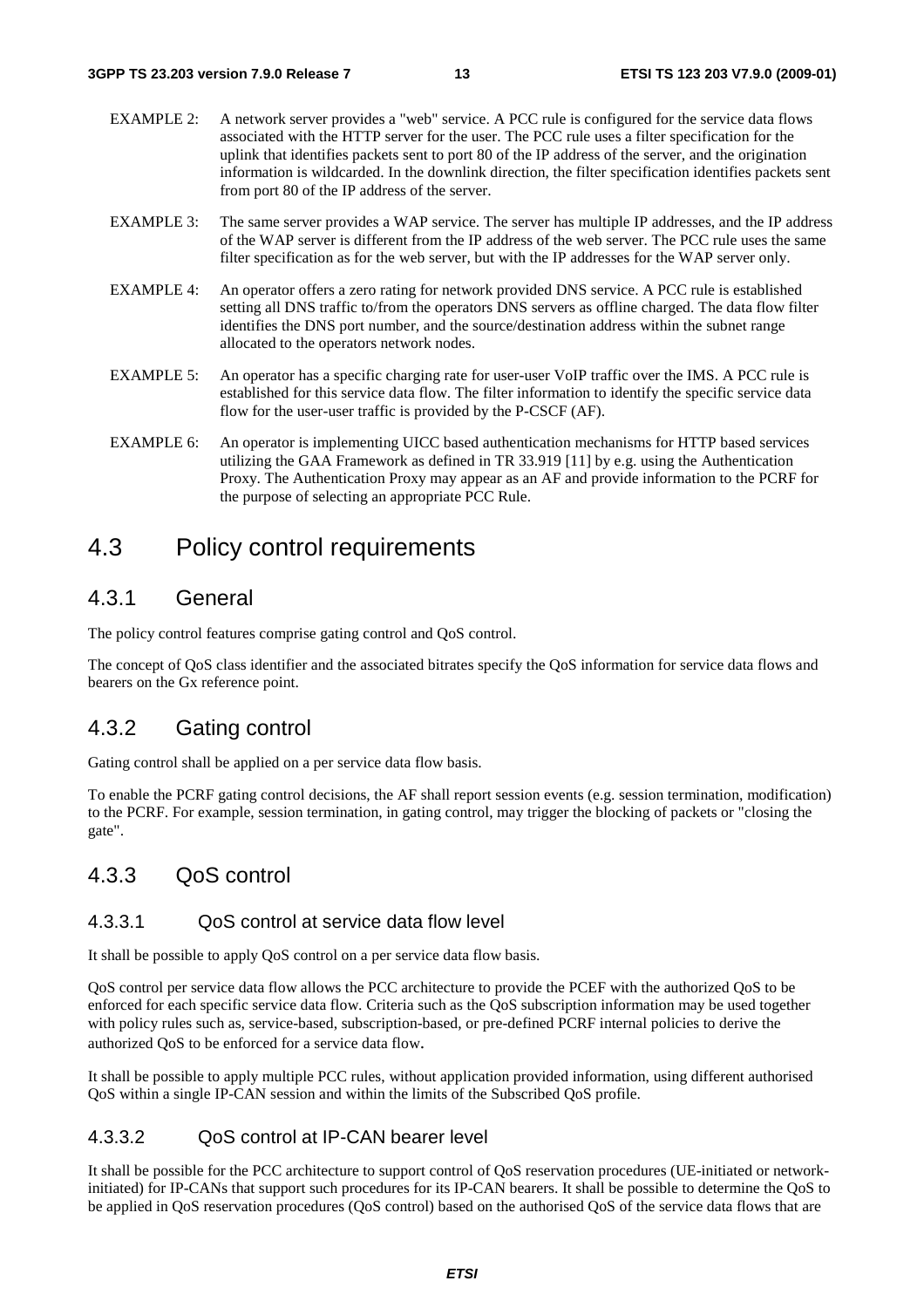EXAMPLE 2: A network server provides a "web" service. A PCC rule is configured for the service data flows associated with the HTTP server for the user. The PCC rule uses a filter specification for the uplink that identifies packets sent to port 80 of the IP address of the server, and the origination information is wildcarded. In the downlink direction, the filter specification identifies packets sent from port 80 of the IP address of the server.

EXAMPLE 3: The same server provides a WAP service. The server has multiple IP addresses, and the IP address of the WAP server is different from the IP address of the web server. The PCC rule uses the same filter specification as for the web server, but with the IP addresses for the WAP server only.

EXAMPLE 4: An operator offers a zero rating for network provided DNS service. A PCC rule is established setting all DNS traffic to/from the operators DNS servers as offline charged. The data flow filter identifies the DNS port number, and the source/destination address within the subnet range allocated to the operators network nodes.

EXAMPLE 5: An operator has a specific charging rate for user-user VoIP traffic over the IMS. A PCC rule is established for this service data flow. The filter information to identify the specific service data flow for the user-user traffic is provided by the P-CSCF (AF).

EXAMPLE 6: An operator is implementing UICC based authentication mechanisms for HTTP based services utilizing the GAA Framework as defined in TR 33.919 [11] by e.g. using the Authentication Proxy. The Authentication Proxy may appear as an AF and provide information to the PCRF for the purpose of selecting an appropriate PCC Rule.

# 4.3 Policy control requirements

## 4.3.1 General

The policy control features comprise gating control and QoS control.

The concept of QoS class identifier and the associated bitrates specify the QoS information for service data flows and bearers on the Gx reference point.

## 4.3.2 Gating control

Gating control shall be applied on a per service data flow basis.

To enable the PCRF gating control decisions, the AF shall report session events (e.g. session termination, modification) to the PCRF. For example, session termination, in gating control, may trigger the blocking of packets or "closing the gate".

## 4.3.3 QoS control

### 4.3.3.1 QoS control at service data flow level

It shall be possible to apply QoS control on a per service data flow basis.

QoS control per service data flow allows the PCC architecture to provide the PCEF with the authorized QoS to be enforced for each specific service data flow. Criteria such as the QoS subscription information may be used together with policy rules such as, service-based, subscription-based, or pre-defined PCRF internal policies to derive the authorized QoS to be enforced for a service data flow.

It shall be possible to apply multiple PCC rules, without application provided information, using different authorised QoS within a single IP-CAN session and within the limits of the Subscribed QoS profile.

### 4.3.3.2 QoS control at IP-CAN bearer level

It shall be possible for the PCC architecture to support control of QoS reservation procedures (UE-initiated or network-initiated) for IP-CANs that support such procedures for its IP-CAN bearers. It shall be possible to determine the QoS to be applied in QoS reservation procedures (QoS control) based on the authorised QoS of the service data flows that are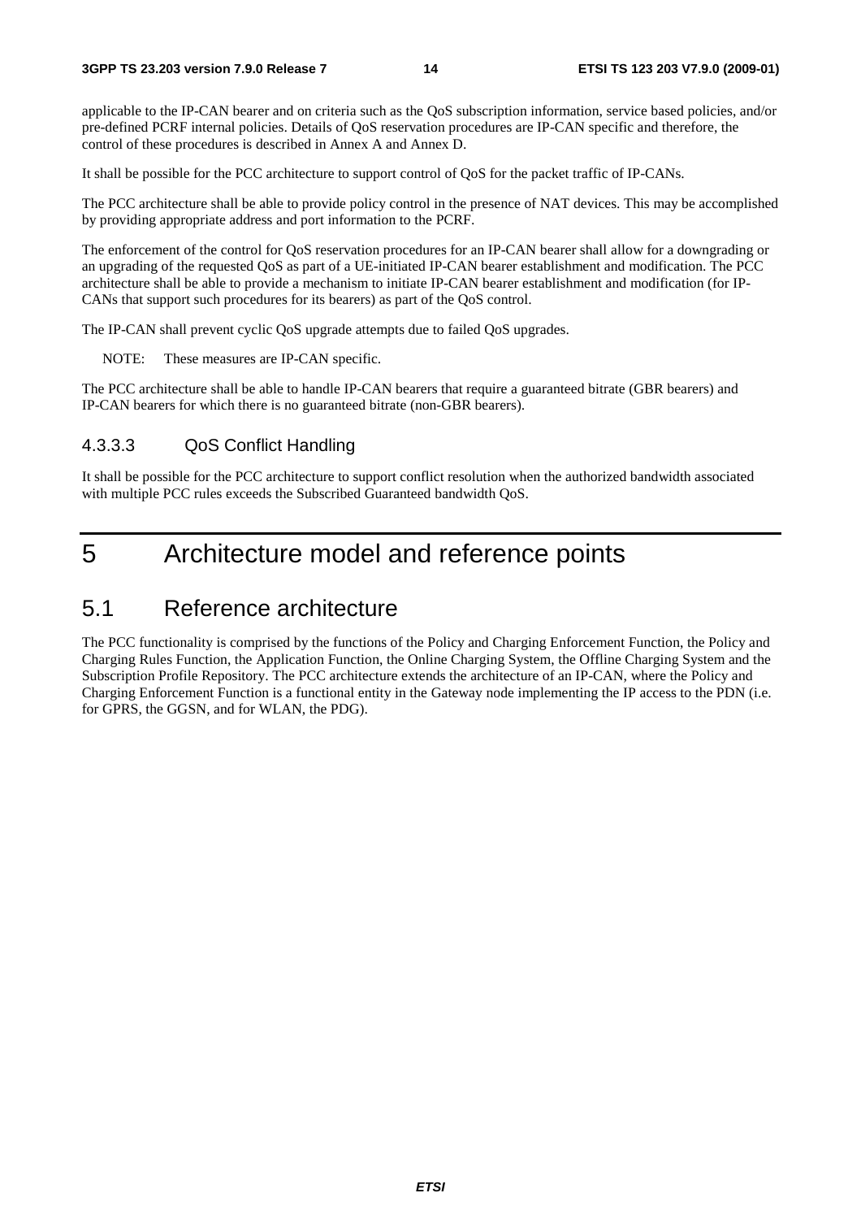applicable to the IP-CAN bearer and on criteria such as the QoS subscription information, service based policies, and/or pre-defined PCRF internal policies. Details of QoS reservation procedures are IP-CAN specific and therefore, the control of these procedures is described in Annex A and Annex D.

It shall be possible for the PCC architecture to support control of QoS for the packet traffic of IP-CANs.

The PCC architecture shall be able to provide policy control in the presence of NAT devices. This may be accomplished by providing appropriate address and port information to the PCRF.

The enforcement of the control for QoS reservation procedures for an IP-CAN bearer shall allow for a downgrading or an upgrading of the requested QoS as part of a UE-initiated IP-CAN bearer establishment and modification. The PCC architecture shall be able to provide a mechanism to initiate IP-CAN bearer establishment and modification (for IP-CANs that support such procedures for its bearers) as part of the QoS control.

The IP-CAN shall prevent cyclic QoS upgrade attempts due to failed QoS upgrades.

NOTE: These measures are IP-CAN specific.

The PCC architecture shall be able to handle IP-CAN bearers that require a guaranteed bitrate (GBR bearers) and IP-CAN bearers for which there is no guaranteed bitrate (non-GBR bearers).

#### 4.3.3.3 QoS Conflict Handling

It shall be possible for the PCC architecture to support conflict resolution when the authorized bandwidth associated with multiple PCC rules exceeds the Subscribed Guaranteed bandwidth QoS.

# 5 Architecture model and reference points

## 5.1 Reference architecture

The PCC functionality is comprised by the functions of the Policy and Charging Enforcement Function, the Policy and Charging Rules Function, the Application Function, the Online Charging System, the Offline Charging System and the Subscription Profile Repository. The PCC architecture extends the architecture of an IP-CAN, where the Policy and Charging Enforcement Function is a functional entity in the Gateway node implementing the IP access to the PDN (i.e. for GPRS, the GGSN, and for WLAN, the PDG).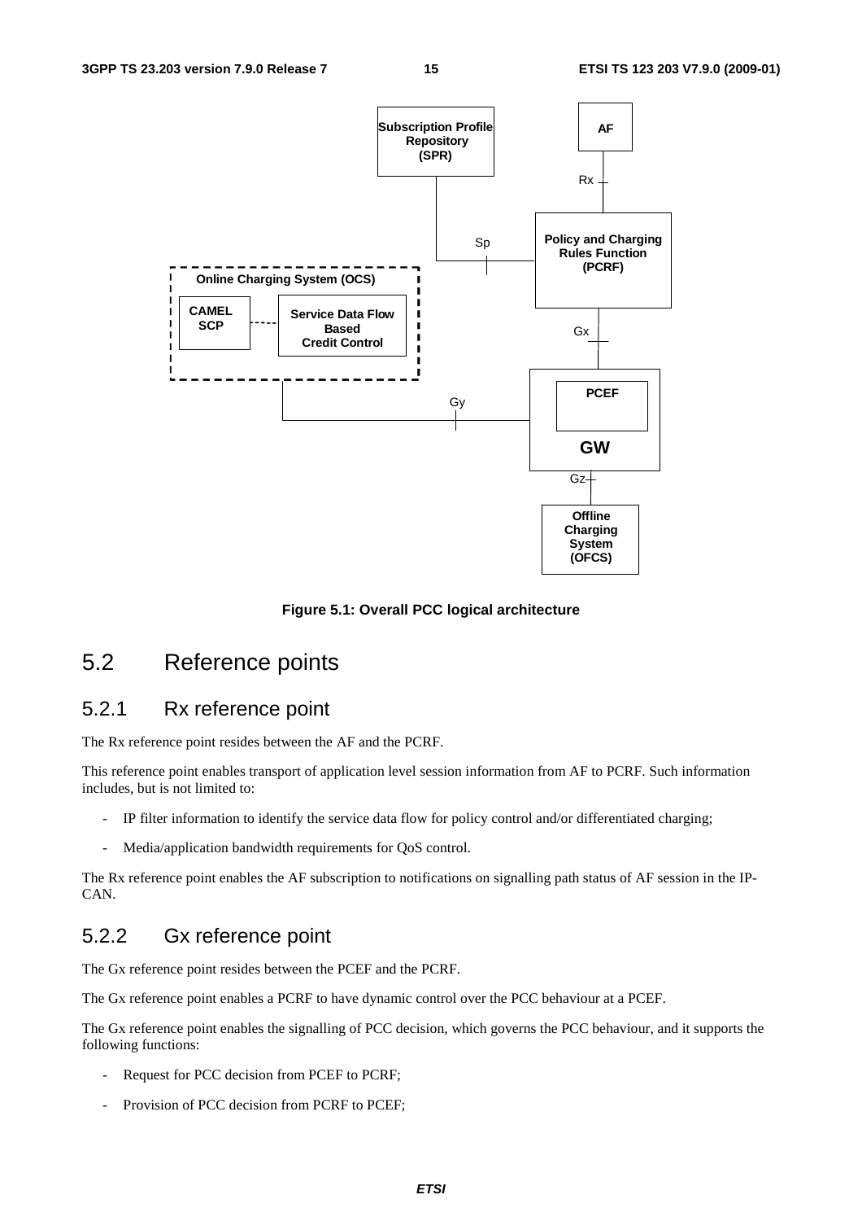Figure 5.1: Overall PCC logical architecture

## 5.2 Reference points

### 5.2.1 Rx reference point

The Rx reference point resides between the AF and the PCRF.

This reference point enables transport of application level session information from AF to PCRF. Such information includes, but is not limited to:

- IP filter information to identify the service data flow for policy control and/or differentiated charging;
- Media/application bandwidth requirements for QoS control.

The Rx reference point enables the AF subscription to notifications on signalling path status of AF session in the IP-CAN.

### 5.2.2 Gx reference point

The Gx reference point resides between the PCEF and the PCRF.

The Gx reference point enables a PCRF to have dynamic control over the PCC behaviour at a PCEF.

The Gx reference point enables the signalling of PCC decision, which governs the PCC behaviour, and it supports the following functions:

- Request for PCC decision from PCEF to PCRF;
- Provision of PCC decision from PCRF to PCEF;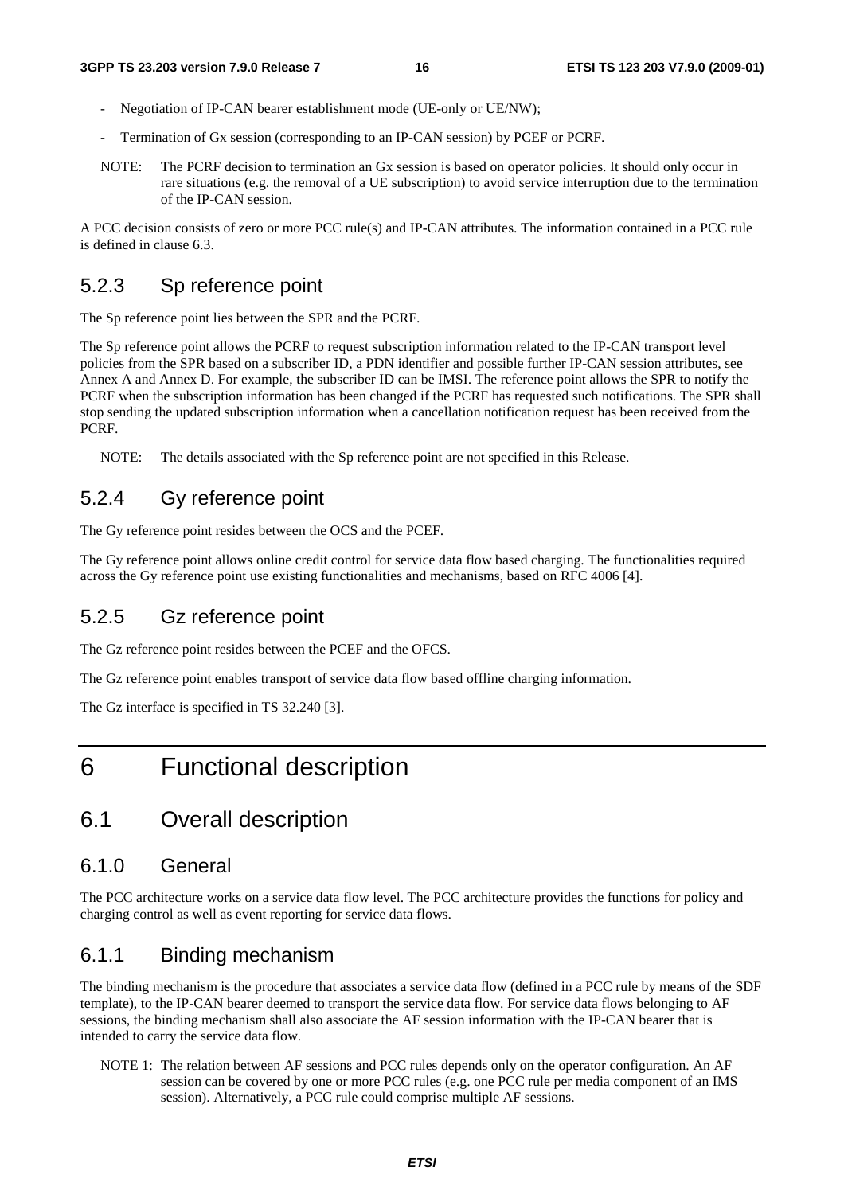- Negotiation of IP-CAN bearer establishment mode (UE-only or UE/NW);
- Termination of Gx session (corresponding to an IP-CAN session) by PCEF or PCRF.

NOTE: The PCRF decision to termination an Gx session is based on operator policies. It should only occur in rare situations (e.g. the removal of a UE subscription) to avoid service interruption due to the termination of the IP-CAN session.

A PCC decision consists of zero or more PCC rule(s) and IP-CAN attributes. The information contained in a PCC rule is defined in clause 6.3.

### 5.2.3 Sp reference point

The Sp reference point lies between the SPR and the PCRF.

The Sp reference point allows the PCRF to request subscription information related to the IP-CAN transport level policies from the SPR based on a subscriber ID, a PDN identifier and possible further IP-CAN session attributes, see Annex A and Annex D. For example, the subscriber ID can be IMSI. The reference point allows the SPR to notify the PCRF when the subscription information has been changed if the PCRF has requested such notifications. The SPR shall stop sending the updated subscription information when a cancellation notification request has been received from the PCRF.

NOTE: The details associated with the Sp reference point are not specified in this Release.

### 5.2.4 Gy reference point

The Gy reference point resides between the OCS and the PCEF.

The Gy reference point allows online credit control for service data flow based charging. The functionalities required across the Gy reference point use existing functionalities and mechanisms, based on RFC 4006 [4].

### 5.2.5 Gz reference point

The Gz reference point resides between the PCEF and the OFCS.

The Gz reference point enables transport of service data flow based offline charging information.

The Gz interface is specified in TS 32.240 [3].

# 6 Functional description

## 6.1 Overall description

### 6.1.0 General

The PCC architecture works on a service data flow level. The PCC architecture provides the functions for policy and charging control as well as event reporting for service data flows.

### 6.1.1 Binding mechanism

The binding mechanism is the procedure that associates a service data flow (defined in a PCC rule by means of the SDF template), to the IP-CAN bearer deemed to transport the service data flow. For service data flows belonging to AF sessions, the binding mechanism shall also associate the AF session information with the IP-CAN bearer that is intended to carry the service data flow.

NOTE 1: The relation between AF sessions and PCC rules depends only on the operator configuration. An AF session can be covered by one or more PCC rules (e.g. one PCC rule per media component of an IMS session). Alternatively, a PCC rule could comprise multiple AF sessions.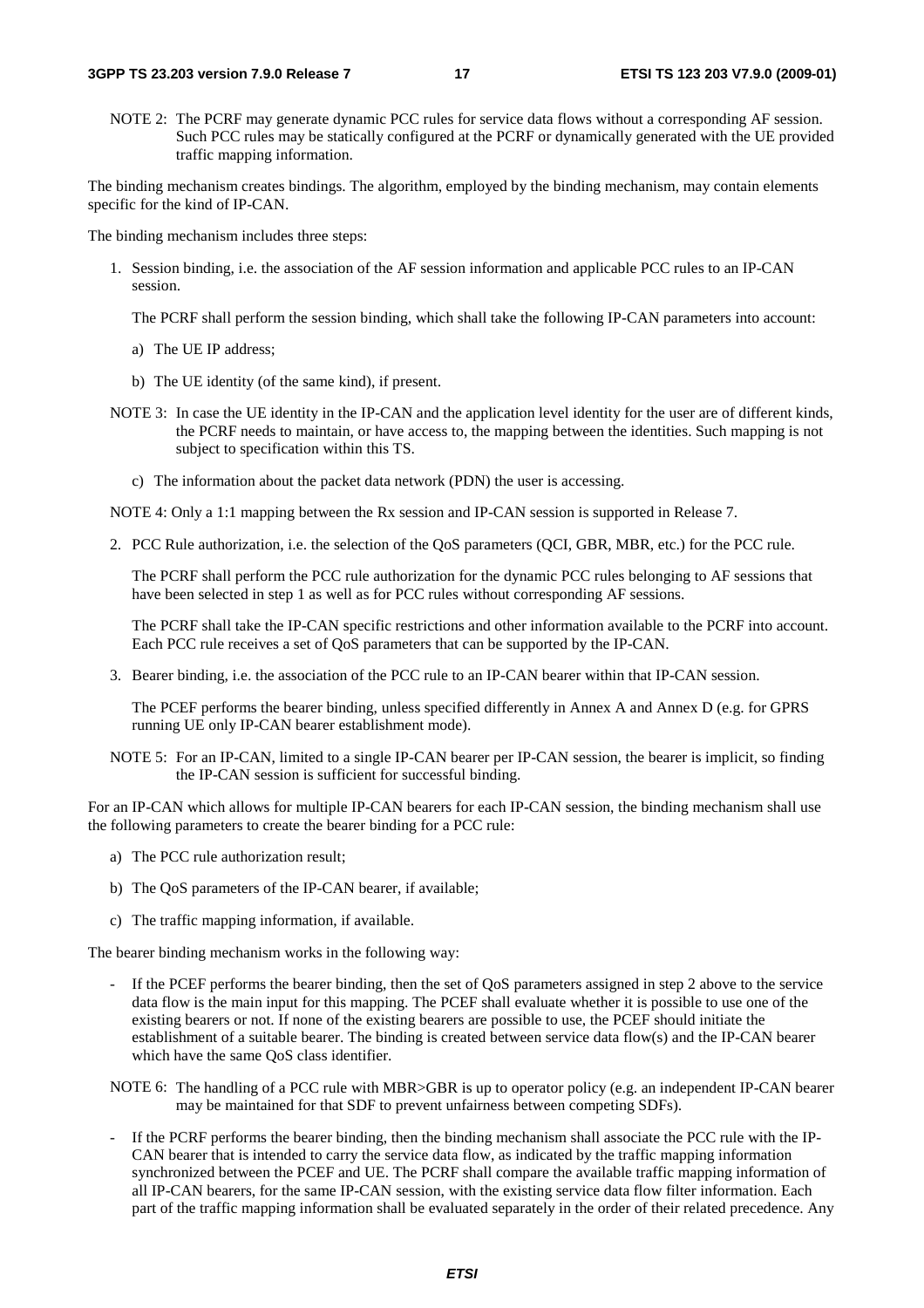NOTE 2: The PCRF may generate dynamic PCC rules for service data flows without a corresponding AF session. Such PCC rules may be statically configured at the PCRF or dynamically generated with the UE provided traffic mapping information.

The binding mechanism creates bindings. The algorithm, employed by the binding mechanism, may contain elements specific for the kind of IP-CAN.

The binding mechanism includes three steps:

1. Session binding, i.e. the association of the AF session information and applicable PCC rules to an IP-CAN session.

   The PCRF shall perform the session binding, which shall take the following IP-CAN parameters into account:

   a) The UE IP address;

   b) The UE identity (of the same kind), if present.

NOTE 3: In case the UE identity in the IP-CAN and the application level identity for the user are of different kinds, the PCRF needs to maintain, or have access to, the mapping between the identities. Such mapping is not subject to specification within this TS.

   c) The information about the packet data network (PDN) the user is accessing.

NOTE 4: Only a 1:1 mapping between the Rx session and IP-CAN session is supported in Release 7.

2. PCC Rule authorization, i.e. the selection of the QoS parameters (QCI, GBR, MBR, etc.) for the PCC rule.

   The PCRF shall perform the PCC rule authorization for the dynamic PCC rules belonging to AF sessions that have been selected in step 1 as well as for PCC rules without corresponding AF sessions.

   The PCRF shall take the IP-CAN specific restrictions and other information available to the PCRF into account. Each PCC rule receives a set of QoS parameters that can be supported by the IP-CAN.

3. Bearer binding, i.e. the association of the PCC rule to an IP-CAN bearer within that IP-CAN session.

   The PCEF performs the bearer binding, unless specified differently in Annex A and Annex D (e.g. for GPRS running UE only IP-CAN bearer establishment mode).

NOTE 5: For an IP-CAN, limited to a single IP-CAN bearer per IP-CAN session, the bearer is implicit, so finding the IP-CAN session is sufficient for successful binding.

For an IP-CAN which allows for multiple IP-CAN bearers for each IP-CAN session, the binding mechanism shall use the following parameters to create the bearer binding for a PCC rule:

a) The PCC rule authorization result;

b) The QoS parameters of the IP-CAN bearer, if available;

c) The traffic mapping information, if available.

The bearer binding mechanism works in the following way:

- If the PCEF performs the bearer binding, then the set of QoS parameters assigned in step 2 above to the service data flow is the main input for this mapping. The PCEF shall evaluate whether it is possible to use one of the existing bearers or not. If none of the existing bearers are possible to use, the PCEF should initiate the establishment of a suitable bearer. The binding is created between service data flow(s) and the IP-CAN bearer which have the same QoS class identifier.

NOTE 6: The handling of a PCC rule with MBR>GBR is up to operator policy (e.g. an independent IP-CAN bearer may be maintained for that SDF to prevent unfairness between competing SDFs).

- If the PCRF performs the bearer binding, then the binding mechanism shall associate the PCC rule with the IP-CAN bearer that is intended to carry the service data flow, as indicated by the traffic mapping information synchronized between the PCEF and UE. The PCRF shall compare the available traffic mapping information of all IP-CAN bearers, for the same IP-CAN session, with the existing service data flow filter information. Each part of the traffic mapping information shall be evaluated separately in the order of their related precedence. Any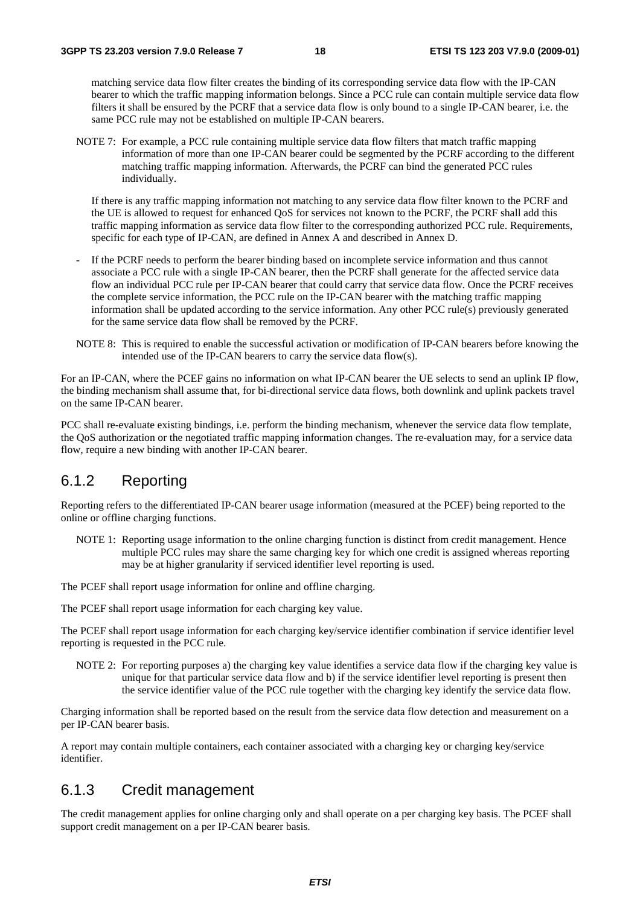matching service data flow filter creates the binding of its corresponding service data flow with the IP-CAN bearer to which the traffic mapping information belongs. Since a PCC rule can contain multiple service data flow filters it shall be ensured by the PCRF that a service data flow is only bound to a single IP-CAN bearer, i.e. the same PCC rule may not be established on multiple IP-CAN bearers.

NOTE 7: For example, a PCC rule containing multiple service data flow filters that match traffic mapping information of more than one IP-CAN bearer could be segmented by the PCRF according to the different matching traffic mapping information. Afterwards, the PCRF can bind the generated PCC rules individually.

If there is any traffic mapping information not matching to any service data flow filter known to the PCRF and the UE is allowed to request for enhanced QoS for services not known to the PCRF, the PCRF shall add this traffic mapping information as service data flow filter to the corresponding authorized PCC rule. Requirements, specific for each type of IP-CAN, are defined in Annex A and described in Annex D.

- If the PCRF needs to perform the bearer binding based on incomplete service information and thus cannot associate a PCC rule with a single IP-CAN bearer, then the PCRF shall generate for the affected service data flow an individual PCC rule per IP-CAN bearer that could carry that service data flow. Once the PCRF receives the complete service information, the PCC rule on the IP-CAN bearer with the matching traffic mapping information shall be updated according to the service information. Any other PCC rule(s) previously generated for the same service data flow shall be removed by the PCRF.

NOTE 8: This is required to enable the successful activation or modification of IP-CAN bearers before knowing the intended use of the IP-CAN bearers to carry the service data flow(s).

For an IP-CAN, where the PCEF gains no information on what IP-CAN bearer the UE selects to send an uplink IP flow, the binding mechanism shall assume that, for bi-directional service data flows, both downlink and uplink packets travel on the same IP-CAN bearer.

PCC shall re-evaluate existing bindings, i.e. perform the binding mechanism, whenever the service data flow template, the QoS authorization or the negotiated traffic mapping information changes. The re-evaluation may, for a service data flow, require a new binding with another IP-CAN bearer.

### 6.1.2 Reporting

Reporting refers to the differentiated IP-CAN bearer usage information (measured at the PCEF) being reported to the online or offline charging functions.

NOTE 1: Reporting usage information to the online charging function is distinct from credit management. Hence multiple PCC rules may share the same charging key for which one credit is assigned whereas reporting may be at higher granularity if serviced identifier level reporting is used.

The PCEF shall report usage information for online and offline charging.

The PCEF shall report usage information for each charging key value.

The PCEF shall report usage information for each charging key/service identifier combination if service identifier level reporting is requested in the PCC rule.

NOTE 2: For reporting purposes a) the charging key value identifies a service data flow if the charging key value is unique for that particular service data flow and b) if the service identifier level reporting is present then the service identifier value of the PCC rule together with the charging key identify the service data flow.

Charging information shall be reported based on the result from the service data flow detection and measurement on a per IP-CAN bearer basis.

A report may contain multiple containers, each container associated with a charging key or charging key/service identifier.

### 6.1.3 Credit management

The credit management applies for online charging only and shall operate on a per charging key basis. The PCEF shall support credit management on a per IP-CAN bearer basis.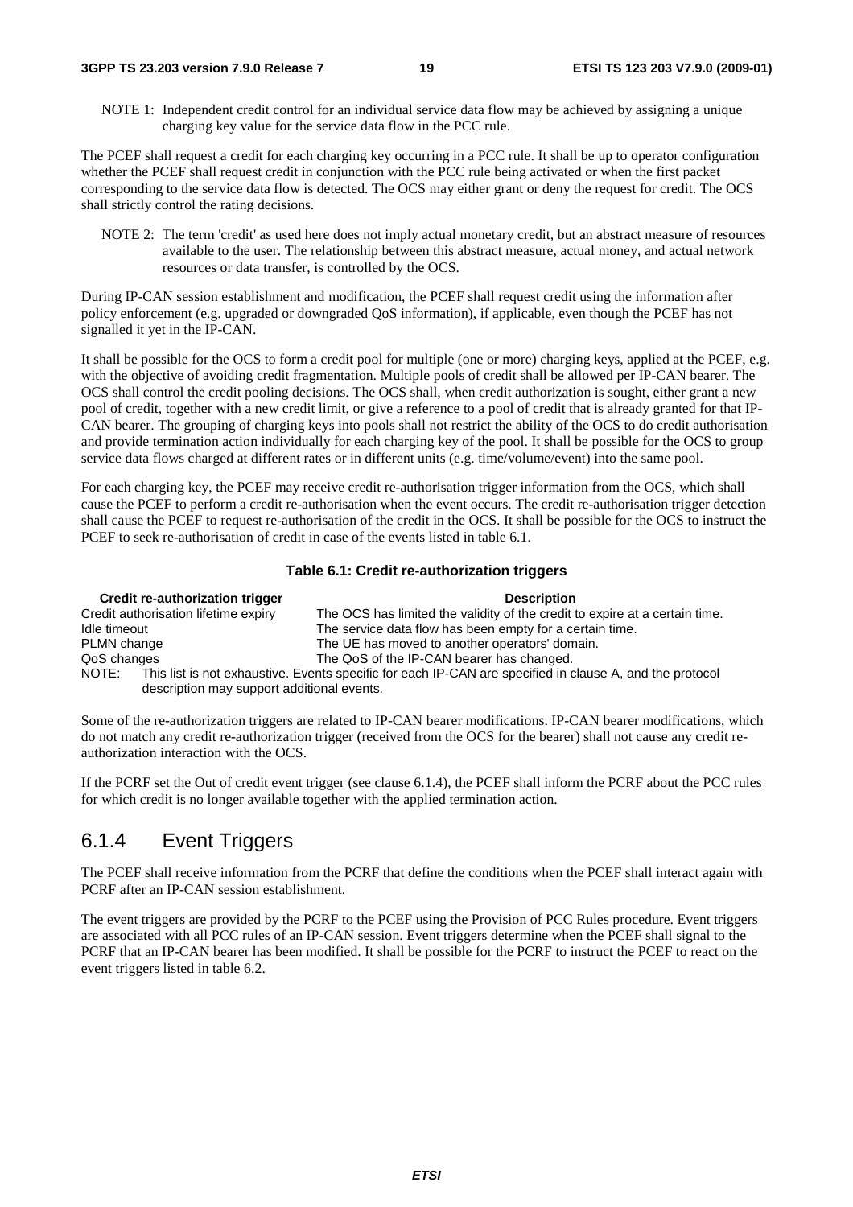NOTE 1: Independent credit control for an individual service data flow may be achieved by assigning a unique charging key value for the service data flow in the PCC rule.

The PCEF shall request a credit for each charging key occurring in a PCC rule. It shall be up to operator configuration whether the PCEF shall request credit in conjunction with the PCC rule being activated or when the first packet corresponding to the service data flow is detected. The OCS may either grant or deny the request for credit. The OCS shall strictly control the rating decisions.

NOTE 2: The term 'credit' as used here does not imply actual monetary credit, but an abstract measure of resources available to the user. The relationship between this abstract measure, actual money, and actual network resources or data transfer, is controlled by the OCS.

During IP-CAN session establishment and modification, the PCEF shall request credit using the information after policy enforcement (e.g. upgraded or downgraded QoS information), if applicable, even though the PCEF has not signalled it yet in the IP-CAN.

It shall be possible for the OCS to form a credit pool for multiple (one or more) charging keys, applied at the PCEF, e.g. with the objective of avoiding credit fragmentation. Multiple pools of credit shall be allowed per IP-CAN bearer. The OCS shall control the credit pooling decisions. The OCS shall, when credit authorization is sought, either grant a new pool of credit, together with a new credit limit, or give a reference to a pool of credit that is already granted for that IP-CAN bearer. The grouping of charging keys into pools shall not restrict the ability of the OCS to do credit authorisation and provide termination action individually for each charging key of the pool. It shall be possible for the OCS to group service data flows charged at different rates or in different units (e.g. time/volume/event) into the same pool.

For each charging key, the PCEF may receive credit re-authorisation trigger information from the OCS, which shall cause the PCEF to perform a credit re-authorisation when the event occurs. The credit re-authorisation trigger detection shall cause the PCEF to request re-authorisation of the credit in the OCS. It shall be possible for the OCS to instruct the PCEF to seek re-authorisation of credit in case of the events listed in table 6.1.

**Table 6.1: Credit re-authorization triggers**

| Credit re-authorization trigger | Description |
|---|---|
| Credit authorisation lifetime expiry | The OCS has limited the validity of the credit to expire at a certain time. |
| Idle timeout | The service data flow has been empty for a certain time. |
| PLMN change | The UE has moved to another operators' domain. |
| QoS changes | The QoS of the IP-CAN bearer has changed. |
| NOTE: This list is not exhaustive. Events specific for each IP-CAN are specified in clause A, and the protocol description may support additional events. | |

Some of the re-authorization triggers are related to IP-CAN bearer modifications. IP-CAN bearer modifications, which do not match any credit re-authorization trigger (received from the OCS for the bearer) shall not cause any credit re-authorization interaction with the OCS.

If the PCRF set the Out of credit event trigger (see clause 6.1.4), the PCEF shall inform the PCRF about the PCC rules for which credit is no longer available together with the applied termination action.

### 6.1.4 Event Triggers

The PCEF shall receive information from the PCRF that define the conditions when the PCEF shall interact again with PCRF after an IP-CAN session establishment.

The event triggers are provided by the PCRF to the PCEF using the Provision of PCC Rules procedure. Event triggers are associated with all PCC rules of an IP-CAN session. Event triggers determine when the PCEF shall signal to the PCRF that an IP-CAN bearer has been modified. It shall be possible for the PCRF to instruct the PCEF to react on the event triggers listed in table 6.2.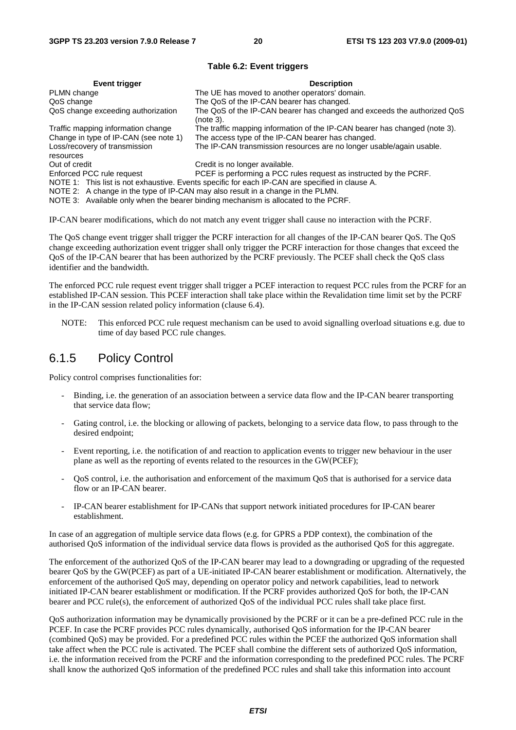**Table 6.2: Event triggers**

| Event trigger | Description |
|---|---|
| PLMN change | The UE has moved to another operators' domain. |
| QoS change | The QoS of the IP-CAN bearer has changed. |
| QoS change exceeding authorization | The QoS of the IP-CAN bearer has changed and exceeds the authorized QoS (note 3). |
| Traffic mapping information change | The traffic mapping information of the IP-CAN bearer has changed (note 3). |
| Change in type of IP-CAN (see note 1) | The access type of the IP-CAN bearer has changed. |
| Loss/recovery of transmission resources | The IP-CAN transmission resources are no longer usable/again usable. |
| Out of credit | Credit is no longer available. |
| Enforced PCC rule request | PCEF is performing a PCC rules request as instructed by the PCRF. |
| NOTE 1: This list is not exhaustive. Events specific for each IP-CAN are specified in clause A. | |
| NOTE 2: A change in the type of IP-CAN may also result in a change in the PLMN. | |
| NOTE 3: Available only when the bearer binding mechanism is allocated to the PCRF. | |

IP-CAN bearer modifications, which do not match any event trigger shall cause no interaction with the PCRF.

The QoS change event trigger shall trigger the PCRF interaction for all changes of the IP-CAN bearer QoS. The QoS change exceeding authorization event trigger shall only trigger the PCRF interaction for those changes that exceed the QoS of the IP-CAN bearer that has been authorized by the PCRF previously. The PCEF shall check the QoS class identifier and the bandwidth.

The enforced PCC rule request event trigger shall trigger a PCEF interaction to request PCC rules from the PCRF for an established IP-CAN session. This PCEF interaction shall take place within the Revalidation time limit set by the PCRF in the IP-CAN session related policy information (clause 6.4).

NOTE: This enforced PCC rule request mechanism can be used to avoid signalling overload situations e.g. due to time of day based PCC rule changes.

### 6.1.5 Policy Control

Policy control comprises functionalities for:

- Binding, i.e. the generation of an association between a service data flow and the IP-CAN bearer transporting that service data flow;
- Gating control, i.e. the blocking or allowing of packets, belonging to a service data flow, to pass through to the desired endpoint;
- Event reporting, i.e. the notification of and reaction to application events to trigger new behaviour in the user plane as well as the reporting of events related to the resources in the GW(PCEF);
- QoS control, i.e. the authorisation and enforcement of the maximum QoS that is authorised for a service data flow or an IP-CAN bearer.
- IP-CAN bearer establishment for IP-CANs that support network initiated procedures for IP-CAN bearer establishment.

In case of an aggregation of multiple service data flows (e.g. for GPRS a PDP context), the combination of the authorised QoS information of the individual service data flows is provided as the authorised QoS for this aggregate.

The enforcement of the authorized QoS of the IP-CAN bearer may lead to a downgrading or upgrading of the requested bearer QoS by the GW(PCEF) as part of a UE-initiated IP-CAN bearer establishment or modification. Alternatively, the enforcement of the authorised QoS may, depending on operator policy and network capabilities, lead to network initiated IP-CAN bearer establishment or modification. If the PCRF provides authorized QoS for both, the IP-CAN bearer and PCC rule(s), the enforcement of authorized QoS of the individual PCC rules shall take place first.

QoS authorization information may be dynamically provisioned by the PCRF or it can be a pre-defined PCC rule in the PCEF. In case the PCRF provides PCC rules dynamically, authorised QoS information for the IP-CAN bearer (combined QoS) may be provided. For a predefined PCC rules within the PCEF the authorized QoS information shall take affect when the PCC rule is activated. The PCEF shall combine the different sets of authorized QoS information, i.e. the information received from the PCRF and the information corresponding to the predefined PCC rules. The PCRF shall know the authorized QoS information of the predefined PCC rules and shall take this information into account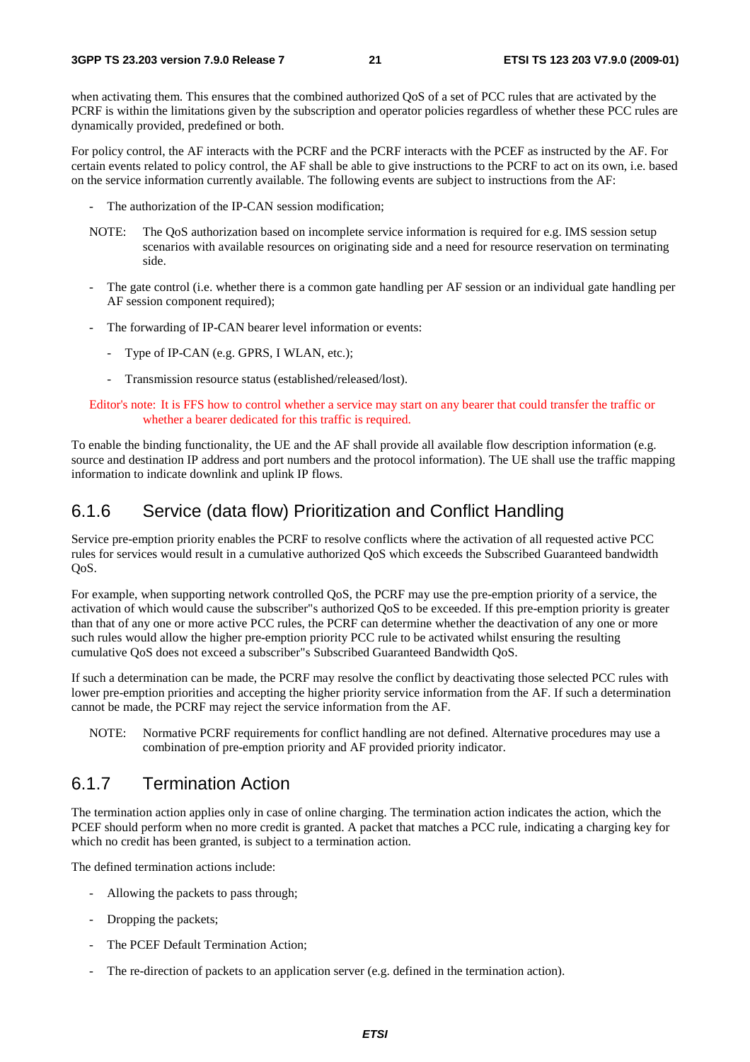when activating them. This ensures that the combined authorized QoS of a set of PCC rules that are activated by the PCRF is within the limitations given by the subscription and operator policies regardless of whether these PCC rules are dynamically provided, predefined or both.

For policy control, the AF interacts with the PCRF and the PCRF interacts with the PCEF as instructed by the AF. For certain events related to policy control, the AF shall be able to give instructions to the PCRF to act on its own, i.e. based on the service information currently available. The following events are subject to instructions from the AF:

- The authorization of the IP-CAN session modification;

NOTE: The QoS authorization based on incomplete service information is required for e.g. IMS session setup scenarios with available resources on originating side and a need for resource reservation on terminating side.

- The gate control (i.e. whether there is a common gate handling per AF session or an individual gate handling per AF session component required);
- The forwarding of IP-CAN bearer level information or events:
  - Type of IP-CAN (e.g. GPRS, I WLAN, etc.);
  - Transmission resource status (established/released/lost).

Editor's note: It is FFS how to control whether a service may start on any bearer that could transfer the traffic or whether a bearer dedicated for this traffic is required.

To enable the binding functionality, the UE and the AF shall provide all available flow description information (e.g. source and destination IP address and port numbers and the protocol information). The UE shall use the traffic mapping information to indicate downlink and uplink IP flows.

### 6.1.6 Service (data flow) Prioritization and Conflict Handling

Service pre-emption priority enables the PCRF to resolve conflicts where the activation of all requested active PCC rules for services would result in a cumulative authorized QoS which exceeds the Subscribed Guaranteed bandwidth QoS.

For example, when supporting network controlled QoS, the PCRF may use the pre-emption priority of a service, the activation of which would cause the subscriber"s authorized QoS to be exceeded. If this pre-emption priority is greater than that of any one or more active PCC rules, the PCRF can determine whether the deactivation of any one or more such rules would allow the higher pre-emption priority PCC rule to be activated whilst ensuring the resulting cumulative QoS does not exceed a subscriber"s Subscribed Guaranteed Bandwidth QoS.

If such a determination can be made, the PCRF may resolve the conflict by deactivating those selected PCC rules with lower pre-emption priorities and accepting the higher priority service information from the AF. If such a determination cannot be made, the PCRF may reject the service information from the AF.

NOTE: Normative PCRF requirements for conflict handling are not defined. Alternative procedures may use a combination of pre-emption priority and AF provided priority indicator.

### 6.1.7 Termination Action

The termination action applies only in case of online charging. The termination action indicates the action, which the PCEF should perform when no more credit is granted. A packet that matches a PCC rule, indicating a charging key for which no credit has been granted, is subject to a termination action.

The defined termination actions include:

- Allowing the packets to pass through;
- Dropping the packets;
- The PCEF Default Termination Action;
- The re-direction of packets to an application server (e.g. defined in the termination action).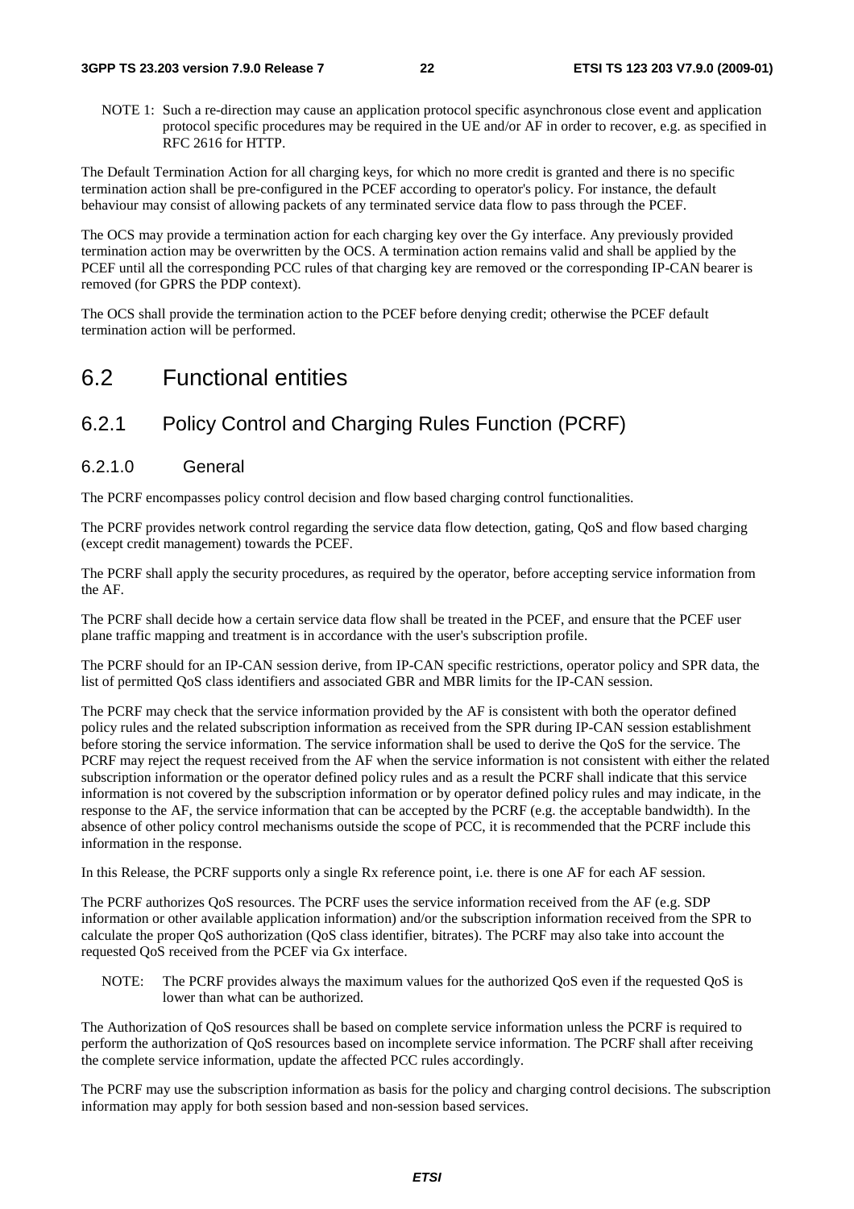NOTE 1: Such a re-direction may cause an application protocol specific asynchronous close event and application protocol specific procedures may be required in the UE and/or AF in order to recover, e.g. as specified in RFC 2616 for HTTP.

The Default Termination Action for all charging keys, for which no more credit is granted and there is no specific termination action shall be pre-configured in the PCEF according to operator's policy. For instance, the default behaviour may consist of allowing packets of any terminated service data flow to pass through the PCEF.

The OCS may provide a termination action for each charging key over the Gy interface. Any previously provided termination action may be overwritten by the OCS. A termination action remains valid and shall be applied by the PCEF until all the corresponding PCC rules of that charging key are removed or the corresponding IP-CAN bearer is removed (for GPRS the PDP context).

The OCS shall provide the termination action to the PCEF before denying credit; otherwise the PCEF default termination action will be performed.

# 6.2 Functional entities

## 6.2.1 Policy Control and Charging Rules Function (PCRF)

### 6.2.1.0 General

The PCRF encompasses policy control decision and flow based charging control functionalities.

The PCRF provides network control regarding the service data flow detection, gating, QoS and flow based charging (except credit management) towards the PCEF.

The PCRF shall apply the security procedures, as required by the operator, before accepting service information from the AF.

The PCRF shall decide how a certain service data flow shall be treated in the PCEF, and ensure that the PCEF user plane traffic mapping and treatment is in accordance with the user's subscription profile.

The PCRF should for an IP-CAN session derive, from IP-CAN specific restrictions, operator policy and SPR data, the list of permitted QoS class identifiers and associated GBR and MBR limits for the IP-CAN session.

The PCRF may check that the service information provided by the AF is consistent with both the operator defined policy rules and the related subscription information as received from the SPR during IP-CAN session establishment before storing the service information. The service information shall be used to derive the QoS for the service. The PCRF may reject the request received from the AF when the service information is not consistent with either the related subscription information or the operator defined policy rules and as a result the PCRF shall indicate that this service information is not covered by the subscription information or by operator defined policy rules and may indicate, in the response to the AF, the service information that can be accepted by the PCRF (e.g. the acceptable bandwidth). In the absence of other policy control mechanisms outside the scope of PCC, it is recommended that the PCRF include this information in the response.

In this Release, the PCRF supports only a single Rx reference point, i.e. there is one AF for each AF session.

The PCRF authorizes QoS resources. The PCRF uses the service information received from the AF (e.g. SDP information or other available application information) and/or the subscription information received from the SPR to calculate the proper QoS authorization (QoS class identifier, bitrates). The PCRF may also take into account the requested QoS received from the PCEF via Gx interface.

NOTE: The PCRF provides always the maximum values for the authorized QoS even if the requested QoS is lower than what can be authorized.

The Authorization of QoS resources shall be based on complete service information unless the PCRF is required to perform the authorization of QoS resources based on incomplete service information. The PCRF shall after receiving the complete service information, update the affected PCC rules accordingly.

The PCRF may use the subscription information as basis for the policy and charging control decisions. The subscription information may apply for both session based and non-session based services.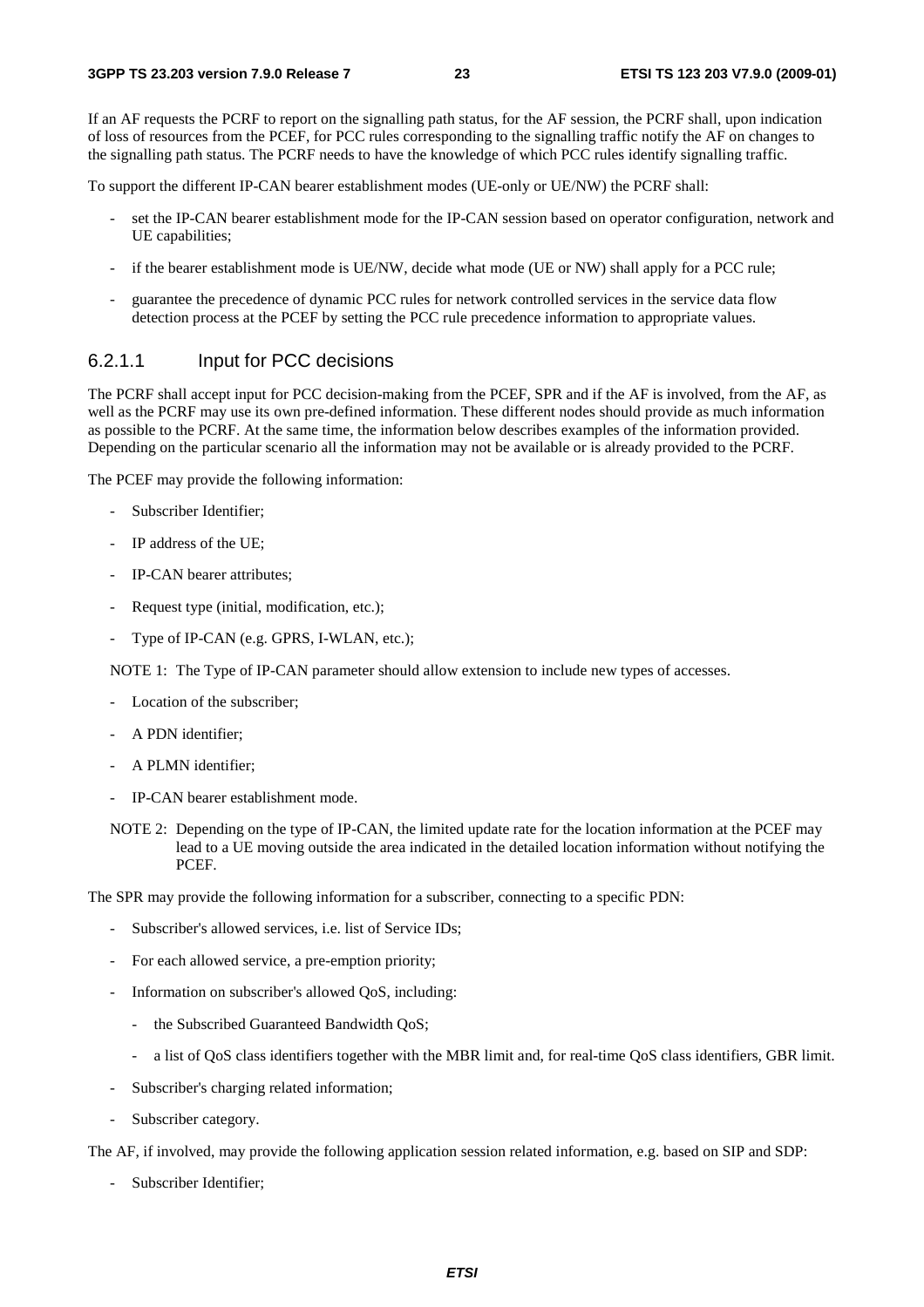If an AF requests the PCRF to report on the signalling path status, for the AF session, the PCRF shall, upon indication of loss of resources from the PCEF, for PCC rules corresponding to the signalling traffic notify the AF on changes to the signalling path status. The PCRF needs to have the knowledge of which PCC rules identify signalling traffic.

To support the different IP-CAN bearer establishment modes (UE-only or UE/NW) the PCRF shall:

- set the IP-CAN bearer establishment mode for the IP-CAN session based on operator configuration, network and UE capabilities;
- if the bearer establishment mode is UE/NW, decide what mode (UE or NW) shall apply for a PCC rule;
- guarantee the precedence of dynamic PCC rules for network controlled services in the service data flow detection process at the PCEF by setting the PCC rule precedence information to appropriate values.

#### 6.2.1.1 Input for PCC decisions

The PCRF shall accept input for PCC decision-making from the PCEF, SPR and if the AF is involved, from the AF, as well as the PCRF may use its own pre-defined information. These different nodes should provide as much information as possible to the PCRF. At the same time, the information below describes examples of the information provided. Depending on the particular scenario all the information may not be available or is already provided to the PCRF.

The PCEF may provide the following information:

- Subscriber Identifier;
- IP address of the UE;
- IP-CAN bearer attributes;
- Request type (initial, modification, etc.);
- Type of IP-CAN (e.g. GPRS, I-WLAN, etc.);

NOTE 1: The Type of IP-CAN parameter should allow extension to include new types of accesses.

- Location of the subscriber;
- A PDN identifier;
- A PLMN identifier;
- IP-CAN bearer establishment mode.

NOTE 2: Depending on the type of IP-CAN, the limited update rate for the location information at the PCEF may lead to a UE moving outside the area indicated in the detailed location information without notifying the PCEF.

The SPR may provide the following information for a subscriber, connecting to a specific PDN:

- Subscriber's allowed services, i.e. list of Service IDs;
- For each allowed service, a pre-emption priority;
- Information on subscriber's allowed QoS, including:
  - the Subscribed Guaranteed Bandwidth QoS;
  - a list of QoS class identifiers together with the MBR limit and, for real-time QoS class identifiers, GBR limit.
- Subscriber's charging related information;
- Subscriber category.

The AF, if involved, may provide the following application session related information, e.g. based on SIP and SDP:

- Subscriber Identifier;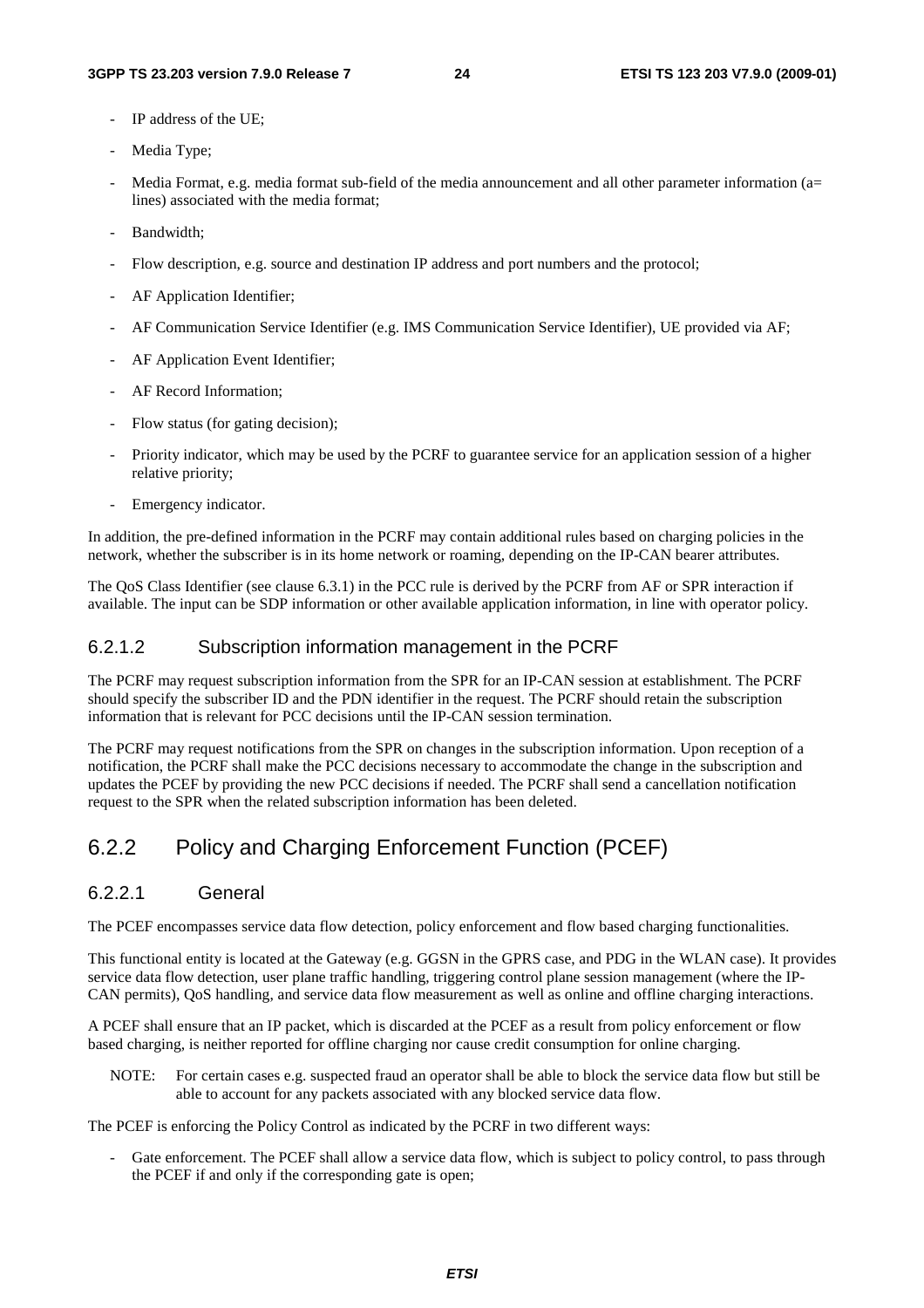- IP address of the UE;
- Media Type;
- Media Format, e.g. media format sub-field of the media announcement and all other parameter information (a= lines) associated with the media format;
- Bandwidth;
- Flow description, e.g. source and destination IP address and port numbers and the protocol;
- AF Application Identifier;
- AF Communication Service Identifier (e.g. IMS Communication Service Identifier), UE provided via AF;
- AF Application Event Identifier;
- AF Record Information;
- Flow status (for gating decision);
- Priority indicator, which may be used by the PCRF to guarantee service for an application session of a higher relative priority;
- Emergency indicator.

In addition, the pre-defined information in the PCRF may contain additional rules based on charging policies in the network, whether the subscriber is in its home network or roaming, depending on the IP-CAN bearer attributes.

The QoS Class Identifier (see clause 6.3.1) in the PCC rule is derived by the PCRF from AF or SPR interaction if available. The input can be SDP information or other available application information, in line with operator policy.

#### 6.2.1.2 Subscription information management in the PCRF

The PCRF may request subscription information from the SPR for an IP-CAN session at establishment. The PCRF should specify the subscriber ID and the PDN identifier in the request. The PCRF should retain the subscription information that is relevant for PCC decisions until the IP-CAN session termination.

The PCRF may request notifications from the SPR on changes in the subscription information. Upon reception of a notification, the PCRF shall make the PCC decisions necessary to accommodate the change in the subscription and updates the PCEF by providing the new PCC decisions if needed. The PCRF shall send a cancellation notification request to the SPR when the related subscription information has been deleted.

### 6.2.2 Policy and Charging Enforcement Function (PCEF)

#### 6.2.2.1 General

The PCEF encompasses service data flow detection, policy enforcement and flow based charging functionalities.

This functional entity is located at the Gateway (e.g. GGSN in the GPRS case, and PDG in the WLAN case). It provides service data flow detection, user plane traffic handling, triggering control plane session management (where the IP-CAN permits), QoS handling, and service data flow measurement as well as online and offline charging interactions.

A PCEF shall ensure that an IP packet, which is discarded at the PCEF as a result from policy enforcement or flow based charging, is neither reported for offline charging nor cause credit consumption for online charging.

NOTE: For certain cases e.g. suspected fraud an operator shall be able to block the service data flow but still be able to account for any packets associated with any blocked service data flow.

The PCEF is enforcing the Policy Control as indicated by the PCRF in two different ways:

- Gate enforcement. The PCEF shall allow a service data flow, which is subject to policy control, to pass through the PCEF if and only if the corresponding gate is open;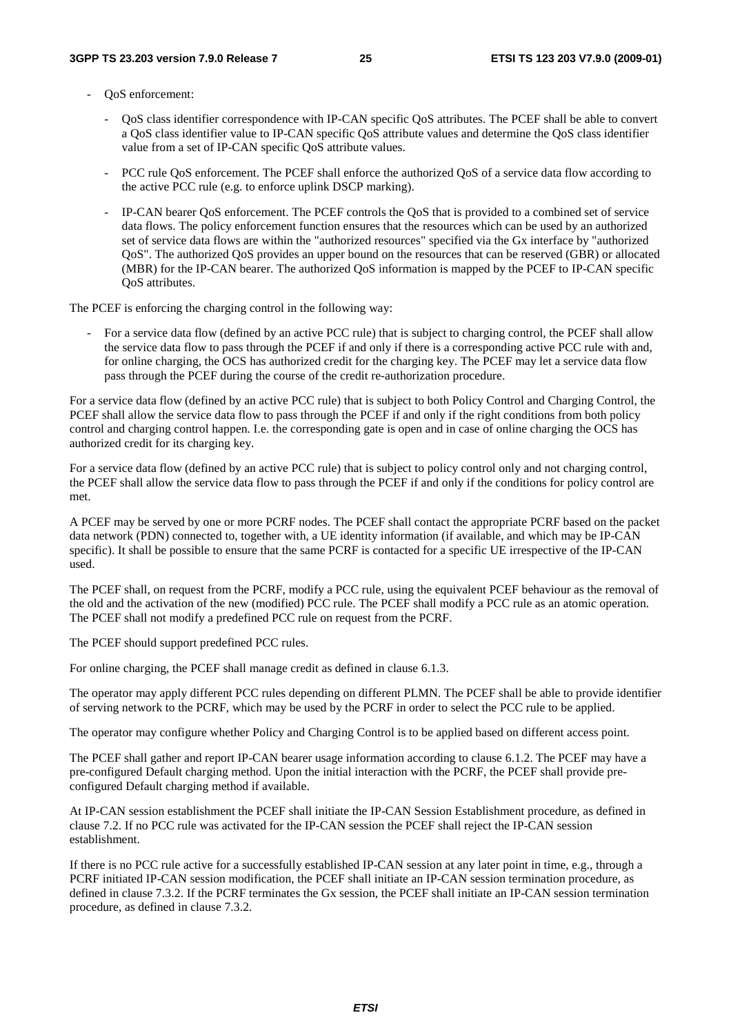- QoS enforcement:
  - QoS class identifier correspondence with IP-CAN specific QoS attributes. The PCEF shall be able to convert a QoS class identifier value to IP-CAN specific QoS attribute values and determine the QoS class identifier value from a set of IP-CAN specific QoS attribute values.
  - PCC rule QoS enforcement. The PCEF shall enforce the authorized QoS of a service data flow according to the active PCC rule (e.g. to enforce uplink DSCP marking).
  - IP-CAN bearer QoS enforcement. The PCEF controls the QoS that is provided to a combined set of service data flows. The policy enforcement function ensures that the resources which can be used by an authorized set of service data flows are within the "authorized resources" specified via the Gx interface by "authorized QoS". The authorized QoS provides an upper bound on the resources that can be reserved (GBR) or allocated (MBR) for the IP-CAN bearer. The authorized QoS information is mapped by the PCEF to IP-CAN specific QoS attributes.

The PCEF is enforcing the charging control in the following way:

- For a service data flow (defined by an active PCC rule) that is subject to charging control, the PCEF shall allow the service data flow to pass through the PCEF if and only if there is a corresponding active PCC rule with and, for online charging, the OCS has authorized credit for the charging key. The PCEF may let a service data flow pass through the PCEF during the course of the credit re-authorization procedure.

For a service data flow (defined by an active PCC rule) that is subject to both Policy Control and Charging Control, the PCEF shall allow the service data flow to pass through the PCEF if and only if the right conditions from both policy control and charging control happen. I.e. the corresponding gate is open and in case of online charging the OCS has authorized credit for its charging key.

For a service data flow (defined by an active PCC rule) that is subject to policy control only and not charging control, the PCEF shall allow the service data flow to pass through the PCEF if and only if the conditions for policy control are met.

A PCEF may be served by one or more PCRF nodes. The PCEF shall contact the appropriate PCRF based on the packet data network (PDN) connected to, together with, a UE identity information (if available, and which may be IP-CAN specific). It shall be possible to ensure that the same PCRF is contacted for a specific UE irrespective of the IP-CAN used.

The PCEF shall, on request from the PCRF, modify a PCC rule, using the equivalent PCEF behaviour as the removal of the old and the activation of the new (modified) PCC rule. The PCEF shall modify a PCC rule as an atomic operation. The PCEF shall not modify a predefined PCC rule on request from the PCRF.

The PCEF should support predefined PCC rules.

For online charging, the PCEF shall manage credit as defined in clause 6.1.3.

The operator may apply different PCC rules depending on different PLMN. The PCEF shall be able to provide identifier of serving network to the PCRF, which may be used by the PCRF in order to select the PCC rule to be applied.

The operator may configure whether Policy and Charging Control is to be applied based on different access point.

The PCEF shall gather and report IP-CAN bearer usage information according to clause 6.1.2. The PCEF may have a pre-configured Default charging method. Upon the initial interaction with the PCRF, the PCEF shall provide pre-configured Default charging method if available.

At IP-CAN session establishment the PCEF shall initiate the IP-CAN Session Establishment procedure, as defined in clause 7.2. If no PCC rule was activated for the IP-CAN session the PCEF shall reject the IP-CAN session establishment.

If there is no PCC rule active for a successfully established IP-CAN session at any later point in time, e.g., through a PCRF initiated IP-CAN session modification, the PCEF shall initiate an IP-CAN session termination procedure, as defined in clause 7.3.2. If the PCRF terminates the Gx session, the PCEF shall initiate an IP-CAN session termination procedure, as defined in clause 7.3.2.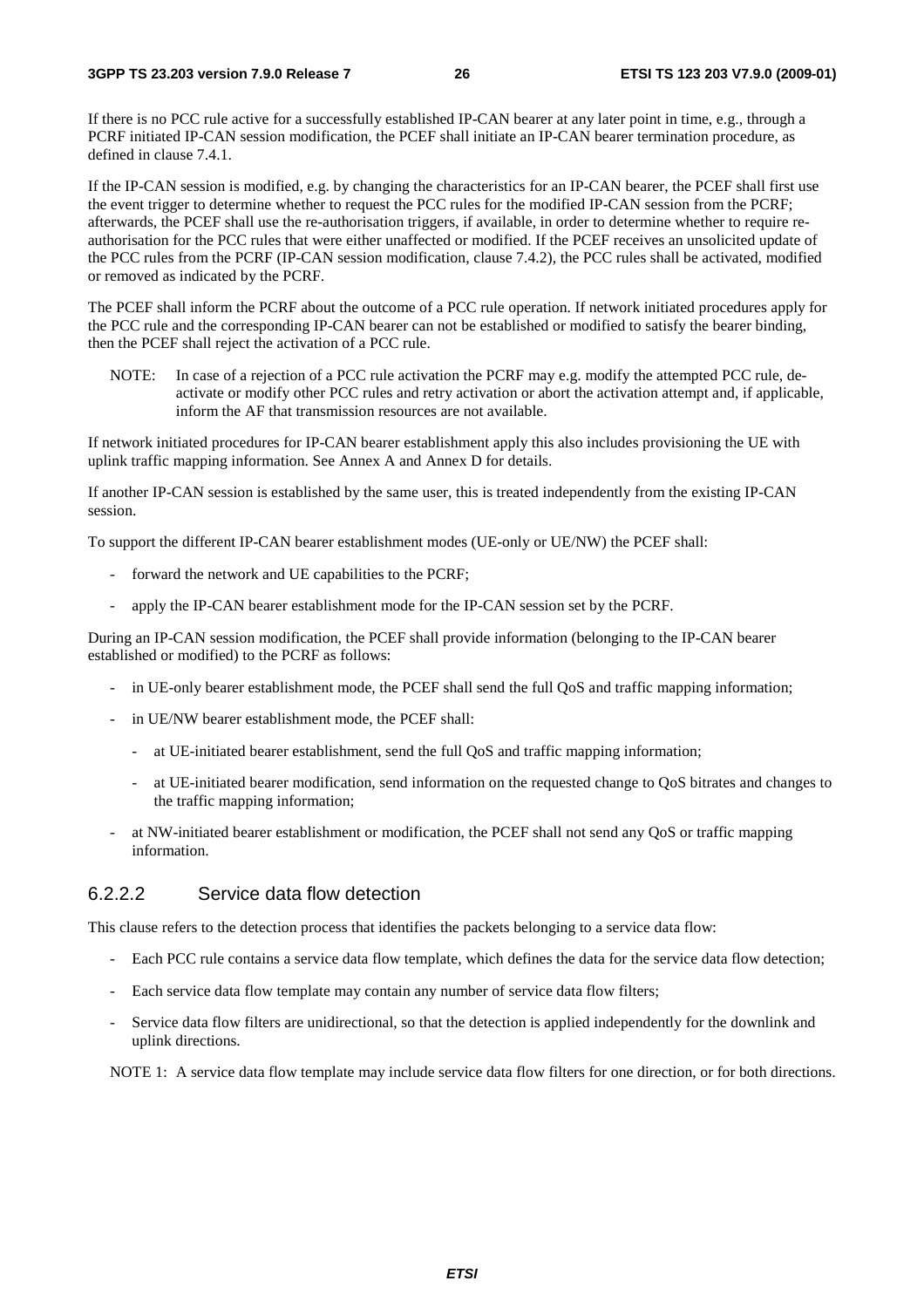If there is no PCC rule active for a successfully established IP-CAN bearer at any later point in time, e.g., through a PCRF initiated IP-CAN session modification, the PCEF shall initiate an IP-CAN bearer termination procedure, as defined in clause 7.4.1.

If the IP-CAN session is modified, e.g. by changing the characteristics for an IP-CAN bearer, the PCEF shall first use the event trigger to determine whether to request the PCC rules for the modified IP-CAN session from the PCRF; afterwards, the PCEF shall use the re-authorisation triggers, if available, in order to determine whether to require re-authorisation for the PCC rules that were either unaffected or modified. If the PCEF receives an unsolicited update of the PCC rules from the PCRF (IP-CAN session modification, clause 7.4.2), the PCC rules shall be activated, modified or removed as indicated by the PCRF.

The PCEF shall inform the PCRF about the outcome of a PCC rule operation. If network initiated procedures apply for the PCC rule and the corresponding IP-CAN bearer can not be established or modified to satisfy the bearer binding, then the PCEF shall reject the activation of a PCC rule.

NOTE: In case of a rejection of a PCC rule activation the PCRF may e.g. modify the attempted PCC rule, de-activate or modify other PCC rules and retry activation or abort the activation attempt and, if applicable, inform the AF that transmission resources are not available.

If network initiated procedures for IP-CAN bearer establishment apply this also includes provisioning the UE with uplink traffic mapping information. See Annex A and Annex D for details.

If another IP-CAN session is established by the same user, this is treated independently from the existing IP-CAN session.

To support the different IP-CAN bearer establishment modes (UE-only or UE/NW) the PCEF shall:

- forward the network and UE capabilities to the PCRF;
- apply the IP-CAN bearer establishment mode for the IP-CAN session set by the PCRF.

During an IP-CAN session modification, the PCEF shall provide information (belonging to the IP-CAN bearer established or modified) to the PCRF as follows:

- in UE-only bearer establishment mode, the PCEF shall send the full QoS and traffic mapping information;
- in UE/NW bearer establishment mode, the PCEF shall:
  - at UE-initiated bearer establishment, send the full QoS and traffic mapping information;
  - at UE-initiated bearer modification, send information on the requested change to QoS bitrates and changes to the traffic mapping information;
- at NW-initiated bearer establishment or modification, the PCEF shall not send any QoS or traffic mapping information.

### 6.2.2.2 Service data flow detection

This clause refers to the detection process that identifies the packets belonging to a service data flow:

- Each PCC rule contains a service data flow template, which defines the data for the service data flow detection;
- Each service data flow template may contain any number of service data flow filters;
- Service data flow filters are unidirectional, so that the detection is applied independently for the downlink and uplink directions.

NOTE 1: A service data flow template may include service data flow filters for one direction, or for both directions.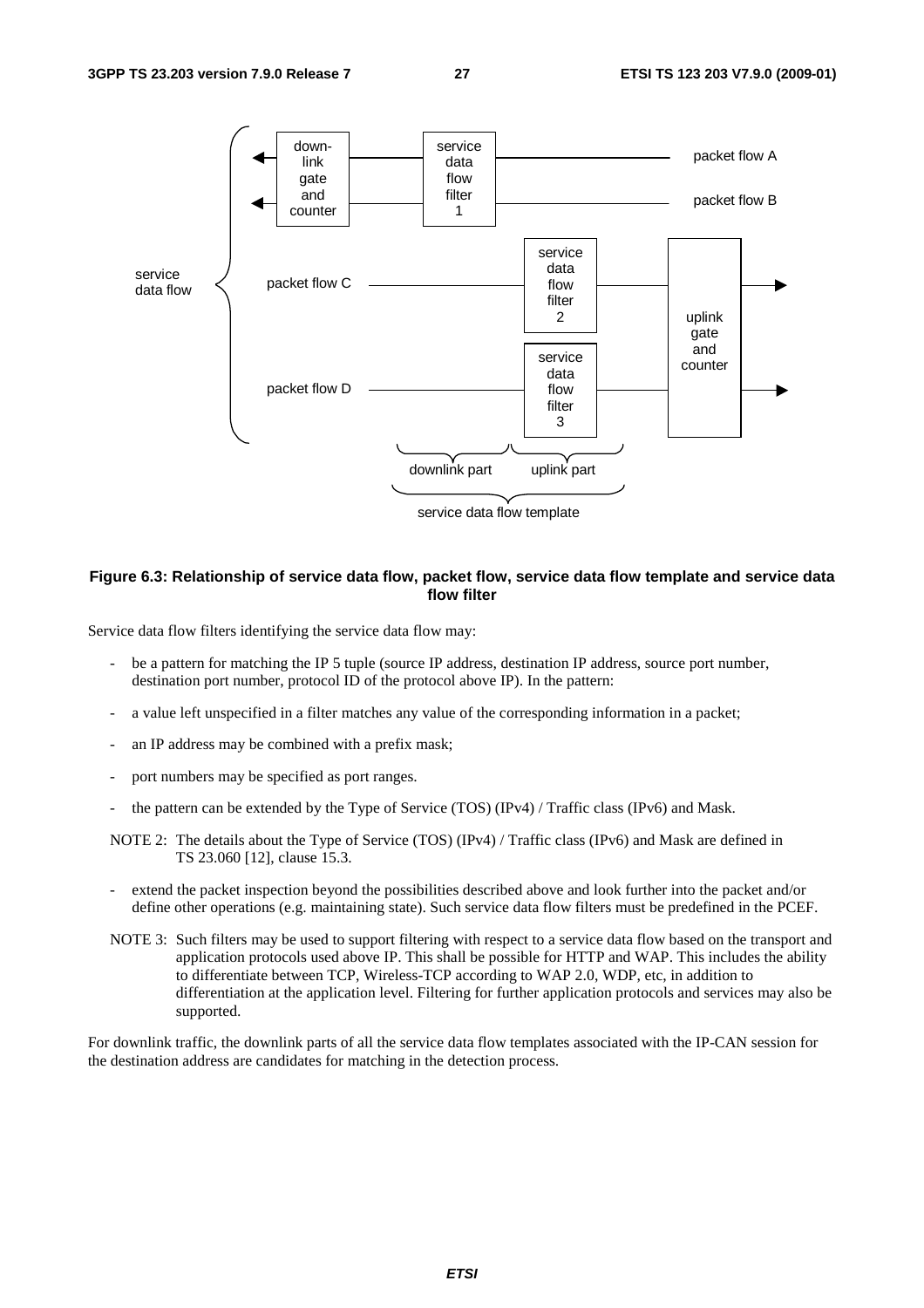**Figure 6.3: Relationship of service data flow, packet flow, service data flow template and service data flow filter**

Service data flow filters identifying the service data flow may:

- be a pattern for matching the IP 5 tuple (source IP address, destination IP address, source port number, destination port number, protocol ID of the protocol above IP). In the pattern:
- a value left unspecified in a filter matches any value of the corresponding information in a packet;
- an IP address may be combined with a prefix mask;
- port numbers may be specified as port ranges.
- the pattern can be extended by the Type of Service (TOS) (IPv4) / Traffic class (IPv6) and Mask.

NOTE 2: The details about the Type of Service (TOS) (IPv4) / Traffic class (IPv6) and Mask are defined in TS 23.060 [12], clause 15.3.

- extend the packet inspection beyond the possibilities described above and look further into the packet and/or define other operations (e.g. maintaining state). Such service data flow filters must be predefined in the PCEF.

NOTE 3: Such filters may be used to support filtering with respect to a service data flow based on the transport and application protocols used above IP. This shall be possible for HTTP and WAP. This includes the ability to differentiate between TCP, Wireless-TCP according to WAP 2.0, WDP, etc, in addition to differentiation at the application level. Filtering for further application protocols and services may also be supported.

For downlink traffic, the downlink parts of all the service data flow templates associated with the IP-CAN session for the destination address are candidates for matching in the detection process.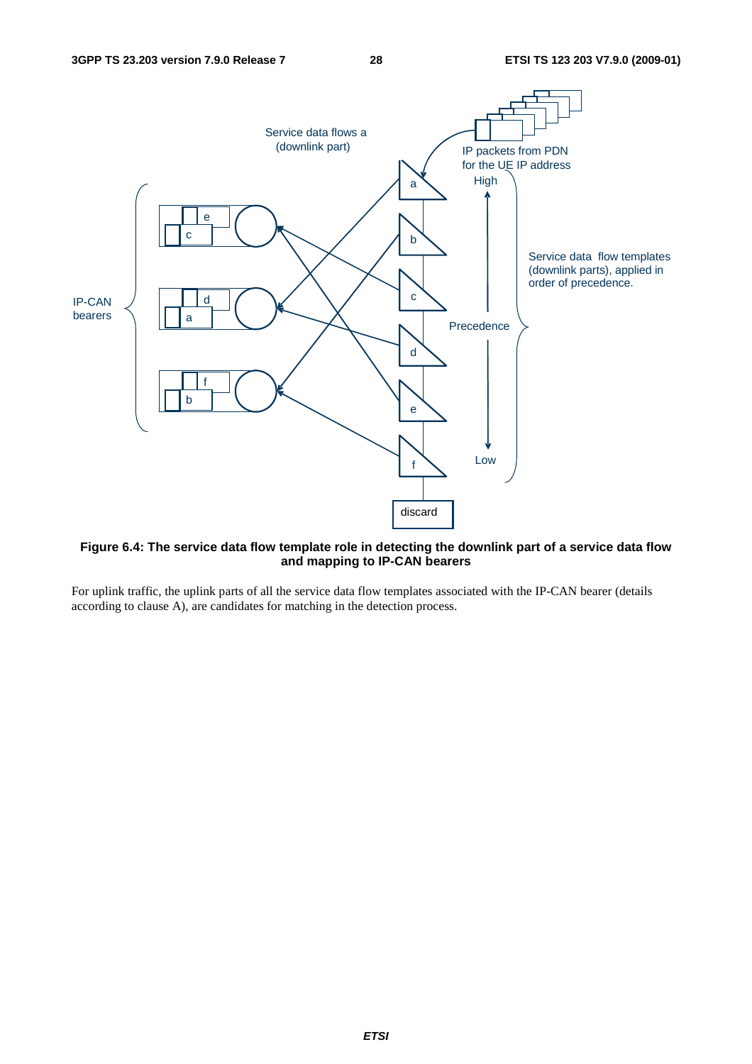**Figure 6.4: The service data flow template role in detecting the downlink part of a service data flow and mapping to IP-CAN bearers**

For uplink traffic, the uplink parts of all the service data flow templates associated with the IP-CAN bearer (details according to clause A), are candidates for matching in the detection process.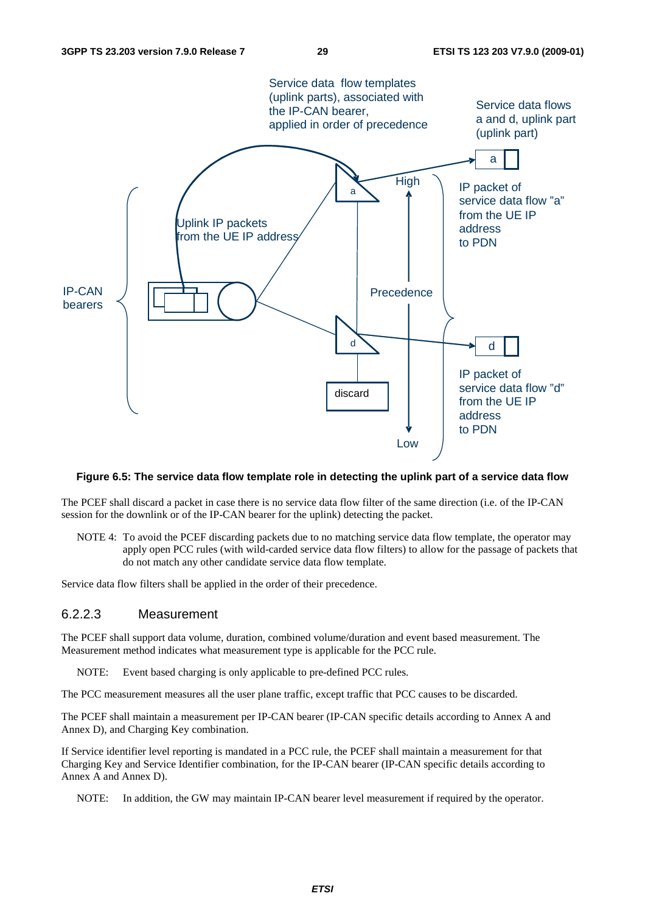**Figure 6.5: The service data flow template role in detecting the uplink part of a service data flow**

The PCEF shall discard a packet in case there is no service data flow filter of the same direction (i.e. of the IP-CAN session for the downlink or of the IP-CAN bearer for the uplink) detecting the packet.

NOTE 4: To avoid the PCEF discarding packets due to no matching service data flow template, the operator may apply open PCC rules (with wild-carded service data flow filters) to allow for the passage of packets that do not match any other candidate service data flow template.

Service data flow filters shall be applied in the order of their precedence.

### 6.2.2.3 Measurement

The PCEF shall support data volume, duration, combined volume/duration and event based measurement. The Measurement method indicates what measurement type is applicable for the PCC rule.

NOTE: Event based charging is only applicable to pre-defined PCC rules.

The PCC measurement measures all the user plane traffic, except traffic that PCC causes to be discarded.

The PCEF shall maintain a measurement per IP-CAN bearer (IP-CAN specific details according to Annex A and Annex D), and Charging Key combination.

If Service identifier level reporting is mandated in a PCC rule, the PCEF shall maintain a measurement for that Charging Key and Service Identifier combination, for the IP-CAN bearer (IP-CAN specific details according to Annex A and Annex D).

NOTE: In addition, the GW may maintain IP-CAN bearer level measurement if required by the operator.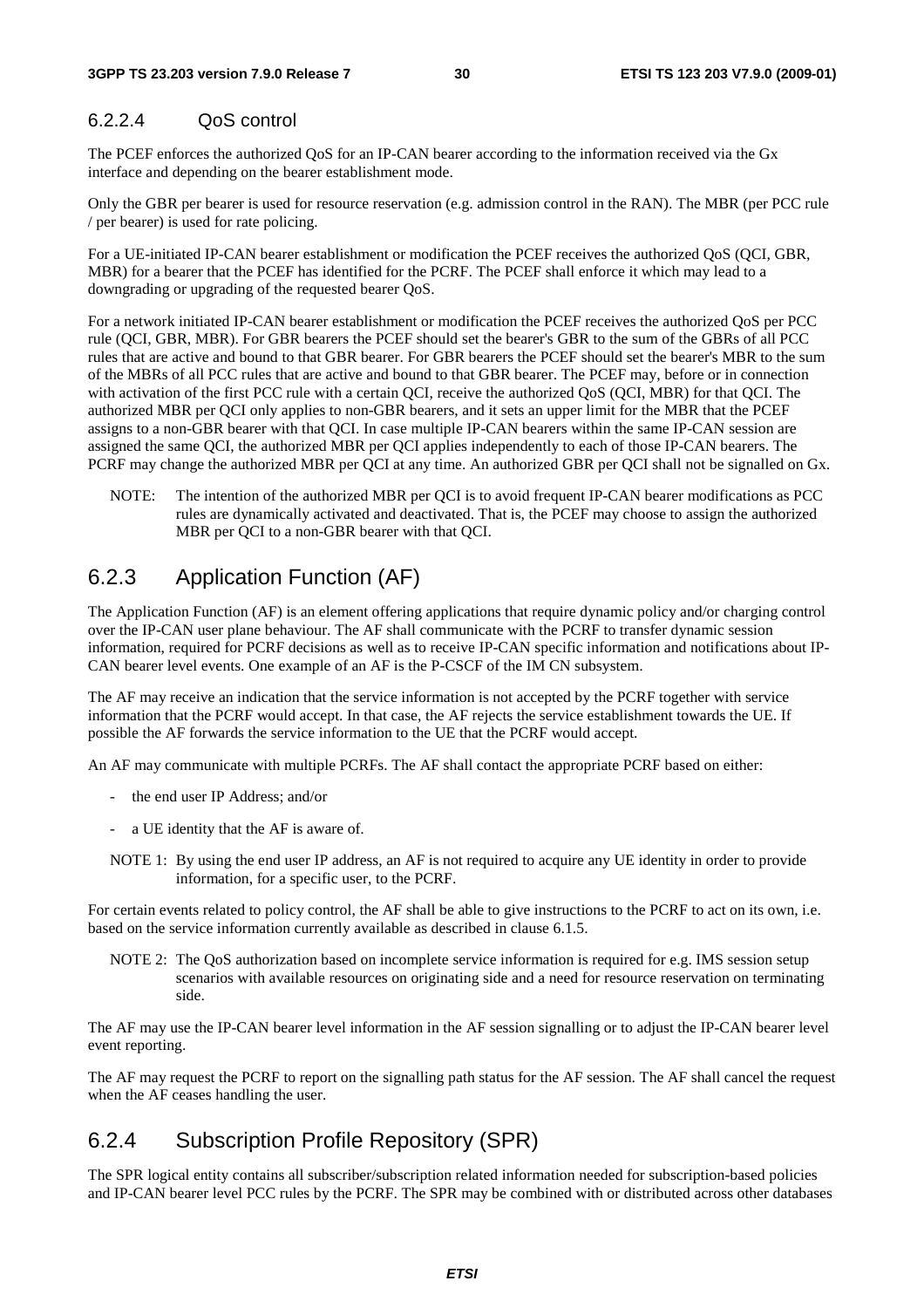#### 6.2.2.4 QoS control

The PCEF enforces the authorized QoS for an IP-CAN bearer according to the information received via the Gx interface and depending on the bearer establishment mode.

Only the GBR per bearer is used for resource reservation (e.g. admission control in the RAN). The MBR (per PCC rule / per bearer) is used for rate policing.

For a UE-initiated IP-CAN bearer establishment or modification the PCEF receives the authorized QoS (QCI, GBR, MBR) for a bearer that the PCEF has identified for the PCRF. The PCEF shall enforce it which may lead to a downgrading or upgrading of the requested bearer QoS.

For a network initiated IP-CAN bearer establishment or modification the PCEF receives the authorized QoS per PCC rule (QCI, GBR, MBR). For GBR bearers the PCEF should set the bearer's GBR to the sum of the GBRs of all PCC rules that are active and bound to that GBR bearer. For GBR bearers the PCEF should set the bearer's MBR to the sum of the MBRs of all PCC rules that are active and bound to that GBR bearer. The PCEF may, before or in connection with activation of the first PCC rule with a certain QCI, receive the authorized QoS (QCI, MBR) for that QCI. The authorized MBR per QCI only applies to non-GBR bearers, and it sets an upper limit for the MBR that the PCEF assigns to a non-GBR bearer with that QCI. In case multiple IP-CAN bearers within the same IP-CAN session are assigned the same QCI, the authorized MBR per QCI applies independently to each of those IP-CAN bearers. The PCRF may change the authorized MBR per QCI at any time. An authorized GBR per QCI shall not be signalled on Gx.

NOTE: The intention of the authorized MBR per QCI is to avoid frequent IP-CAN bearer modifications as PCC rules are dynamically activated and deactivated. That is, the PCEF may choose to assign the authorized MBR per QCI to a non-GBR bearer with that QCI.

### 6.2.3 Application Function (AF)

The Application Function (AF) is an element offering applications that require dynamic policy and/or charging control over the IP-CAN user plane behaviour. The AF shall communicate with the PCRF to transfer dynamic session information, required for PCRF decisions as well as to receive IP-CAN specific information and notifications about IP-CAN bearer level events. One example of an AF is the P-CSCF of the IM CN subsystem.

The AF may receive an indication that the service information is not accepted by the PCRF together with service information that the PCRF would accept. In that case, the AF rejects the service establishment towards the UE. If possible the AF forwards the service information to the UE that the PCRF would accept.

An AF may communicate with multiple PCRFs. The AF shall contact the appropriate PCRF based on either:

- the end user IP Address; and/or
- a UE identity that the AF is aware of.

NOTE 1: By using the end user IP address, an AF is not required to acquire any UE identity in order to provide information, for a specific user, to the PCRF.

For certain events related to policy control, the AF shall be able to give instructions to the PCRF to act on its own, i.e. based on the service information currently available as described in clause 6.1.5.

NOTE 2: The QoS authorization based on incomplete service information is required for e.g. IMS session setup scenarios with available resources on originating side and a need for resource reservation on terminating side.

The AF may use the IP-CAN bearer level information in the AF session signalling or to adjust the IP-CAN bearer level event reporting.

The AF may request the PCRF to report on the signalling path status for the AF session. The AF shall cancel the request when the AF ceases handling the user.

### 6.2.4 Subscription Profile Repository (SPR)

The SPR logical entity contains all subscriber/subscription related information needed for subscription-based policies and IP-CAN bearer level PCC rules by the PCRF. The SPR may be combined with or distributed across other databases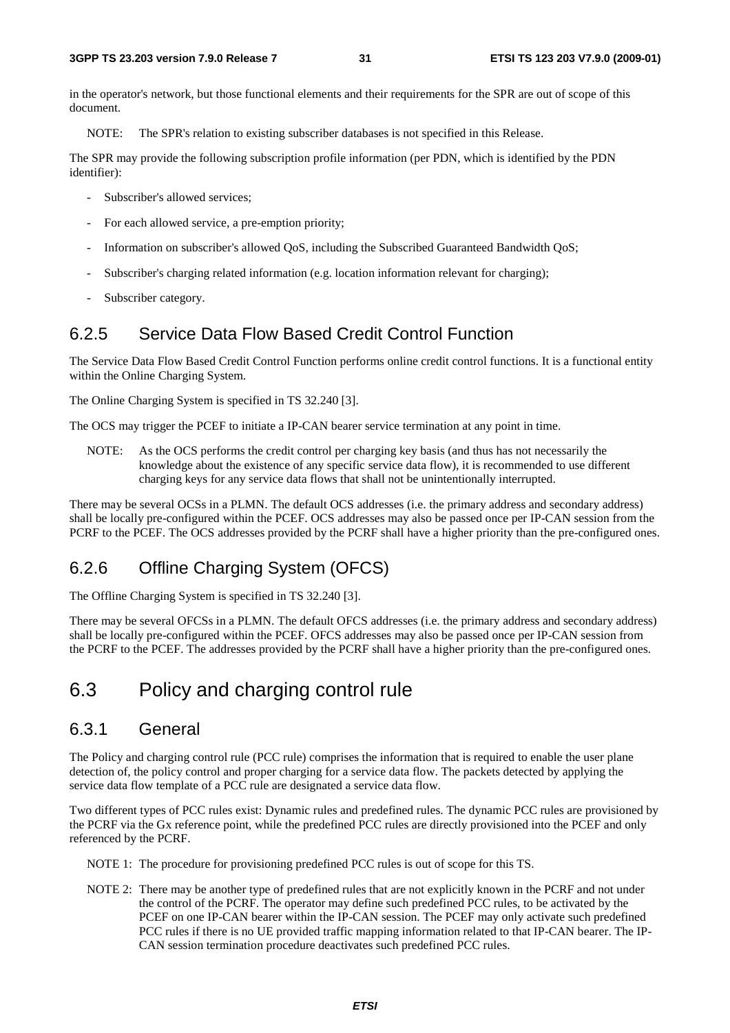in the operator's network, but those functional elements and their requirements for the SPR are out of scope of this document.

NOTE: The SPR's relation to existing subscriber databases is not specified in this Release.

The SPR may provide the following subscription profile information (per PDN, which is identified by the PDN identifier):

- Subscriber's allowed services;
- For each allowed service, a pre-emption priority;
- Information on subscriber's allowed QoS, including the Subscribed Guaranteed Bandwidth QoS;
- Subscriber's charging related information (e.g. location information relevant for charging);
- Subscriber category.

### 6.2.5 Service Data Flow Based Credit Control Function

The Service Data Flow Based Credit Control Function performs online credit control functions. It is a functional entity within the Online Charging System.

The Online Charging System is specified in TS 32.240 [3].

The OCS may trigger the PCEF to initiate a IP-CAN bearer service termination at any point in time.

NOTE: As the OCS performs the credit control per charging key basis (and thus has not necessarily the knowledge about the existence of any specific service data flow), it is recommended to use different charging keys for any service data flows that shall not be unintentionally interrupted.

There may be several OCSs in a PLMN. The default OCS addresses (i.e. the primary address and secondary address) shall be locally pre-configured within the PCEF. OCS addresses may also be passed once per IP-CAN session from the PCRF to the PCEF. The OCS addresses provided by the PCRF shall have a higher priority than the pre-configured ones.

### 6.2.6 Offline Charging System (OFCS)

The Offline Charging System is specified in TS 32.240 [3].

There may be several OFCSs in a PLMN. The default OFCS addresses (i.e. the primary address and secondary address) shall be locally pre-configured within the PCEF. OFCS addresses may also be passed once per IP-CAN session from the PCRF to the PCEF. The addresses provided by the PCRF shall have a higher priority than the pre-configured ones.

## 6.3 Policy and charging control rule

### 6.3.1 General

The Policy and charging control rule (PCC rule) comprises the information that is required to enable the user plane detection of, the policy control and proper charging for a service data flow. The packets detected by applying the service data flow template of a PCC rule are designated a service data flow.

Two different types of PCC rules exist: Dynamic rules and predefined rules. The dynamic PCC rules are provisioned by the PCRF via the Gx reference point, while the predefined PCC rules are directly provisioned into the PCEF and only referenced by the PCRF.

NOTE 1: The procedure for provisioning predefined PCC rules is out of scope for this TS.

NOTE 2: There may be another type of predefined rules that are not explicitly known in the PCRF and not under the control of the PCRF. The operator may define such predefined PCC rules, to be activated by the PCEF on one IP-CAN bearer within the IP-CAN session. The PCEF may only activate such predefined PCC rules if there is no UE provided traffic mapping information related to that IP-CAN bearer. The IP-CAN session termination procedure deactivates such predefined PCC rules.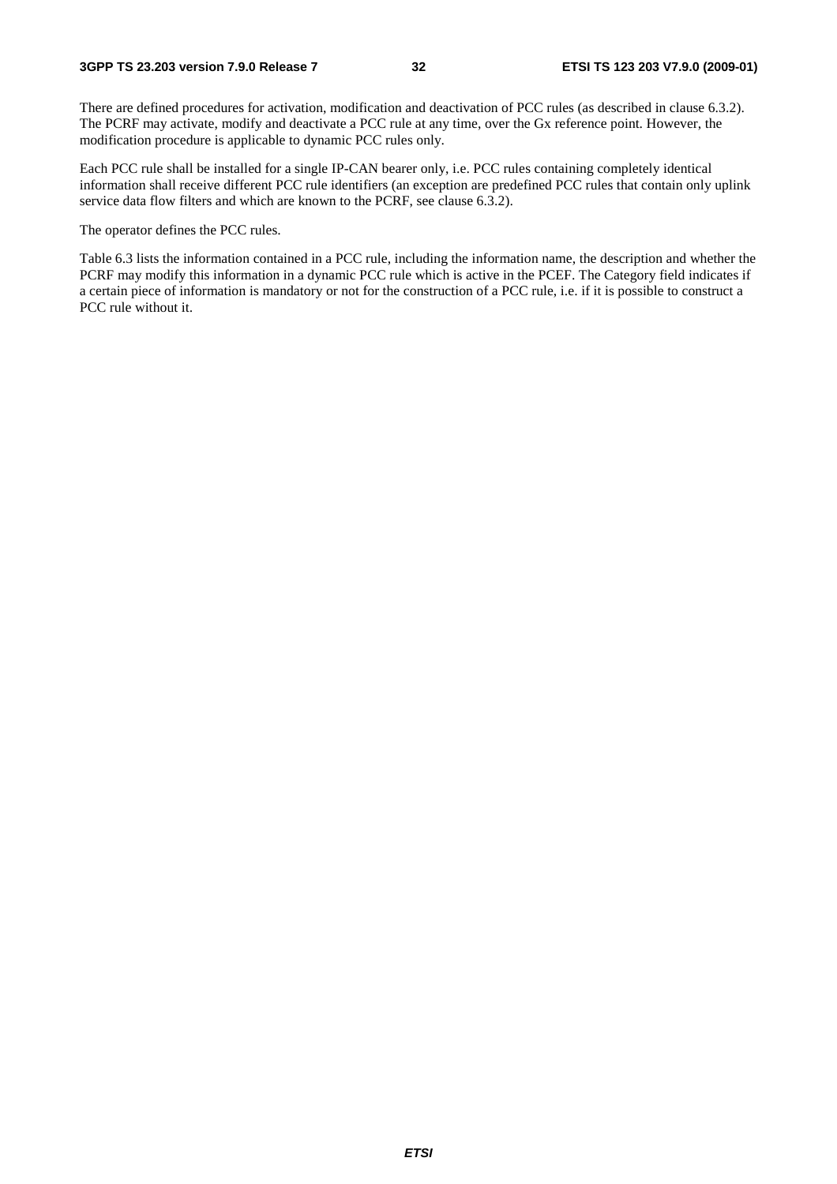There are defined procedures for activation, modification and deactivation of PCC rules (as described in clause 6.3.2). The PCRF may activate, modify and deactivate a PCC rule at any time, over the Gx reference point. However, the modification procedure is applicable to dynamic PCC rules only.

Each PCC rule shall be installed for a single IP-CAN bearer only, i.e. PCC rules containing completely identical information shall receive different PCC rule identifiers (an exception are predefined PCC rules that contain only uplink service data flow filters and which are known to the PCRF, see clause 6.3.2).

The operator defines the PCC rules.

Table 6.3 lists the information contained in a PCC rule, including the information name, the description and whether the PCRF may modify this information in a dynamic PCC rule which is active in the PCEF. The Category field indicates if a certain piece of information is mandatory or not for the construction of a PCC rule, i.e. if it is possible to construct a PCC rule without it.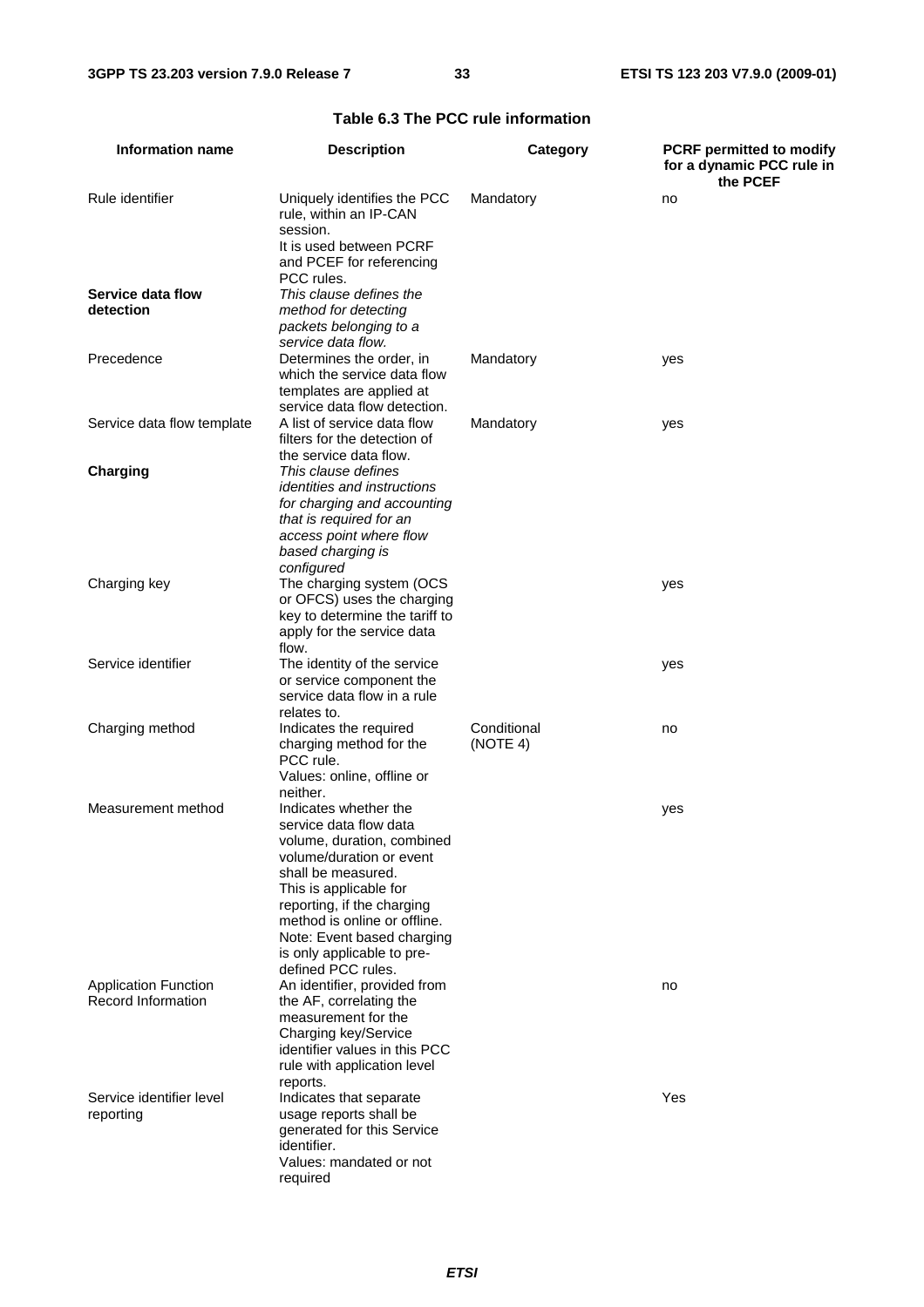**Table 6.3 The PCC rule information**

| Information name | Description | Category | PCRF permitted to modify for a dynamic PCC rule in the PCEF |
|---|---|---|---|
| Rule identifier | Uniquely identifies the PCC rule, within an IP-CAN session. It is used between PCRF and PCEF for referencing PCC rules. | Mandatory | no |
| **Service data flow detection** | *This clause defines the method for detecting packets belonging to a service data flow.* | | |
| Precedence | Determines the order, in which the service data flow templates are applied at service data flow detection. | Mandatory | yes |
| Service data flow template | A list of service data flow filters for the detection of the service data flow. | Mandatory | yes |
| **Charging** | *This clause defines identities and instructions for charging and accounting that is required for an access point where flow based charging is configured* | | |
| Charging key | The charging system (OCS or OFCS) uses the charging key to determine the tariff to apply for the service data flow. | | yes |
| Service identifier | The identity of the service or service component the service data flow in a rule relates to. | | yes |
| Charging method | Indicates the required charging method for the PCC rule. Values: online, offline or neither. | Conditional (NOTE 4) | no |
| Measurement method | Indicates whether the service data flow data volume, duration, combined volume/duration or event shall be measured. This is applicable for reporting, if the charging method is online or offline. Note: Event based charging is only applicable to pre-defined PCC rules. | | yes |
| Application Function Record Information | An identifier, provided from the AF, correlating the measurement for the Charging key/Service identifier values in this PCC rule with application level reports. | | no |
| Service identifier level reporting | Indicates that separate usage reports shall be generated for this Service identifier. Values: mandated or not required | | Yes |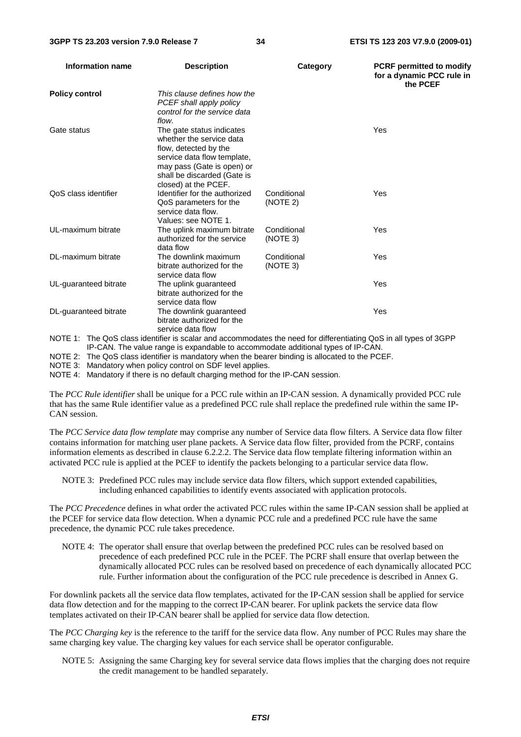| Information name | Description | Category | PCRF permitted to modify for a dynamic PCC rule in the PCEF |
| --- | --- | --- | --- |
| **Policy control** | *This clause defines how the PCEF shall apply policy control for the service data flow.* | | |
| Gate status | The gate status indicates whether the service data flow, detected by the service data flow template, may pass (Gate is open) or shall be discarded (Gate is closed) at the PCEF. | | Yes |
| QoS class identifier | Identifier for the authorized QoS parameters for the service data flow. Values: see NOTE 1. | Conditional (NOTE 2) | Yes |
| UL-maximum bitrate | The uplink maximum bitrate authorized for the service data flow | Conditional (NOTE 3) | Yes |
| DL-maximum bitrate | The downlink maximum bitrate authorized for the service data flow | Conditional (NOTE 3) | Yes |
| UL-guaranteed bitrate | The uplink guaranteed bitrate authorized for the service data flow | | Yes |
| DL-guaranteed bitrate | The downlink guaranteed bitrate authorized for the service data flow | | Yes |

NOTE 1: The QoS class identifier is scalar and accommodates the need for differentiating QoS in all types of 3GPP IP-CAN. The value range is expandable to accommodate additional types of IP-CAN.

NOTE 2: The QoS class identifier is mandatory when the bearer binding is allocated to the PCEF.

NOTE 3: Mandatory when policy control on SDF level applies.

NOTE 4: Mandatory if there is no default charging method for the IP-CAN session.

The *PCC Rule identifier* shall be unique for a PCC rule within an IP-CAN session. A dynamically provided PCC rule that has the same Rule identifier value as a predefined PCC rule shall replace the predefined rule within the same IP-CAN session.

The *PCC Service data flow template* may comprise any number of Service data flow filters. A Service data flow filter contains information for matching user plane packets. A Service data flow filter, provided from the PCRF, contains information elements as described in clause 6.2.2.2. The Service data flow template filtering information within an activated PCC rule is applied at the PCEF to identify the packets belonging to a particular service data flow.

NOTE 3: Predefined PCC rules may include service data flow filters, which support extended capabilities, including enhanced capabilities to identify events associated with application protocols.

The *PCC Precedence* defines in what order the activated PCC rules within the same IP-CAN session shall be applied at the PCEF for service data flow detection. When a dynamic PCC rule and a predefined PCC rule have the same precedence, the dynamic PCC rule takes precedence.

NOTE 4: The operator shall ensure that overlap between the predefined PCC rules can be resolved based on precedence of each predefined PCC rule in the PCEF. The PCRF shall ensure that overlap between the dynamically allocated PCC rules can be resolved based on precedence of each dynamically allocated PCC rule. Further information about the configuration of the PCC rule precedence is described in Annex G.

For downlink packets all the service data flow templates, activated for the IP-CAN session shall be applied for service data flow detection and for the mapping to the correct IP-CAN bearer. For uplink packets the service data flow templates activated on their IP-CAN bearer shall be applied for service data flow detection.

The *PCC Charging key* is the reference to the tariff for the service data flow. Any number of PCC Rules may share the same charging key value. The charging key values for each service shall be operator configurable.

NOTE 5: Assigning the same Charging key for several service data flows implies that the charging does not require the credit management to be handled separately.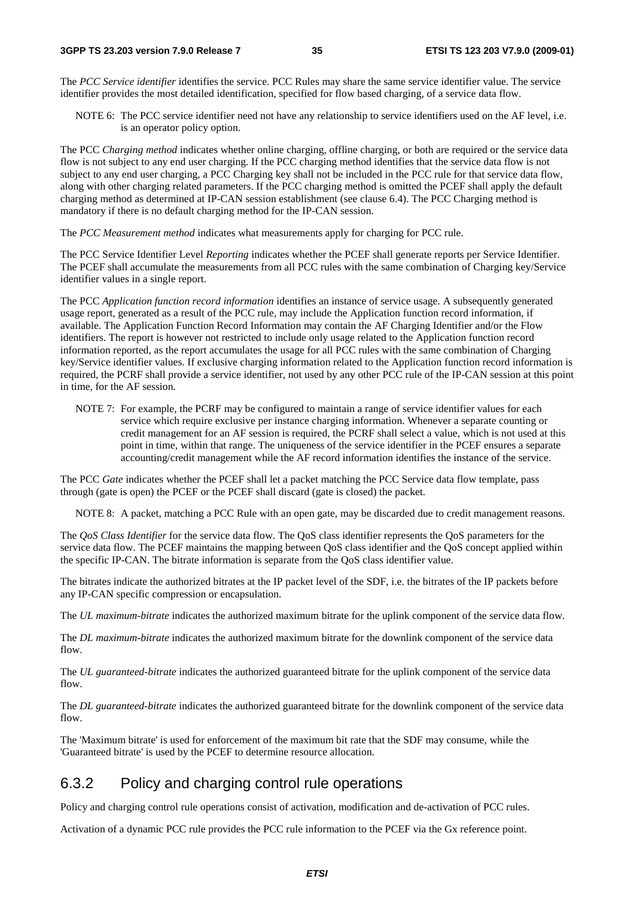The *PCC Service identifier* identifies the service. PCC Rules may share the same service identifier value. The service identifier provides the most detailed identification, specified for flow based charging, of a service data flow.

NOTE 6: The PCC service identifier need not have any relationship to service identifiers used on the AF level, i.e. is an operator policy option.

The PCC *Charging method* indicates whether online charging, offline charging, or both are required or the service data flow is not subject to any end user charging. If the PCC charging method identifies that the service data flow is not subject to any end user charging, a PCC Charging key shall not be included in the PCC rule for that service data flow, along with other charging related parameters. If the PCC charging method is omitted the PCEF shall apply the default charging method as determined at IP-CAN session establishment (see clause 6.4). The PCC Charging method is mandatory if there is no default charging method for the IP-CAN session.

The *PCC Measurement method* indicates what measurements apply for charging for PCC rule.

The PCC Service Identifier Level *Reporting* indicates whether the PCEF shall generate reports per Service Identifier. The PCEF shall accumulate the measurements from all PCC rules with the same combination of Charging key/Service identifier values in a single report.

The PCC *Application function record information* identifies an instance of service usage. A subsequently generated usage report, generated as a result of the PCC rule, may include the Application function record information, if available. The Application Function Record Information may contain the AF Charging Identifier and/or the Flow identifiers. The report is however not restricted to include only usage related to the Application function record information reported, as the report accumulates the usage for all PCC rules with the same combination of Charging key/Service identifier values. If exclusive charging information related to the Application function record information is required, the PCRF shall provide a service identifier, not used by any other PCC rule of the IP-CAN session at this point in time, for the AF session.

NOTE 7: For example, the PCRF may be configured to maintain a range of service identifier values for each service which require exclusive per instance charging information. Whenever a separate counting or credit management for an AF session is required, the PCRF shall select a value, which is not used at this point in time, within that range. The uniqueness of the service identifier in the PCEF ensures a separate accounting/credit management while the AF record information identifies the instance of the service.

The PCC *Gate* indicates whether the PCEF shall let a packet matching the PCC Service data flow template, pass through (gate is open) the PCEF or the PCEF shall discard (gate is closed) the packet.

NOTE 8: A packet, matching a PCC Rule with an open gate, may be discarded due to credit management reasons.

The *QoS Class Identifier* for the service data flow. The QoS class identifier represents the QoS parameters for the service data flow. The PCEF maintains the mapping between QoS class identifier and the QoS concept applied within the specific IP-CAN. The bitrate information is separate from the QoS class identifier value.

The bitrates indicate the authorized bitrates at the IP packet level of the SDF, i.e. the bitrates of the IP packets before any IP-CAN specific compression or encapsulation.

The *UL maximum-bitrate* indicates the authorized maximum bitrate for the uplink component of the service data flow.

The *DL maximum-bitrate* indicates the authorized maximum bitrate for the downlink component of the service data flow.

The *UL guaranteed-bitrate* indicates the authorized guaranteed bitrate for the uplink component of the service data flow.

The *DL guaranteed-bitrate* indicates the authorized guaranteed bitrate for the downlink component of the service data flow.

The 'Maximum bitrate' is used for enforcement of the maximum bit rate that the SDF may consume, while the 'Guaranteed bitrate' is used by the PCEF to determine resource allocation.

### 6.3.2 Policy and charging control rule operations

Policy and charging control rule operations consist of activation, modification and de-activation of PCC rules.

Activation of a dynamic PCC rule provides the PCC rule information to the PCEF via the Gx reference point.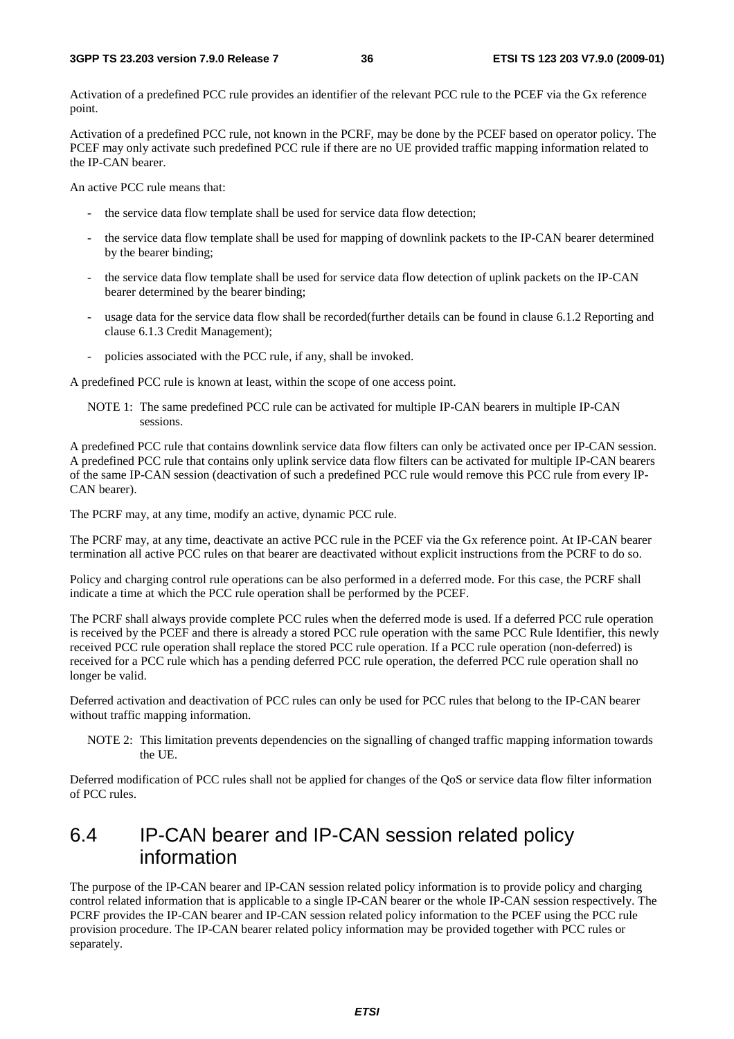Activation of a predefined PCC rule provides an identifier of the relevant PCC rule to the PCEF via the Gx reference point.

Activation of a predefined PCC rule, not known in the PCRF, may be done by the PCEF based on operator policy. The PCEF may only activate such predefined PCC rule if there are no UE provided traffic mapping information related to the IP-CAN bearer.

An active PCC rule means that:

- the service data flow template shall be used for service data flow detection;
- the service data flow template shall be used for mapping of downlink packets to the IP-CAN bearer determined by the bearer binding;
- the service data flow template shall be used for service data flow detection of uplink packets on the IP-CAN bearer determined by the bearer binding;
- usage data for the service data flow shall be recorded(further details can be found in clause 6.1.2 Reporting and clause 6.1.3 Credit Management);
- policies associated with the PCC rule, if any, shall be invoked.

A predefined PCC rule is known at least, within the scope of one access point.

NOTE 1: The same predefined PCC rule can be activated for multiple IP-CAN bearers in multiple IP-CAN sessions.

A predefined PCC rule that contains downlink service data flow filters can only be activated once per IP-CAN session. A predefined PCC rule that contains only uplink service data flow filters can be activated for multiple IP-CAN bearers of the same IP-CAN session (deactivation of such a predefined PCC rule would remove this PCC rule from every IP-CAN bearer).

The PCRF may, at any time, modify an active, dynamic PCC rule.

The PCRF may, at any time, deactivate an active PCC rule in the PCEF via the Gx reference point. At IP-CAN bearer termination all active PCC rules on that bearer are deactivated without explicit instructions from the PCRF to do so.

Policy and charging control rule operations can be also performed in a deferred mode. For this case, the PCRF shall indicate a time at which the PCC rule operation shall be performed by the PCEF.

The PCRF shall always provide complete PCC rules when the deferred mode is used. If a deferred PCC rule operation is received by the PCEF and there is already a stored PCC rule operation with the same PCC Rule Identifier, this newly received PCC rule operation shall replace the stored PCC rule operation. If a PCC rule operation (non-deferred) is received for a PCC rule which has a pending deferred PCC rule operation, the deferred PCC rule operation shall no longer be valid.

Deferred activation and deactivation of PCC rules can only be used for PCC rules that belong to the IP-CAN bearer without traffic mapping information.

NOTE 2: This limitation prevents dependencies on the signalling of changed traffic mapping information towards the UE.

Deferred modification of PCC rules shall not be applied for changes of the QoS or service data flow filter information of PCC rules.

## 6.4 IP-CAN bearer and IP-CAN session related policy information

The purpose of the IP-CAN bearer and IP-CAN session related policy information is to provide policy and charging control related information that is applicable to a single IP-CAN bearer or the whole IP-CAN session respectively. The PCRF provides the IP-CAN bearer and IP-CAN session related policy information to the PCEF using the PCC rule provision procedure. The IP-CAN bearer related policy information may be provided together with PCC rules or separately.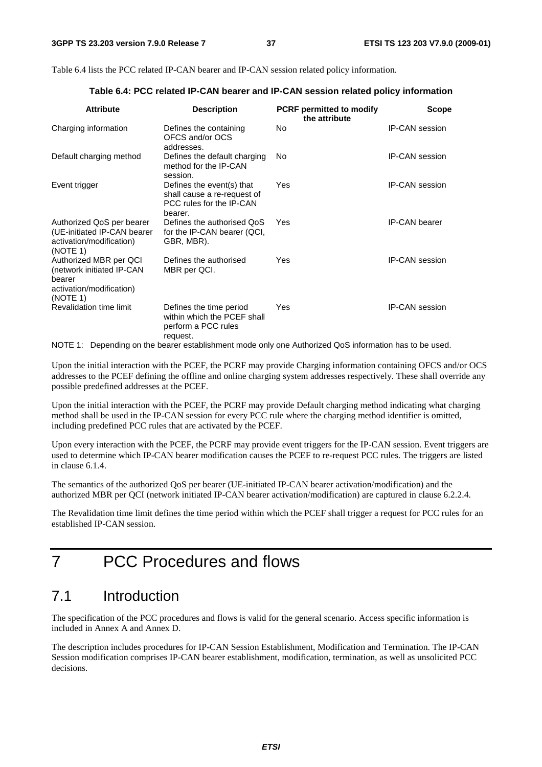Table 6.4 lists the PCC related IP-CAN bearer and IP-CAN session related policy information.

**Table 6.4: PCC related IP-CAN bearer and IP-CAN session related policy information**

| Attribute | Description | PCRF permitted to modify the attribute | Scope |
|---|---|---|---|
| Charging information | Defines the containing OFCS and/or OCS addresses. | No | IP-CAN session |
| Default charging method | Defines the default charging method for the IP-CAN session. | No | IP-CAN session |
| Event trigger | Defines the event(s) that shall cause a re-request of PCC rules for the IP-CAN bearer. | Yes | IP-CAN session |
| Authorized QoS per bearer (UE-initiated IP-CAN bearer activation/modification) (NOTE 1) | Defines the authorised QoS for the IP-CAN bearer (QCI, GBR, MBR). | Yes | IP-CAN bearer |
| Authorized MBR per QCI (network initiated IP-CAN bearer activation/modification) (NOTE 1) | Defines the authorised MBR per QCI. | Yes | IP-CAN session |
| Revalidation time limit | Defines the time period within which the PCEF shall perform a PCC rules request. | Yes | IP-CAN session |

NOTE 1: Depending on the bearer establishment mode only one Authorized QoS information has to be used.

Upon the initial interaction with the PCEF, the PCRF may provide Charging information containing OFCS and/or OCS addresses to the PCEF defining the offline and online charging system addresses respectively. These shall override any possible predefined addresses at the PCEF.

Upon the initial interaction with the PCEF, the PCRF may provide Default charging method indicating what charging method shall be used in the IP-CAN session for every PCC rule where the charging method identifier is omitted, including predefined PCC rules that are activated by the PCEF.

Upon every interaction with the PCEF, the PCRF may provide event triggers for the IP-CAN session. Event triggers are used to determine which IP-CAN bearer modification causes the PCEF to re-request PCC rules. The triggers are listed in clause 6.1.4.

The semantics of the authorized QoS per bearer (UE-initiated IP-CAN bearer activation/modification) and the authorized MBR per QCI (network initiated IP-CAN bearer activation/modification) are captured in clause 6.2.2.4.

The Revalidation time limit defines the time period within which the PCEF shall trigger a request for PCC rules for an established IP-CAN session.

# 7 PCC Procedures and flows

## 7.1 Introduction

The specification of the PCC procedures and flows is valid for the general scenario. Access specific information is included in Annex A and Annex D.

The description includes procedures for IP-CAN Session Establishment, Modification and Termination. The IP-CAN Session modification comprises IP-CAN bearer establishment, modification, termination, as well as unsolicited PCC decisions.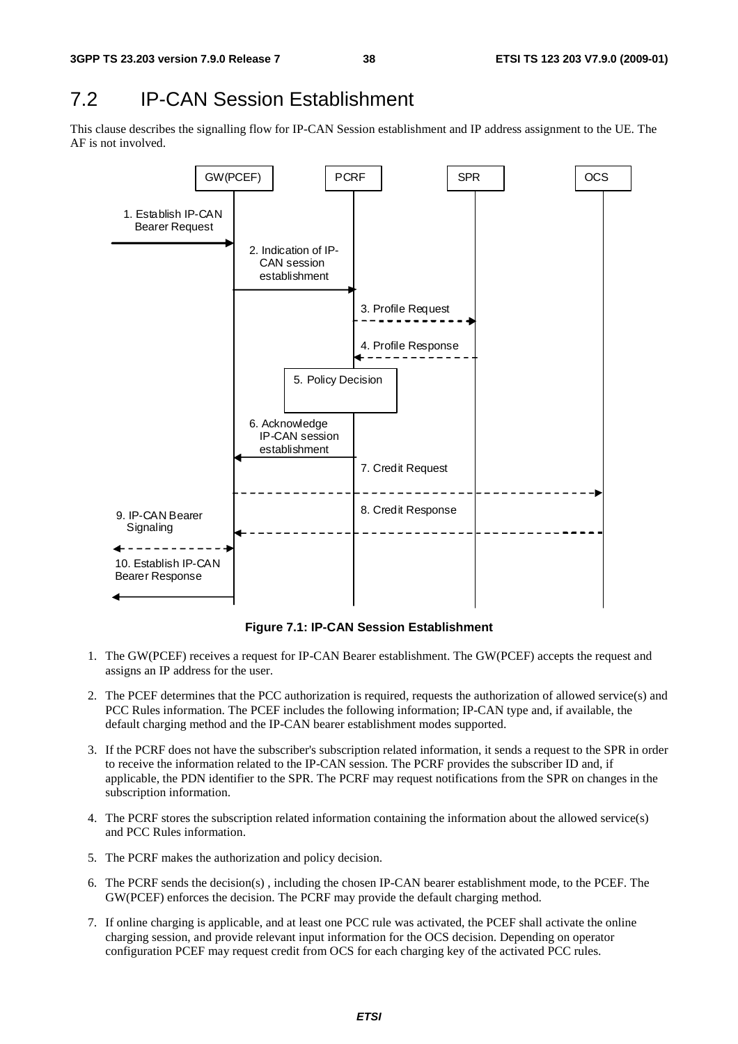# 7.2 IP-CAN Session Establishment

This clause describes the signalling flow for IP-CAN Session establishment and IP address assignment to the UE. The AF is not involved.

**Figure 7.1: IP-CAN Session Establishment**

1. The GW(PCEF) receives a request for IP-CAN Bearer establishment. The GW(PCEF) accepts the request and assigns an IP address for the user.

2. The PCEF determines that the PCC authorization is required, requests the authorization of allowed service(s) and PCC Rules information. The PCEF includes the following information; IP-CAN type and, if available, the default charging method and the IP-CAN bearer establishment modes supported.

3. If the PCRF does not have the subscriber's subscription related information, it sends a request to the SPR in order to receive the information related to the IP-CAN session. The PCRF provides the subscriber ID and, if applicable, the PDN identifier to the SPR. The PCRF may request notifications from the SPR on changes in the subscription information.

4. The PCRF stores the subscription related information containing the information about the allowed service(s) and PCC Rules information.

5. The PCRF makes the authorization and policy decision.

6. The PCRF sends the decision(s) , including the chosen IP-CAN bearer establishment mode, to the PCEF. The GW(PCEF) enforces the decision. The PCRF may provide the default charging method.

7. If online charging is applicable, and at least one PCC rule was activated, the PCEF shall activate the online charging session, and provide relevant input information for the OCS decision. Depending on operator configuration PCEF may request credit from OCS for each charging key of the activated PCC rules.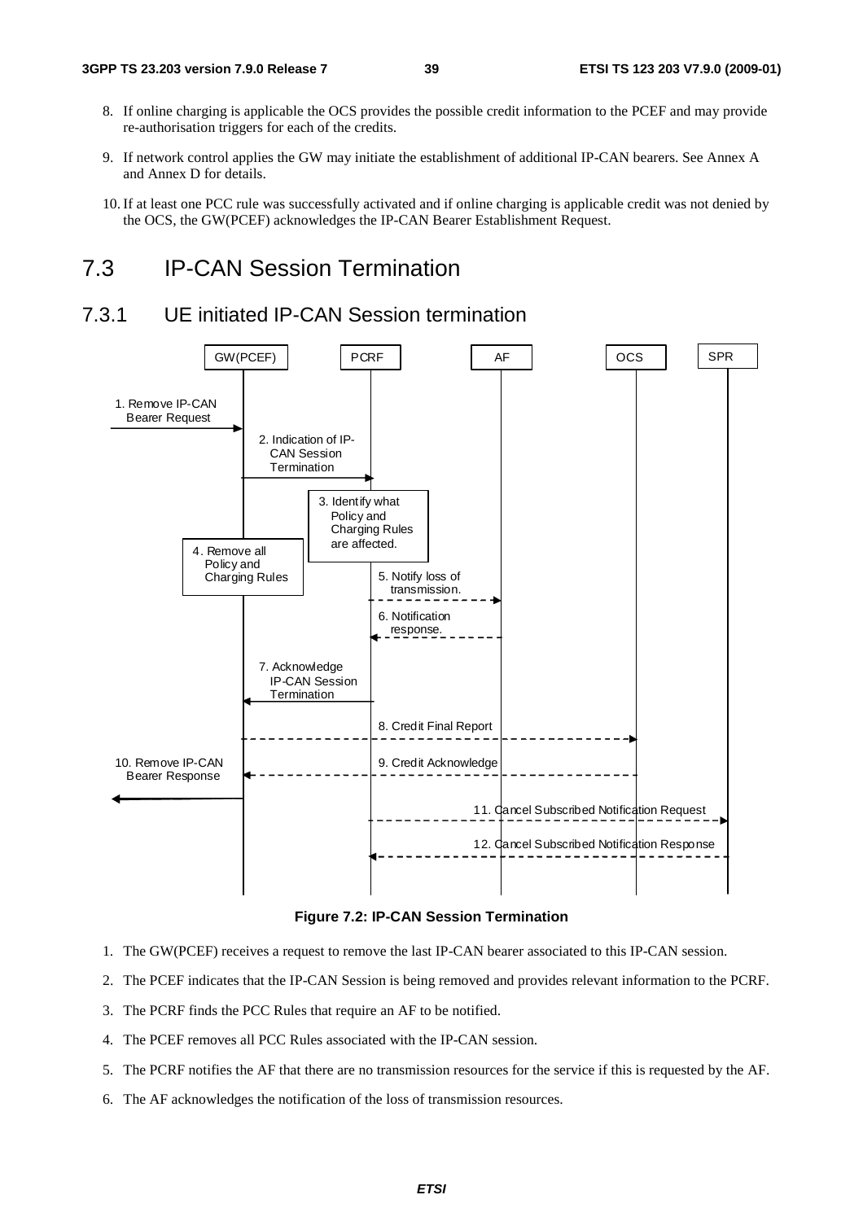8. If online charging is applicable the OCS provides the possible credit information to the PCEF and may provide re-authorisation triggers for each of the credits.

9. If network control applies the GW may initiate the establishment of additional IP-CAN bearers. See Annex A and Annex D for details.

10. If at least one PCC rule was successfully activated and if online charging is applicable credit was not denied by the OCS, the GW(PCEF) acknowledges the IP-CAN Bearer Establishment Request.

# 7.3 IP-CAN Session Termination

## 7.3.1 UE initiated IP-CAN Session termination

**Figure 7.2: IP-CAN Session Termination**

1. The GW(PCEF) receives a request to remove the last IP-CAN bearer associated to this IP-CAN session.

2. The PCEF indicates that the IP-CAN Session is being removed and provides relevant information to the PCRF.

3. The PCRF finds the PCC Rules that require an AF to be notified.

4. The PCEF removes all PCC Rules associated with the IP-CAN session.

5. The PCRF notifies the AF that there are no transmission resources for the service if this is requested by the AF.

6. The AF acknowledges the notification of the loss of transmission resources.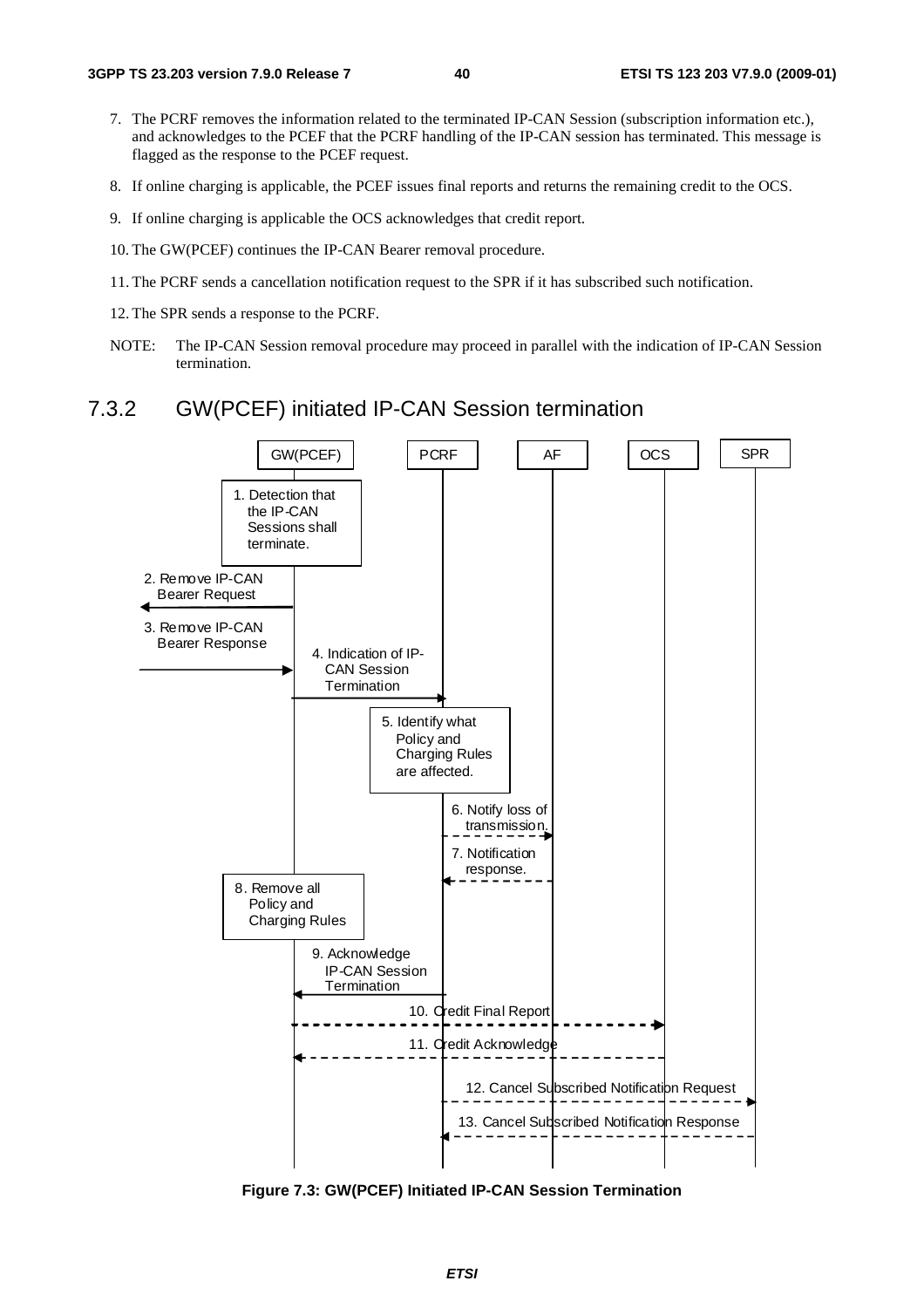7. The PCRF removes the information related to the terminated IP-CAN Session (subscription information etc.), and acknowledges to the PCEF that the PCRF handling of the IP-CAN session has terminated. This message is flagged as the response to the PCEF request.

8. If online charging is applicable, the PCEF issues final reports and returns the remaining credit to the OCS.

9. If online charging is applicable the OCS acknowledges that credit report.

10. The GW(PCEF) continues the IP-CAN Bearer removal procedure.

11. The PCRF sends a cancellation notification request to the SPR if it has subscribed such notification.

12. The SPR sends a response to the PCRF.

NOTE: The IP-CAN Session removal procedure may proceed in parallel with the indication of IP-CAN Session termination.

### 7.3.2 GW(PCEF) initiated IP-CAN Session termination

**Figure 7.3: GW(PCEF) Initiated IP-CAN Session Termination**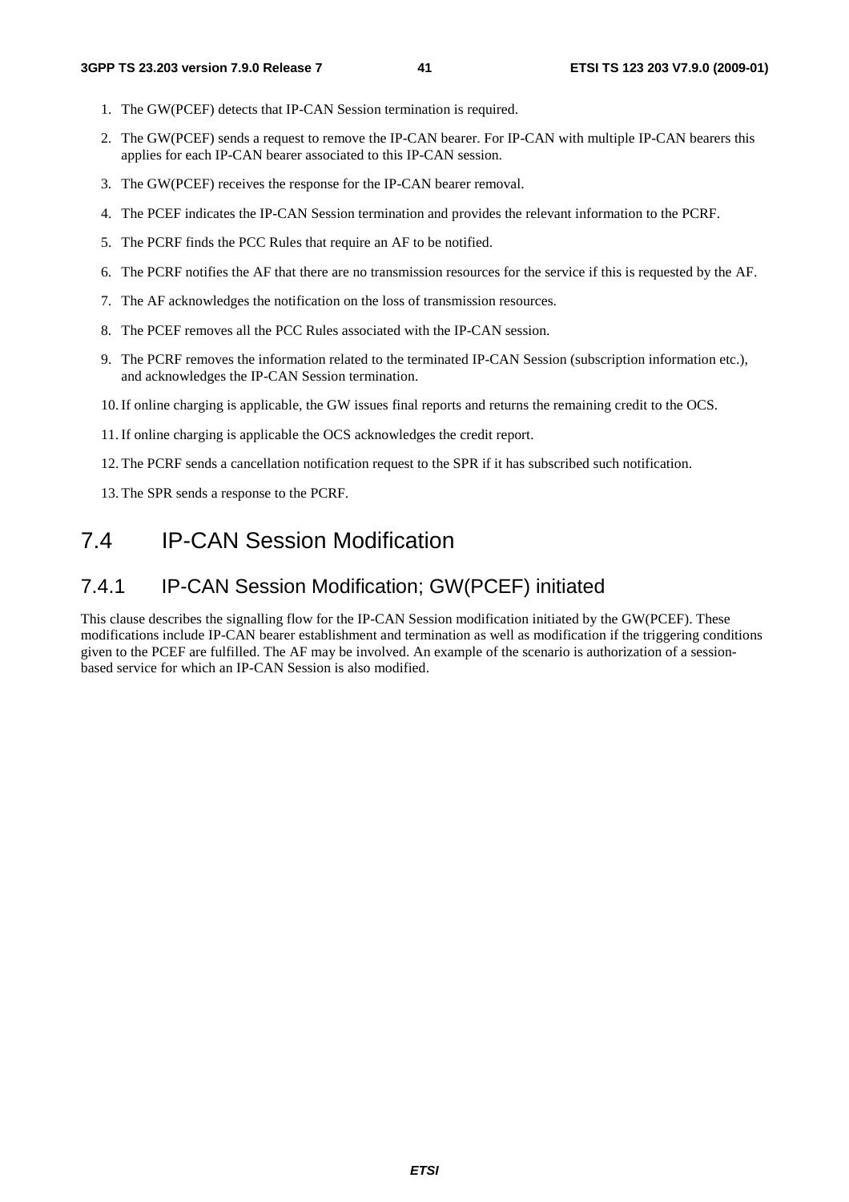1. The GW(PCEF) detects that IP-CAN Session termination is required.
2. The GW(PCEF) sends a request to remove the IP-CAN bearer. For IP-CAN with multiple IP-CAN bearers this applies for each IP-CAN bearer associated to this IP-CAN session.
3. The GW(PCEF) receives the response for the IP-CAN bearer removal.
4. The PCEF indicates the IP-CAN Session termination and provides the relevant information to the PCRF.
5. The PCRF finds the PCC Rules that require an AF to be notified.
6. The PCRF notifies the AF that there are no transmission resources for the service if this is requested by the AF.
7. The AF acknowledges the notification on the loss of transmission resources.
8. The PCEF removes all the PCC Rules associated with the IP-CAN session.
9. The PCRF removes the information related to the terminated IP-CAN Session (subscription information etc.), and acknowledges the IP-CAN Session termination.
10. If online charging is applicable, the GW issues final reports and returns the remaining credit to the OCS.
11. If online charging is applicable the OCS acknowledges the credit report.
12. The PCRF sends a cancellation notification request to the SPR if it has subscribed such notification.
13. The SPR sends a response to the PCRF.

## 7.4 IP-CAN Session Modification

### 7.4.1 IP-CAN Session Modification; GW(PCEF) initiated

This clause describes the signalling flow for the IP-CAN Session modification initiated by the GW(PCEF). These modifications include IP-CAN bearer establishment and termination as well as modification if the triggering conditions given to the PCEF are fulfilled. The AF may be involved. An example of the scenario is authorization of a session-based service for which an IP-CAN Session is also modified.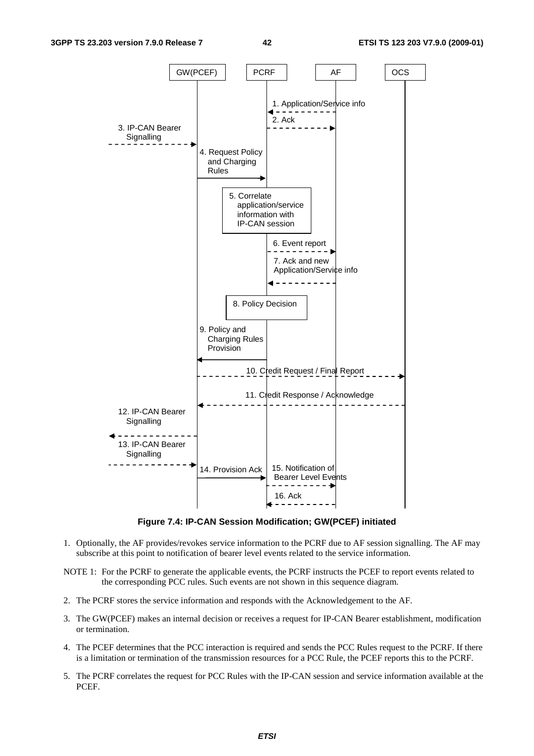**Figure 7.4: IP-CAN Session Modification; GW(PCEF) initiated**

1. Optionally, the AF provides/revokes service information to the PCRF due to AF session signalling. The AF may subscribe at this point to notification of bearer level events related to the service information.

NOTE 1: For the PCRF to generate the applicable events, the PCRF instructs the PCEF to report events related to the corresponding PCC rules. Such events are not shown in this sequence diagram.

2. The PCRF stores the service information and responds with the Acknowledgement to the AF.
3. The GW(PCEF) makes an internal decision or receives a request for IP-CAN Bearer establishment, modification or termination.
4. The PCEF determines that the PCC interaction is required and sends the PCC Rules request to the PCRF. If there is a limitation or termination of the transmission resources for a PCC Rule, the PCEF reports this to the PCRF.
5. The PCRF correlates the request for PCC Rules with the IP-CAN session and service information available at the PCEF.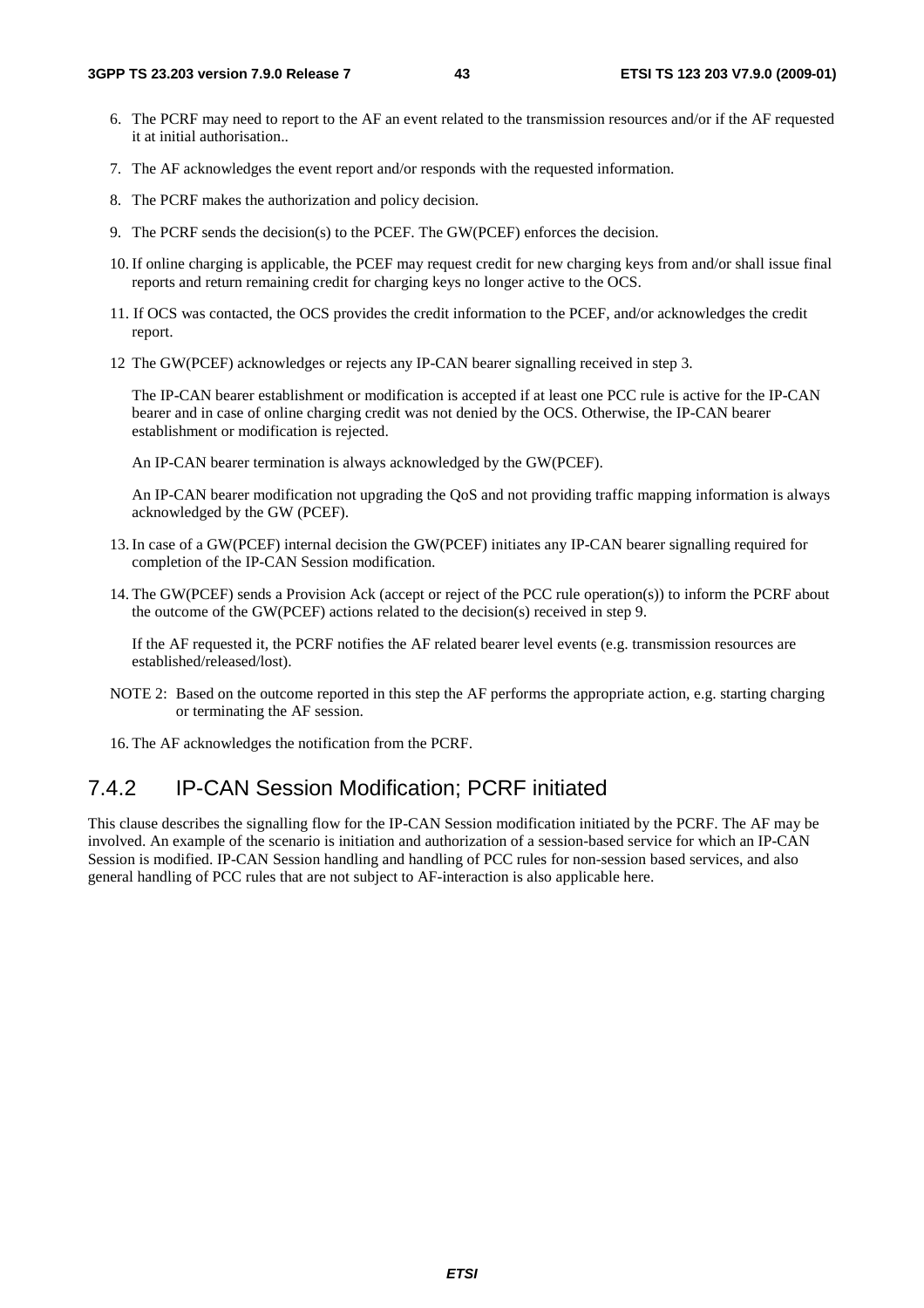6. The PCRF may need to report to the AF an event related to the transmission resources and/or if the AF requested it at initial authorisation..

7. The AF acknowledges the event report and/or responds with the requested information.

8. The PCRF makes the authorization and policy decision.

9. The PCRF sends the decision(s) to the PCEF. The GW(PCEF) enforces the decision.

10. If online charging is applicable, the PCEF may request credit for new charging keys from and/or shall issue final reports and return remaining credit for charging keys no longer active to the OCS.

11. If OCS was contacted, the OCS provides the credit information to the PCEF, and/or acknowledges the credit report.

12 The GW(PCEF) acknowledges or rejects any IP-CAN bearer signalling received in step 3.

   The IP-CAN bearer establishment or modification is accepted if at least one PCC rule is active for the IP-CAN bearer and in case of online charging credit was not denied by the OCS. Otherwise, the IP-CAN bearer establishment or modification is rejected.

   An IP-CAN bearer termination is always acknowledged by the GW(PCEF).

   An IP-CAN bearer modification not upgrading the QoS and not providing traffic mapping information is always acknowledged by the GW (PCEF).

13. In case of a GW(PCEF) internal decision the GW(PCEF) initiates any IP-CAN bearer signalling required for completion of the IP-CAN Session modification.

14. The GW(PCEF) sends a Provision Ack (accept or reject of the PCC rule operation(s)) to inform the PCRF about the outcome of the GW(PCEF) actions related to the decision(s) received in step 9.

   If the AF requested it, the PCRF notifies the AF related bearer level events (e.g. transmission resources are established/released/lost).

NOTE 2: Based on the outcome reported in this step the AF performs the appropriate action, e.g. starting charging or terminating the AF session.

16. The AF acknowledges the notification from the PCRF.

### 7.4.2 IP-CAN Session Modification; PCRF initiated

This clause describes the signalling flow for the IP-CAN Session modification initiated by the PCRF. The AF may be involved. An example of the scenario is initiation and authorization of a session-based service for which an IP-CAN Session is modified. IP-CAN Session handling and handling of PCC rules for non-session based services, and also general handling of PCC rules that are not subject to AF-interaction is also applicable here.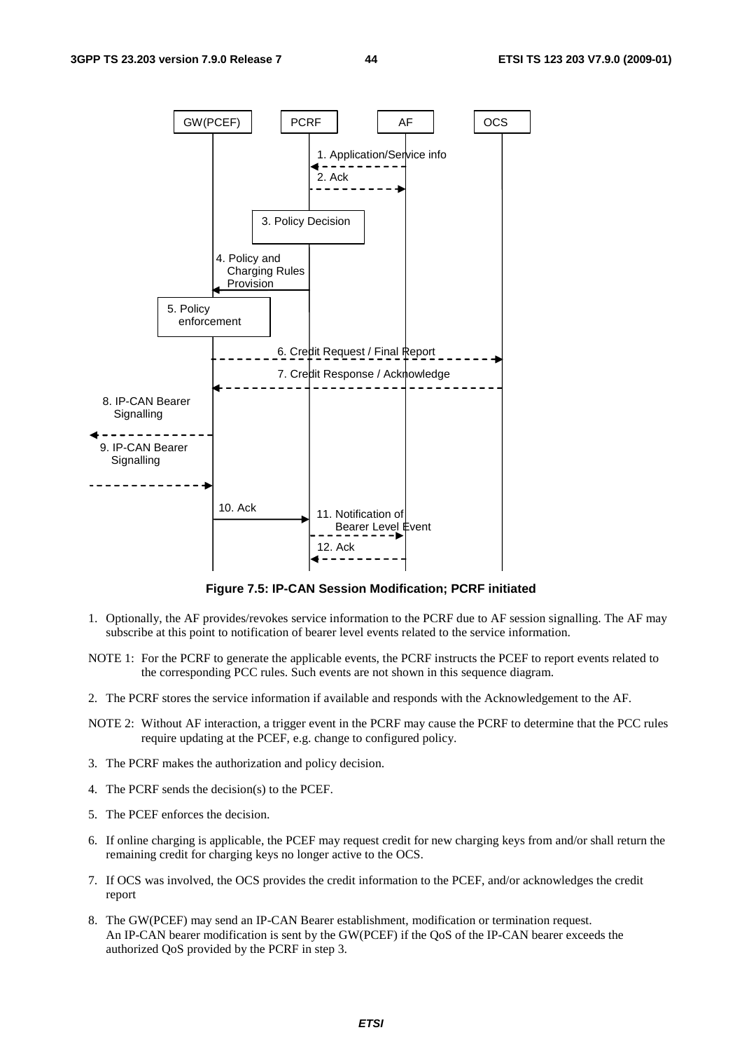**Figure 7.5: IP-CAN Session Modification; PCRF initiated**

1. Optionally, the AF provides/revokes service information to the PCRF due to AF session signalling. The AF may subscribe at this point to notification of bearer level events related to the service information.

NOTE 1: For the PCRF to generate the applicable events, the PCRF instructs the PCEF to report events related to the corresponding PCC rules. Such events are not shown in this sequence diagram.

2. The PCRF stores the service information if available and responds with the Acknowledgement to the AF.

NOTE 2: Without AF interaction, a trigger event in the PCRF may cause the PCRF to determine that the PCC rules require updating at the PCEF, e.g. change to configured policy.

3. The PCRF makes the authorization and policy decision.
4. The PCRF sends the decision(s) to the PCEF.
5. The PCEF enforces the decision.
6. If online charging is applicable, the PCEF may request credit for new charging keys from and/or shall return the remaining credit for charging keys no longer active to the OCS.
7. If OCS was involved, the OCS provides the credit information to the PCEF, and/or acknowledges the credit report
8. The GW(PCEF) may send an IP-CAN Bearer establishment, modification or termination request. An IP-CAN bearer modification is sent by the GW(PCEF) if the QoS of the IP-CAN bearer exceeds the authorized QoS provided by the PCRF in step 3.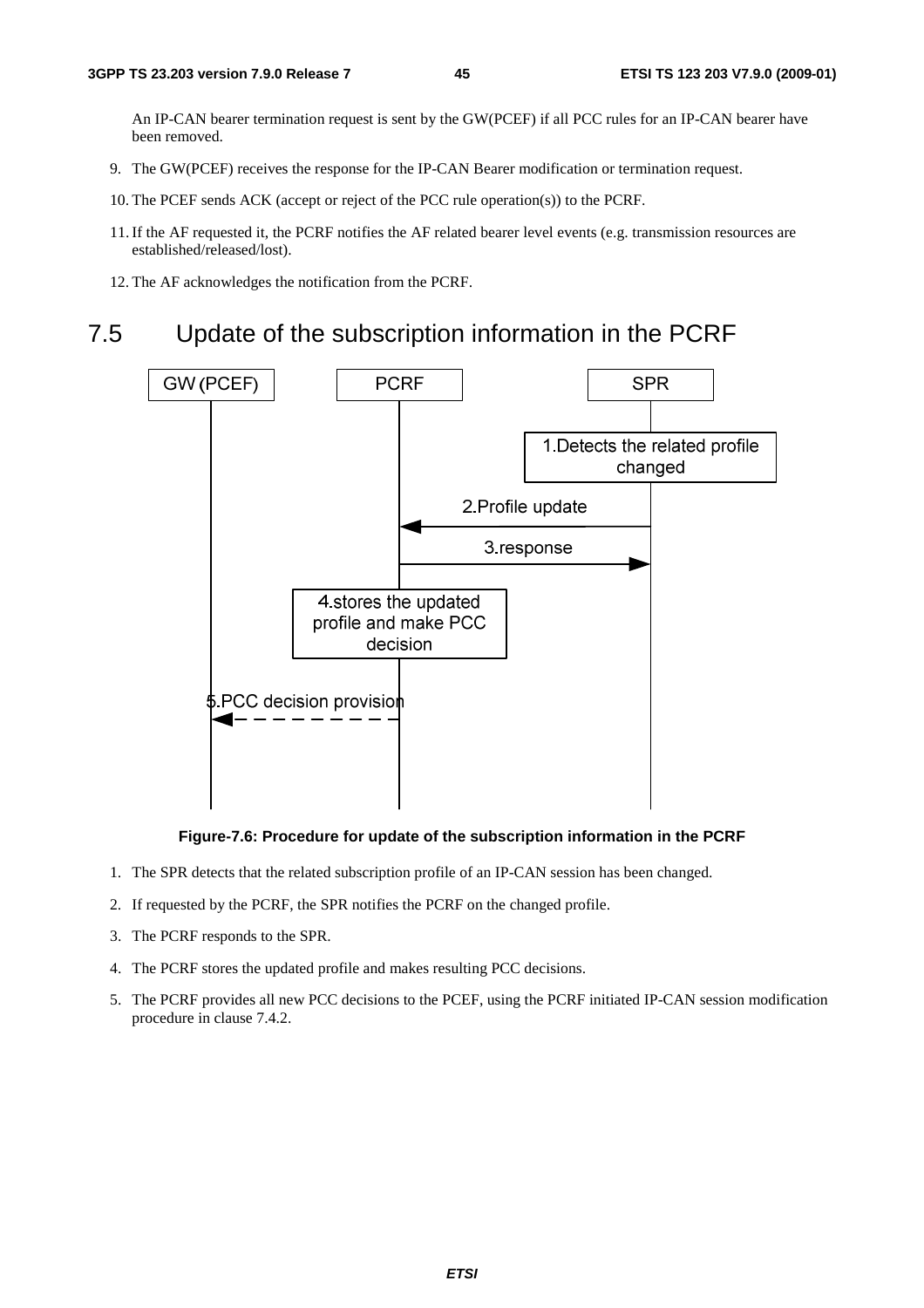An IP-CAN bearer termination request is sent by the GW(PCEF) if all PCC rules for an IP-CAN bearer have been removed.

9. The GW(PCEF) receives the response for the IP-CAN Bearer modification or termination request.

10. The PCEF sends ACK (accept or reject of the PCC rule operation(s)) to the PCRF.

11. If the AF requested it, the PCRF notifies the AF related bearer level events (e.g. transmission resources are established/released/lost).

12. The AF acknowledges the notification from the PCRF.

# 7.5 Update of the subscription information in the PCRF

GW (PCEF) | PCRF | SPR

1.Detects the related profile changed

2.Profile update

3.response

4.stores the updated profile and make PCC decision

5.PCC decision provision

**Figure-7.6: Procedure for update of the subscription information in the PCRF**

1. The SPR detects that the related subscription profile of an IP-CAN session has been changed.

2. If requested by the PCRF, the SPR notifies the PCRF on the changed profile.

3. The PCRF responds to the SPR.

4. The PCRF stores the updated profile and makes resulting PCC decisions.

5. The PCRF provides all new PCC decisions to the PCEF, using the PCRF initiated IP-CAN session modification procedure in clause 7.4.2.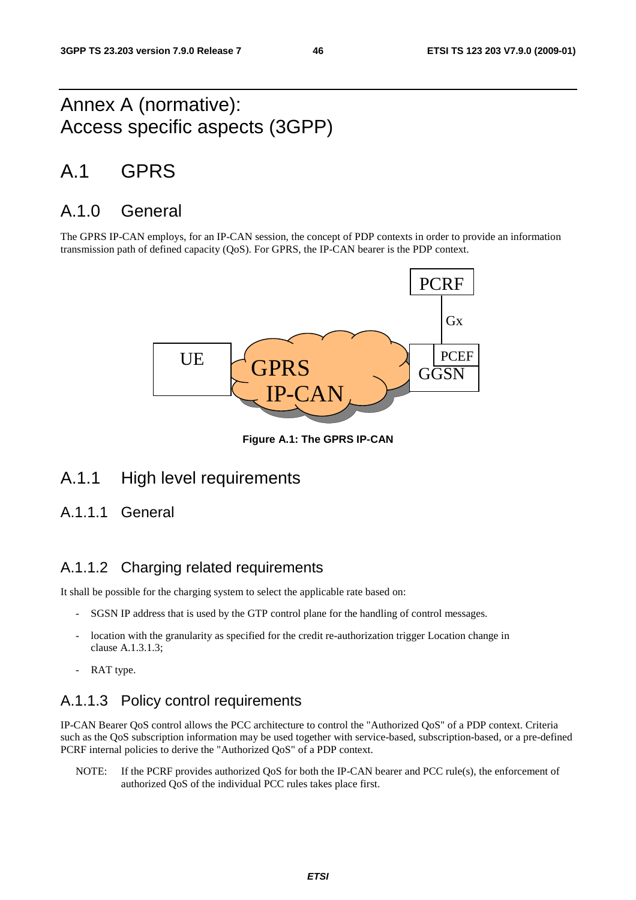# Annex A (normative): Access specific aspects (3GPP)

# A.1 GPRS

## A.1.0 General

The GPRS IP-CAN employs, for an IP-CAN session, the concept of PDP contexts in order to provide an information transmission path of defined capacity (QoS). For GPRS, the IP-CAN bearer is the PDP context.

**Figure A.1: The GPRS IP-CAN**

## A.1.1 High level requirements

### A.1.1.1 General

### A.1.1.2 Charging related requirements

It shall be possible for the charging system to select the applicable rate based on:

- SGSN IP address that is used by the GTP control plane for the handling of control messages.
- location with the granularity as specified for the credit re-authorization trigger Location change in clause A.1.3.1.3;
- RAT type.

### A.1.1.3 Policy control requirements

IP-CAN Bearer QoS control allows the PCC architecture to control the "Authorized QoS" of a PDP context. Criteria such as the QoS subscription information may be used together with service-based, subscription-based, or a pre-defined PCRF internal policies to derive the "Authorized QoS" of a PDP context.

NOTE: If the PCRF provides authorized QoS for both the IP-CAN bearer and PCC rule(s), the enforcement of authorized QoS of the individual PCC rules takes place first.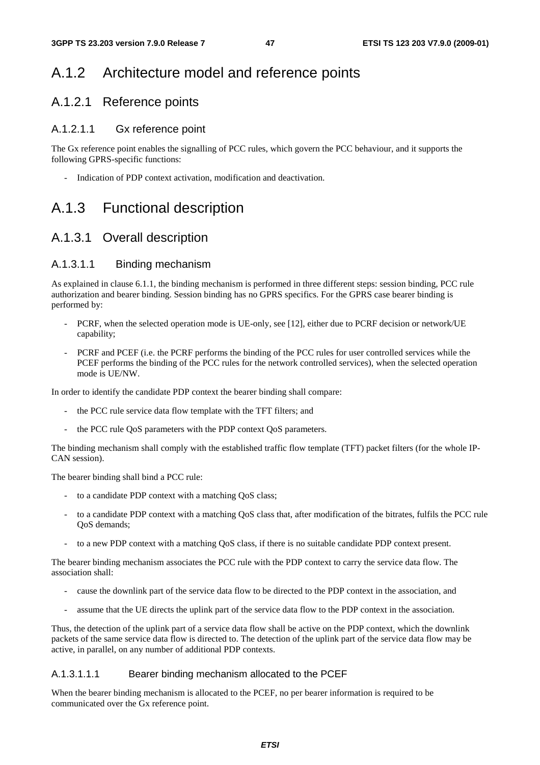# A.1.2 Architecture model and reference points

## A.1.2.1 Reference points

### A.1.2.1.1 Gx reference point

The Gx reference point enables the signalling of PCC rules, which govern the PCC behaviour, and it supports the following GPRS-specific functions:

- Indication of PDP context activation, modification and deactivation.

# A.1.3 Functional description

## A.1.3.1 Overall description

### A.1.3.1.1 Binding mechanism

As explained in clause 6.1.1, the binding mechanism is performed in three different steps: session binding, PCC rule authorization and bearer binding. Session binding has no GPRS specifics. For the GPRS case bearer binding is performed by:

- PCRF, when the selected operation mode is UE-only, see [12], either due to PCRF decision or network/UE capability;
- PCRF and PCEF (i.e. the PCRF performs the binding of the PCC rules for user controlled services while the PCEF performs the binding of the PCC rules for the network controlled services), when the selected operation mode is UE/NW.

In order to identify the candidate PDP context the bearer binding shall compare:

- the PCC rule service data flow template with the TFT filters; and
- the PCC rule QoS parameters with the PDP context QoS parameters.

The binding mechanism shall comply with the established traffic flow template (TFT) packet filters (for the whole IP-CAN session).

The bearer binding shall bind a PCC rule:

- to a candidate PDP context with a matching QoS class;
- to a candidate PDP context with a matching QoS class that, after modification of the bitrates, fulfils the PCC rule QoS demands;
- to a new PDP context with a matching QoS class, if there is no suitable candidate PDP context present.

The bearer binding mechanism associates the PCC rule with the PDP context to carry the service data flow. The association shall:

- cause the downlink part of the service data flow to be directed to the PDP context in the association, and
- assume that the UE directs the uplink part of the service data flow to the PDP context in the association.

Thus, the detection of the uplink part of a service data flow shall be active on the PDP context, which the downlink packets of the same service data flow is directed to. The detection of the uplink part of the service data flow may be active, in parallel, on any number of additional PDP contexts.

#### A.1.3.1.1.1 Bearer binding mechanism allocated to the PCEF

When the bearer binding mechanism is allocated to the PCEF, no per bearer information is required to be communicated over the Gx reference point.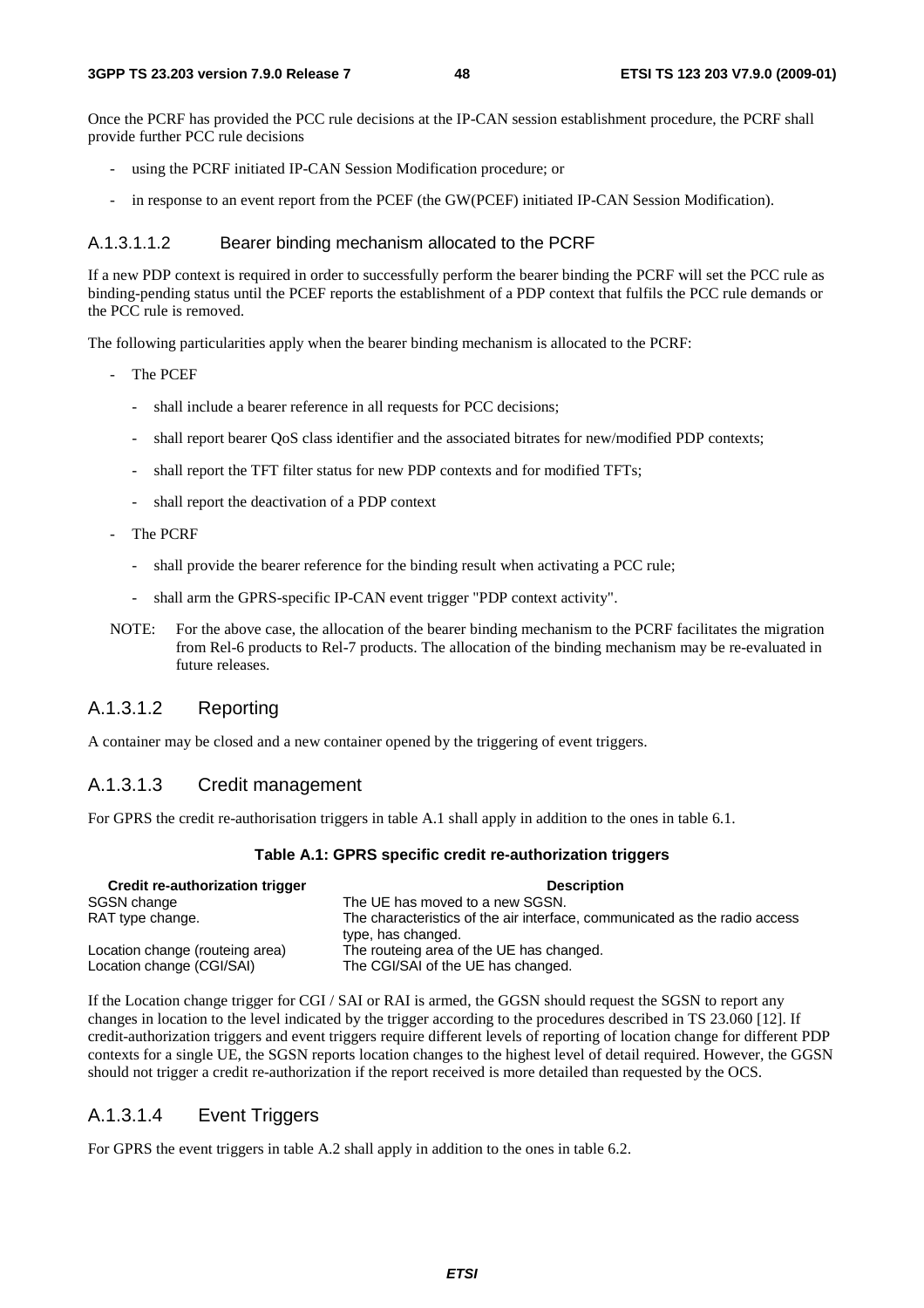Once the PCRF has provided the PCC rule decisions at the IP-CAN session establishment procedure, the PCRF shall provide further PCC rule decisions

- using the PCRF initiated IP-CAN Session Modification procedure; or
- in response to an event report from the PCEF (the GW(PCEF) initiated IP-CAN Session Modification).

##### A.1.3.1.1.2 Bearer binding mechanism allocated to the PCRF

If a new PDP context is required in order to successfully perform the bearer binding the PCRF will set the PCC rule as binding-pending status until the PCEF reports the establishment of a PDP context that fulfils the PCC rule demands or the PCC rule is removed.

The following particularities apply when the bearer binding mechanism is allocated to the PCRF:

- The PCEF
  - shall include a bearer reference in all requests for PCC decisions;
  - shall report bearer QoS class identifier and the associated bitrates for new/modified PDP contexts;
  - shall report the TFT filter status for new PDP contexts and for modified TFTs;
  - shall report the deactivation of a PDP context
- The PCRF
  - shall provide the bearer reference for the binding result when activating a PCC rule;
  - shall arm the GPRS-specific IP-CAN event trigger "PDP context activity".

NOTE: For the above case, the allocation of the bearer binding mechanism to the PCRF facilitates the migration from Rel-6 products to Rel-7 products. The allocation of the binding mechanism may be re-evaluated in future releases.

#### A.1.3.1.2 Reporting

A container may be closed and a new container opened by the triggering of event triggers.

#### A.1.3.1.3 Credit management

For GPRS the credit re-authorisation triggers in table A.1 shall apply in addition to the ones in table 6.1.

**Table A.1: GPRS specific credit re-authorization triggers**

| Credit re-authorization trigger | Description |
|---|---|
| SGSN change | The UE has moved to a new SGSN. |
| RAT type change. | The characteristics of the air interface, communicated as the radio access type, has changed. |
| Location change (routeing area) | The routeing area of the UE has changed. |
| Location change (CGI/SAI) | The CGI/SAI of the UE has changed. |

If the Location change trigger for CGI / SAI or RAI is armed, the GGSN should request the SGSN to report any changes in location to the level indicated by the trigger according to the procedures described in TS 23.060 [12]. If credit-authorization triggers and event triggers require different levels of reporting of location change for different PDP contexts for a single UE, the SGSN reports location changes to the highest level of detail required. However, the GGSN should not trigger a credit re-authorization if the report received is more detailed than requested by the OCS.

#### A.1.3.1.4 Event Triggers

For GPRS the event triggers in table A.2 shall apply in addition to the ones in table 6.2.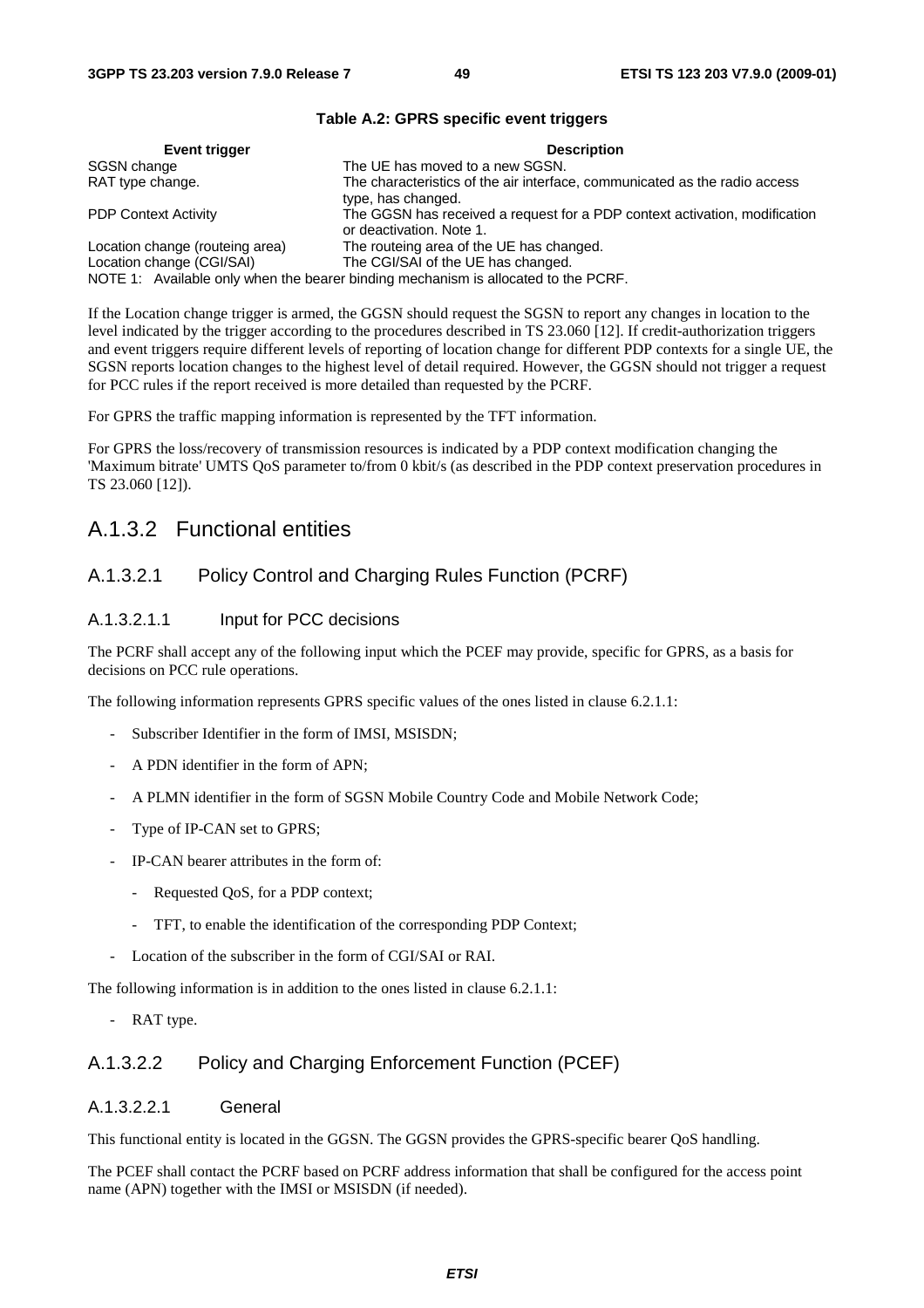**Table A.2: GPRS specific event triggers**

| Event trigger | Description |
| --- | --- |
| SGSN change | The UE has moved to a new SGSN. |
| RAT type change. | The characteristics of the air interface, communicated as the radio access type, has changed. |
| PDP Context Activity | The GGSN has received a request for a PDP context activation, modification or deactivation. Note 1. |
| Location change (routeing area) | The routeing area of the UE has changed. |
| Location change (CGI/SAI) | The CGI/SAI of the UE has changed. |
| NOTE 1: Available only when the bearer binding mechanism is allocated to the PCRF. | |

If the Location change trigger is armed, the GGSN should request the SGSN to report any changes in location to the level indicated by the trigger according to the procedures described in TS 23.060 [12]. If credit-authorization triggers and event triggers require different levels of reporting of location change for different PDP contexts for a single UE, the SGSN reports location changes to the highest level of detail required. However, the GGSN should not trigger a request for PCC rules if the report received is more detailed than requested by the PCRF.

For GPRS the traffic mapping information is represented by the TFT information.

For GPRS the loss/recovery of transmission resources is indicated by a PDP context modification changing the 'Maximum bitrate' UMTS QoS parameter to/from 0 kbit/s (as described in the PDP context preservation procedures in TS 23.060 [12]).

## A.1.3.2 Functional entities

### A.1.3.2.1 Policy Control and Charging Rules Function (PCRF)

#### A.1.3.2.1.1 Input for PCC decisions

The PCRF shall accept any of the following input which the PCEF may provide, specific for GPRS, as a basis for decisions on PCC rule operations.

The following information represents GPRS specific values of the ones listed in clause 6.2.1.1:

- Subscriber Identifier in the form of IMSI, MSISDN;
- A PDN identifier in the form of APN;
- A PLMN identifier in the form of SGSN Mobile Country Code and Mobile Network Code;
- Type of IP-CAN set to GPRS;
- IP-CAN bearer attributes in the form of:
  - Requested QoS, for a PDP context;
  - TFT, to enable the identification of the corresponding PDP Context;
- Location of the subscriber in the form of CGI/SAI or RAI.

The following information is in addition to the ones listed in clause 6.2.1.1:

- RAT type.

### A.1.3.2.2 Policy and Charging Enforcement Function (PCEF)

#### A.1.3.2.2.1 General

This functional entity is located in the GGSN. The GGSN provides the GPRS-specific bearer QoS handling.

The PCEF shall contact the PCRF based on PCRF address information that shall be configured for the access point name (APN) together with the IMSI or MSISDN (if needed).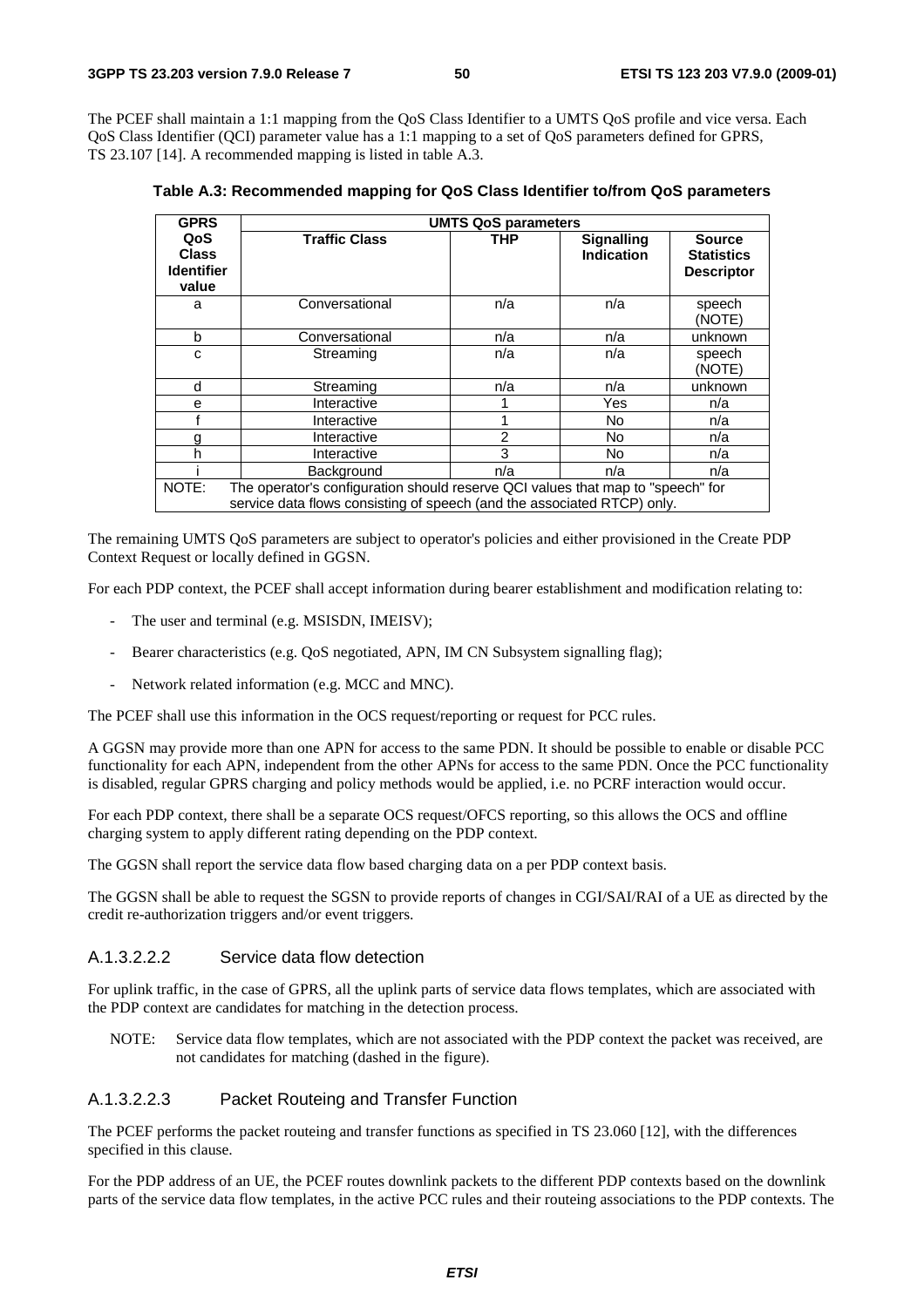The PCEF shall maintain a 1:1 mapping from the QoS Class Identifier to a UMTS QoS profile and vice versa. Each QoS Class Identifier (QCI) parameter value has a 1:1 mapping to a set of QoS parameters defined for GPRS, TS 23.107 [14]. A recommended mapping is listed in table A.3.

**Table A.3: Recommended mapping for QoS Class Identifier to/from QoS parameters**

| GPRS QoS Class Identifier value | UMTS QoS parameters | | | |
|---|---|---|---|---|
| | **Traffic Class** | **THP** | **Signalling Indication** | **Source Statistics Descriptor** |
| a | Conversational | n/a | n/a | speech (NOTE) |
| b | Conversational | n/a | n/a | unknown |
| c | Streaming | n/a | n/a | speech (NOTE) |
| d | Streaming | n/a | n/a | unknown |
| e | Interactive | 1 | Yes | n/a |
| f | Interactive | 1 | No | n/a |
| g | Interactive | 2 | No | n/a |
| h | Interactive | 3 | No | n/a |
| i | Background | n/a | n/a | n/a |
| NOTE: The operator's configuration should reserve QCI values that map to "speech" for service data flows consisting of speech (and the associated RTCP) only. | | | | |

The remaining UMTS QoS parameters are subject to operator's policies and either provisioned in the Create PDP Context Request or locally defined in GGSN.

For each PDP context, the PCEF shall accept information during bearer establishment and modification relating to:

- The user and terminal (e.g. MSISDN, IMEISV);
- Bearer characteristics (e.g. QoS negotiated, APN, IM CN Subsystem signalling flag);
- Network related information (e.g. MCC and MNC).

The PCEF shall use this information in the OCS request/reporting or request for PCC rules.

A GGSN may provide more than one APN for access to the same PDN. It should be possible to enable or disable PCC functionality for each APN, independent from the other APNs for access to the same PDN. Once the PCC functionality is disabled, regular GPRS charging and policy methods would be applied, i.e. no PCRF interaction would occur.

For each PDP context, there shall be a separate OCS request/OFCS reporting, so this allows the OCS and offline charging system to apply different rating depending on the PDP context.

The GGSN shall report the service data flow based charging data on a per PDP context basis.

The GGSN shall be able to request the SGSN to provide reports of changes in CGI/SAI/RAI of a UE as directed by the credit re-authorization triggers and/or event triggers.

#### A.1.3.2.2.2 Service data flow detection

For uplink traffic, in the case of GPRS, all the uplink parts of service data flows templates, which are associated with the PDP context are candidates for matching in the detection process.

NOTE: Service data flow templates, which are not associated with the PDP context the packet was received, are not candidates for matching (dashed in the figure).

#### A.1.3.2.2.3 Packet Routeing and Transfer Function

The PCEF performs the packet routeing and transfer functions as specified in TS 23.060 [12], with the differences specified in this clause.

For the PDP address of an UE, the PCEF routes downlink packets to the different PDP contexts based on the downlink parts of the service data flow templates, in the active PCC rules and their routeing associations to the PDP contexts. The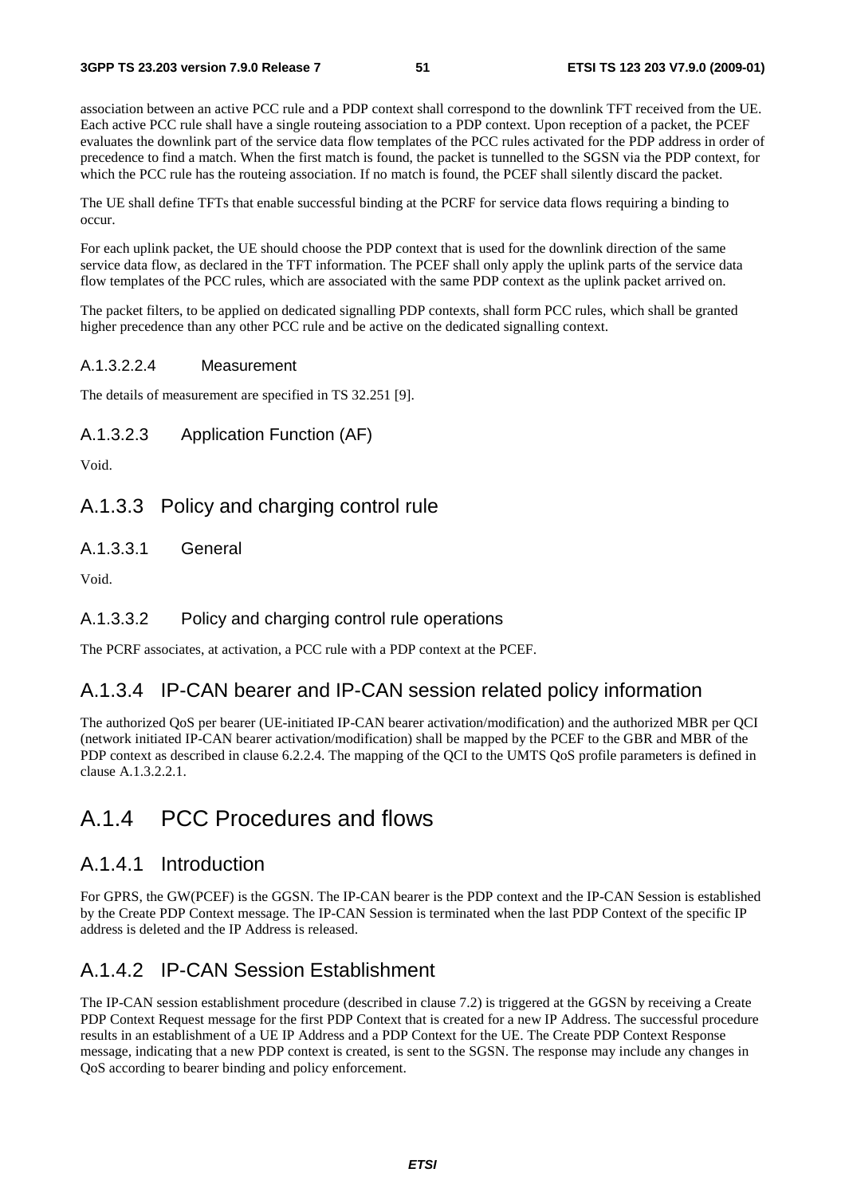association between an active PCC rule and a PDP context shall correspond to the downlink TFT received from the UE. Each active PCC rule shall have a single routeing association to a PDP context. Upon reception of a packet, the PCEF evaluates the downlink part of the service data flow templates of the PCC rules activated for the PDP address in order of precedence to find a match. When the first match is found, the packet is tunnelled to the SGSN via the PDP context, for which the PCC rule has the routeing association. If no match is found, the PCEF shall silently discard the packet.

The UE shall define TFTs that enable successful binding at the PCRF for service data flows requiring a binding to occur.

For each uplink packet, the UE should choose the PDP context that is used for the downlink direction of the same service data flow, as declared in the TFT information. The PCEF shall only apply the uplink parts of the service data flow templates of the PCC rules, which are associated with the same PDP context as the uplink packet arrived on.

The packet filters, to be applied on dedicated signalling PDP contexts, shall form PCC rules, which shall be granted higher precedence than any other PCC rule and be active on the dedicated signalling context.

##### A.1.3.2.2.4 Measurement

The details of measurement are specified in TS 32.251 [9].

#### A.1.3.2.3 Application Function (AF)

Void.

### A.1.3.3 Policy and charging control rule

#### A.1.3.3.1 General

Void.

#### A.1.3.3.2 Policy and charging control rule operations

The PCRF associates, at activation, a PCC rule with a PDP context at the PCEF.

### A.1.3.4 IP-CAN bearer and IP-CAN session related policy information

The authorized QoS per bearer (UE-initiated IP-CAN bearer activation/modification) and the authorized MBR per QCI (network initiated IP-CAN bearer activation/modification) shall be mapped by the PCEF to the GBR and MBR of the PDP context as described in clause 6.2.2.4. The mapping of the QCI to the UMTS QoS profile parameters is defined in clause A.1.3.2.2.1.

## A.1.4 PCC Procedures and flows

### A.1.4.1 Introduction

For GPRS, the GW(PCEF) is the GGSN. The IP-CAN bearer is the PDP context and the IP-CAN Session is established by the Create PDP Context message. The IP-CAN Session is terminated when the last PDP Context of the specific IP address is deleted and the IP Address is released.

### A.1.4.2 IP-CAN Session Establishment

The IP-CAN session establishment procedure (described in clause 7.2) is triggered at the GGSN by receiving a Create PDP Context Request message for the first PDP Context that is created for a new IP Address. The successful procedure results in an establishment of a UE IP Address and a PDP Context for the UE. The Create PDP Context Response message, indicating that a new PDP context is created, is sent to the SGSN. The response may include any changes in QoS according to bearer binding and policy enforcement.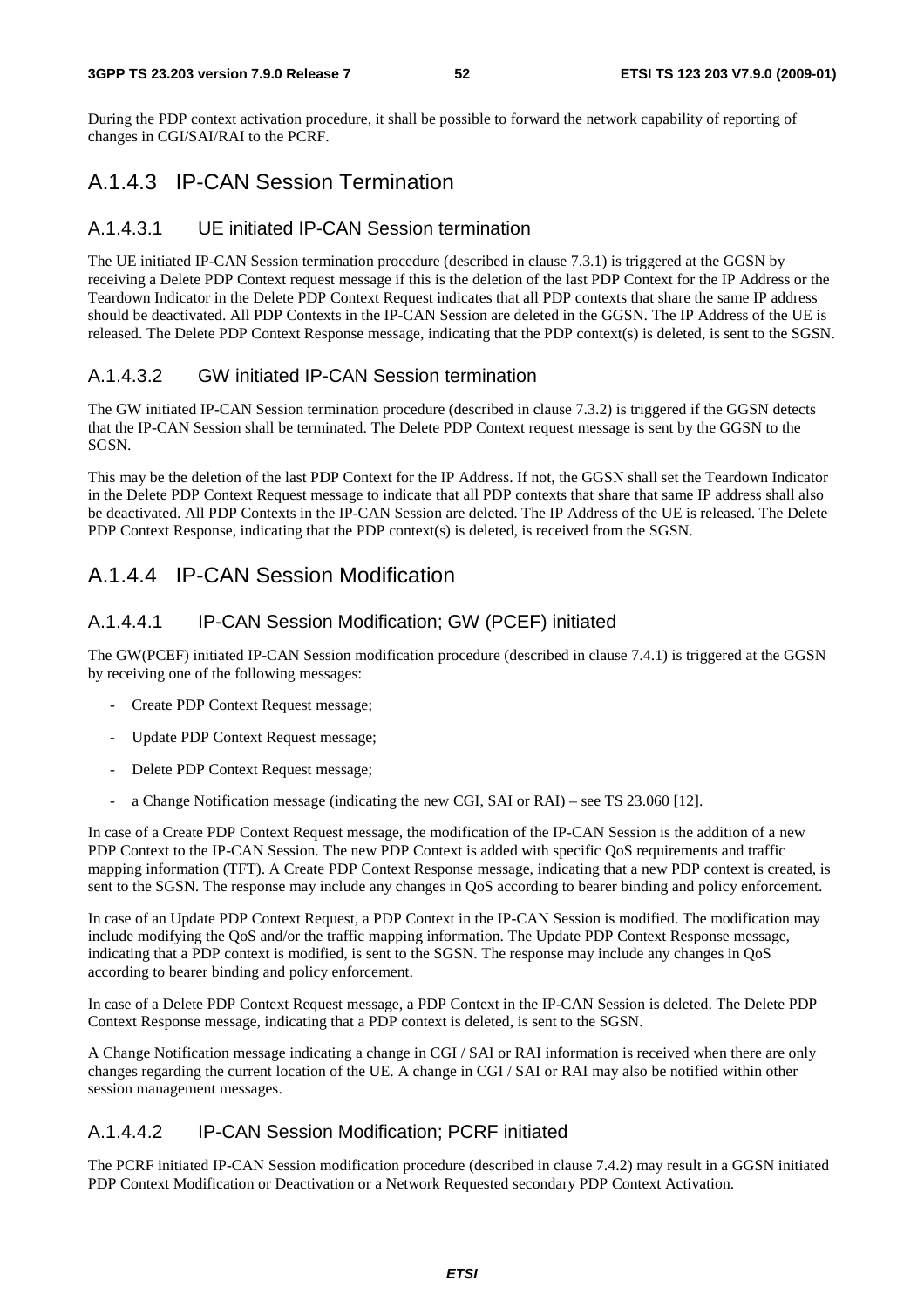During the PDP context activation procedure, it shall be possible to forward the network capability of reporting of changes in CGI/SAI/RAI to the PCRF.

## A.1.4.3 IP-CAN Session Termination

### A.1.4.3.1 UE initiated IP-CAN Session termination

The UE initiated IP-CAN Session termination procedure (described in clause 7.3.1) is triggered at the GGSN by receiving a Delete PDP Context request message if this is the deletion of the last PDP Context for the IP Address or the Teardown Indicator in the Delete PDP Context Request indicates that all PDP contexts that share the same IP address should be deactivated. All PDP Contexts in the IP-CAN Session are deleted in the GGSN. The IP Address of the UE is released. The Delete PDP Context Response message, indicating that the PDP context(s) is deleted, is sent to the SGSN.

### A.1.4.3.2 GW initiated IP-CAN Session termination

The GW initiated IP-CAN Session termination procedure (described in clause 7.3.2) is triggered if the GGSN detects that the IP-CAN Session shall be terminated. The Delete PDP Context request message is sent by the GGSN to the SGSN.

This may be the deletion of the last PDP Context for the IP Address. If not, the GGSN shall set the Teardown Indicator in the Delete PDP Context Request message to indicate that all PDP contexts that share that same IP address shall also be deactivated. All PDP Contexts in the IP-CAN Session are deleted. The IP Address of the UE is released. The Delete PDP Context Response, indicating that the PDP context(s) is deleted, is received from the SGSN.

## A.1.4.4 IP-CAN Session Modification

### A.1.4.4.1 IP-CAN Session Modification; GW (PCEF) initiated

The GW(PCEF) initiated IP-CAN Session modification procedure (described in clause 7.4.1) is triggered at the GGSN by receiving one of the following messages:

- Create PDP Context Request message;
- Update PDP Context Request message;
- Delete PDP Context Request message;
- a Change Notification message (indicating the new CGI, SAI or RAI) – see TS 23.060 [12].

In case of a Create PDP Context Request message, the modification of the IP-CAN Session is the addition of a new PDP Context to the IP-CAN Session. The new PDP Context is added with specific QoS requirements and traffic mapping information (TFT). A Create PDP Context Response message, indicating that a new PDP context is created, is sent to the SGSN. The response may include any changes in QoS according to bearer binding and policy enforcement.

In case of an Update PDP Context Request, a PDP Context in the IP-CAN Session is modified. The modification may include modifying the QoS and/or the traffic mapping information. The Update PDP Context Response message, indicating that a PDP context is modified, is sent to the SGSN. The response may include any changes in QoS according to bearer binding and policy enforcement.

In case of a Delete PDP Context Request message, a PDP Context in the IP-CAN Session is deleted. The Delete PDP Context Response message, indicating that a PDP context is deleted, is sent to the SGSN.

A Change Notification message indicating a change in CGI / SAI or RAI information is received when there are only changes regarding the current location of the UE. A change in CGI / SAI or RAI may also be notified within other session management messages.

### A.1.4.4.2 IP-CAN Session Modification; PCRF initiated

The PCRF initiated IP-CAN Session modification procedure (described in clause 7.4.2) may result in a GGSN initiated PDP Context Modification or Deactivation or a Network Requested secondary PDP Context Activation.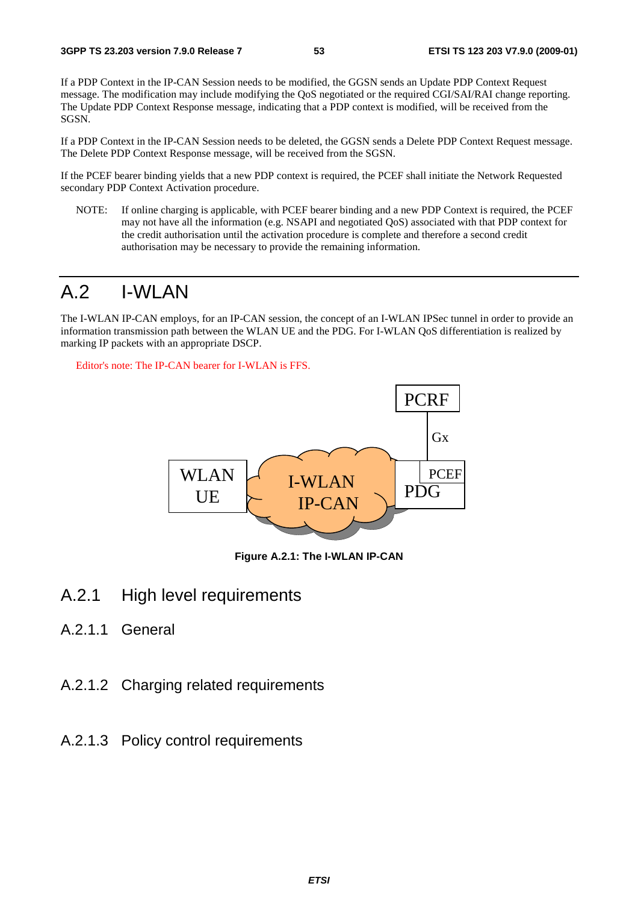If a PDP Context in the IP-CAN Session needs to be modified, the GGSN sends an Update PDP Context Request message. The modification may include modifying the QoS negotiated or the required CGI/SAI/RAI change reporting. The Update PDP Context Response message, indicating that a PDP context is modified, will be received from the SGSN.

If a PDP Context in the IP-CAN Session needs to be deleted, the GGSN sends a Delete PDP Context Request message. The Delete PDP Context Response message, will be received from the SGSN.

If the PCEF bearer binding yields that a new PDP context is required, the PCEF shall initiate the Network Requested secondary PDP Context Activation procedure.

NOTE: If online charging is applicable, with PCEF bearer binding and a new PDP Context is required, the PCEF may not have all the information (e.g. NSAPI and negotiated QoS) associated with that PDP context for the credit authorisation until the activation procedure is complete and therefore a second credit authorisation may be necessary to provide the remaining information.

# A.2 I-WLAN

The I-WLAN IP-CAN employs, for an IP-CAN session, the concept of an I-WLAN IPSec tunnel in order to provide an information transmission path between the WLAN UE and the PDG. For I-WLAN QoS differentiation is realized by marking IP packets with an appropriate DSCP.

Editor's note: The IP-CAN bearer for I-WLAN is FFS.

**Figure A.2.1: The I-WLAN IP-CAN**

## A.2.1 High level requirements

### A.2.1.1 General

### A.2.1.2 Charging related requirements

### A.2.1.3 Policy control requirements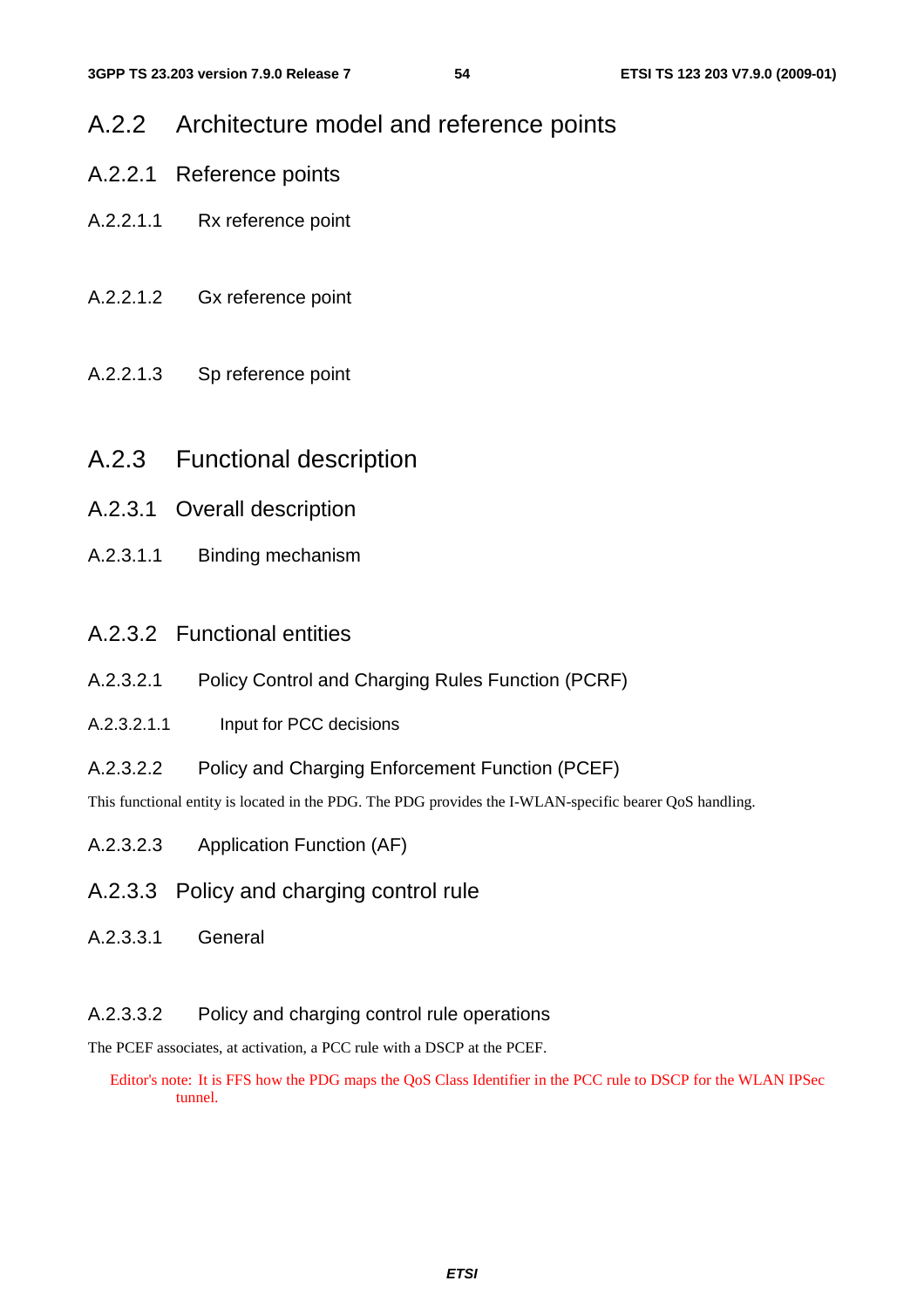## A.2.2 Architecture model and reference points

### A.2.2.1 Reference points

#### A.2.2.1.1 Rx reference point

#### A.2.2.1.2 Gx reference point

#### A.2.2.1.3 Sp reference point

## A.2.3 Functional description

### A.2.3.1 Overall description

#### A.2.3.1.1 Binding mechanism

### A.2.3.2 Functional entities

#### A.2.3.2.1 Policy Control and Charging Rules Function (PCRF)

##### A.2.3.2.1.1 Input for PCC decisions

#### A.2.3.2.2 Policy and Charging Enforcement Function (PCEF)

This functional entity is located in the PDG. The PDG provides the I-WLAN-specific bearer QoS handling.

#### A.2.3.2.3 Application Function (AF)

### A.2.3.3 Policy and charging control rule

#### A.2.3.3.1 General

#### A.2.3.3.2 Policy and charging control rule operations

The PCEF associates, at activation, a PCC rule with a DSCP at the PCEF.

Editor's note: It is FFS how the PDG maps the QoS Class Identifier in the PCC rule to DSCP for the WLAN IPSec tunnel.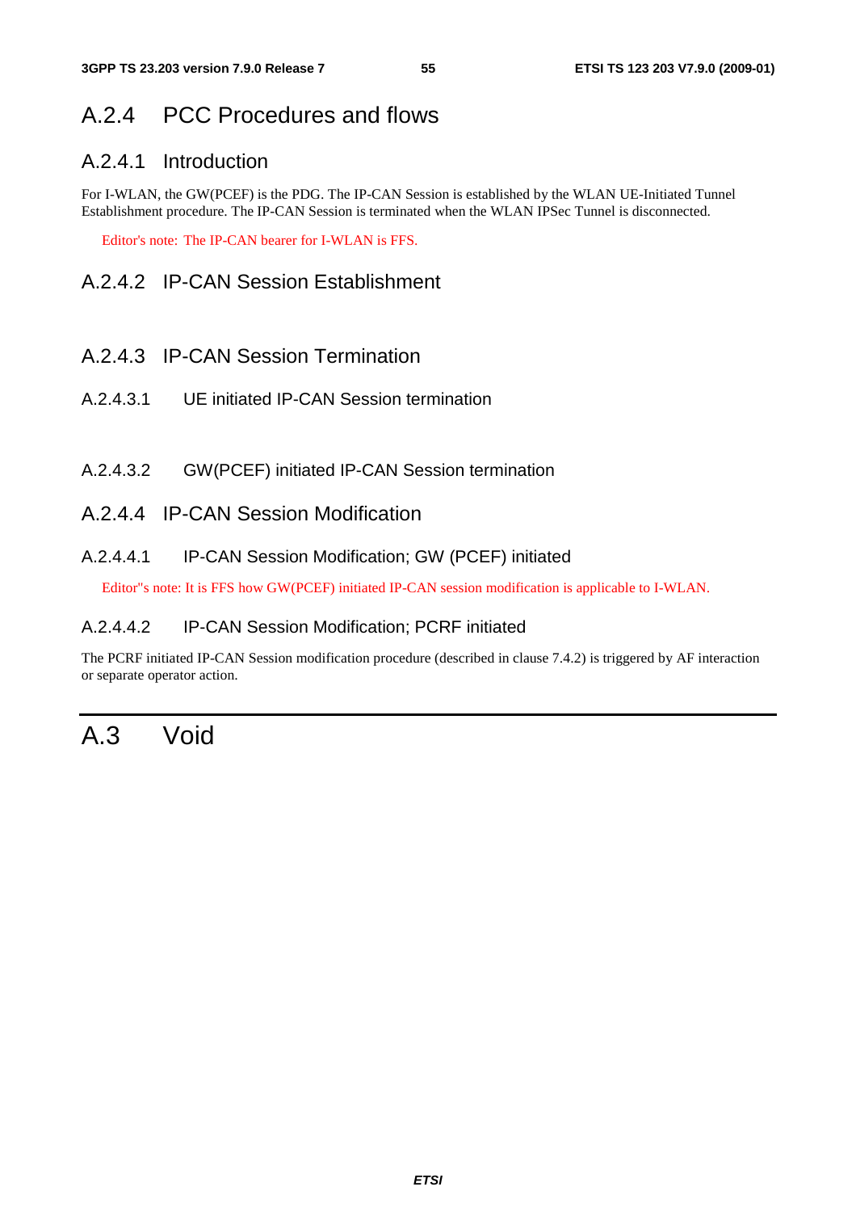### A.2.4 PCC Procedures and flows

#### A.2.4.1 Introduction

For I-WLAN, the GW(PCEF) is the PDG. The IP-CAN Session is established by the WLAN UE-Initiated Tunnel Establishment procedure. The IP-CAN Session is terminated when the WLAN IPSec Tunnel is disconnected.

Editor's note: The IP-CAN bearer for I-WLAN is FFS.

#### A.2.4.2 IP-CAN Session Establishment

#### A.2.4.3 IP-CAN Session Termination

##### A.2.4.3.1 UE initiated IP-CAN Session termination

##### A.2.4.3.2 GW(PCEF) initiated IP-CAN Session termination

#### A.2.4.4 IP-CAN Session Modification

##### A.2.4.4.1 IP-CAN Session Modification; GW (PCEF) initiated

Editor''s note: It is FFS how GW(PCEF) initiated IP-CAN session modification is applicable to I-WLAN.

##### A.2.4.4.2 IP-CAN Session Modification; PCRF initiated

The PCRF initiated IP-CAN Session modification procedure (described in clause 7.4.2) is triggered by AF interaction or separate operator action.

## A.3 Void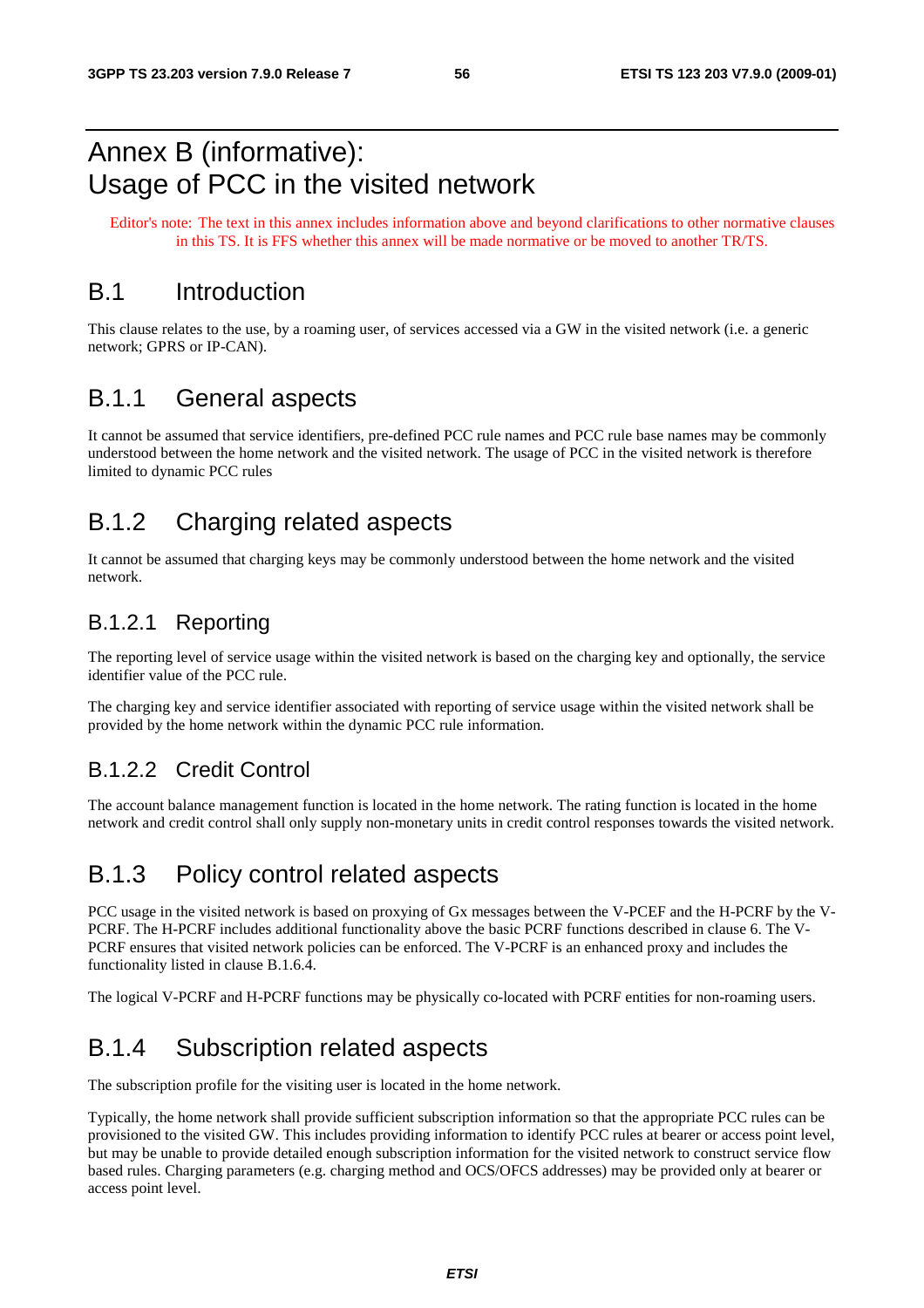# Annex B (informative): Usage of PCC in the visited network

Editor's note: The text in this annex includes information above and beyond clarifications to other normative clauses in this TS. It is FFS whether this annex will be made normative or be moved to another TR/TS.

## B.1 Introduction

This clause relates to the use, by a roaming user, of services accessed via a GW in the visited network (i.e. a generic network; GPRS or IP-CAN).

### B.1.1 General aspects

It cannot be assumed that service identifiers, pre-defined PCC rule names and PCC rule base names may be commonly understood between the home network and the visited network. The usage of PCC in the visited network is therefore limited to dynamic PCC rules

### B.1.2 Charging related aspects

It cannot be assumed that charging keys may be commonly understood between the home network and the visited network.

#### B.1.2.1 Reporting

The reporting level of service usage within the visited network is based on the charging key and optionally, the service identifier value of the PCC rule.

The charging key and service identifier associated with reporting of service usage within the visited network shall be provided by the home network within the dynamic PCC rule information.

#### B.1.2.2 Credit Control

The account balance management function is located in the home network. The rating function is located in the home network and credit control shall only supply non-monetary units in credit control responses towards the visited network.

### B.1.3 Policy control related aspects

PCC usage in the visited network is based on proxying of Gx messages between the V-PCEF and the H-PCRF by the V-PCRF. The H-PCRF includes additional functionality above the basic PCRF functions described in clause 6. The V-PCRF ensures that visited network policies can be enforced. The V-PCRF is an enhanced proxy and includes the functionality listed in clause B.1.6.4.

The logical V-PCRF and H-PCRF functions may be physically co-located with PCRF entities for non-roaming users.

### B.1.4 Subscription related aspects

The subscription profile for the visiting user is located in the home network.

Typically, the home network shall provide sufficient subscription information so that the appropriate PCC rules can be provisioned to the visited GW. This includes providing information to identify PCC rules at bearer or access point level, but may be unable to provide detailed enough subscription information for the visited network to construct service flow based rules. Charging parameters (e.g. charging method and OCS/OFCS addresses) may be provided only at bearer or access point level.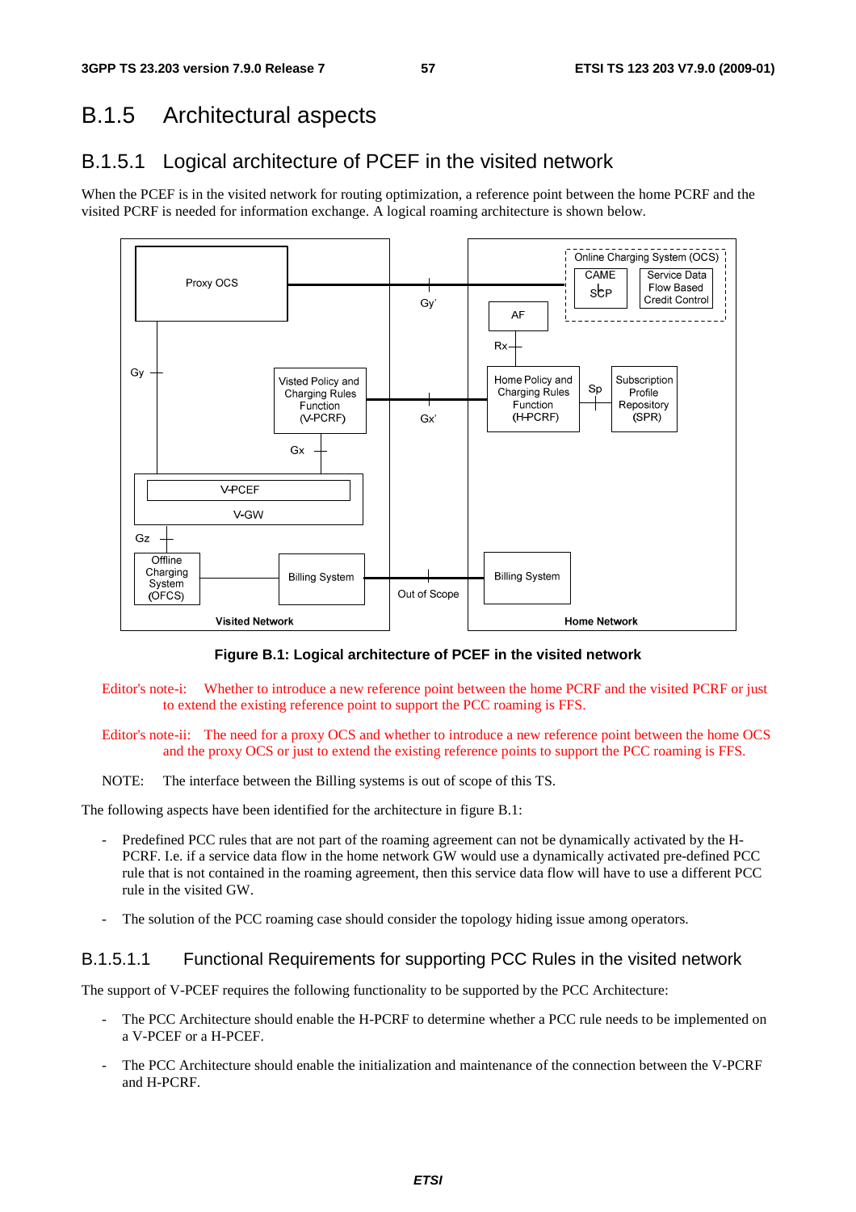## B.1.5 Architectural aspects

### B.1.5.1 Logical architecture of PCEF in the visited network

When the PCEF is in the visited network for routing optimization, a reference point between the home PCRF and the visited PCRF is needed for information exchange. A logical roaming architecture is shown below.

**Figure B.1: Logical architecture of PCEF in the visited network**

Editor's note-i: Whether to introduce a new reference point between the home PCRF and the visited PCRF or just to extend the existing reference point to support the PCC roaming is FFS.

Editor's note-ii: The need for a proxy OCS and whether to introduce a new reference point between the home OCS and the proxy OCS or just to extend the existing reference points to support the PCC roaming is FFS.

NOTE: The interface between the Billing systems is out of scope of this TS.

The following aspects have been identified for the architecture in figure B.1:

- Predefined PCC rules that are not part of the roaming agreement can not be dynamically activated by the H-PCRF. I.e. if a service data flow in the home network GW would use a dynamically activated pre-defined PCC rule that is not contained in the roaming agreement, then this service data flow will have to use a different PCC rule in the visited GW.

- The solution of the PCC roaming case should consider the topology hiding issue among operators.

#### B.1.5.1.1 Functional Requirements for supporting PCC Rules in the visited network

The support of V-PCEF requires the following functionality to be supported by the PCC Architecture:

- The PCC Architecture should enable the H-PCRF to determine whether a PCC rule needs to be implemented on a V-PCEF or a H-PCEF.

- The PCC Architecture should enable the initialization and maintenance of the connection between the V-PCRF and H-PCRF.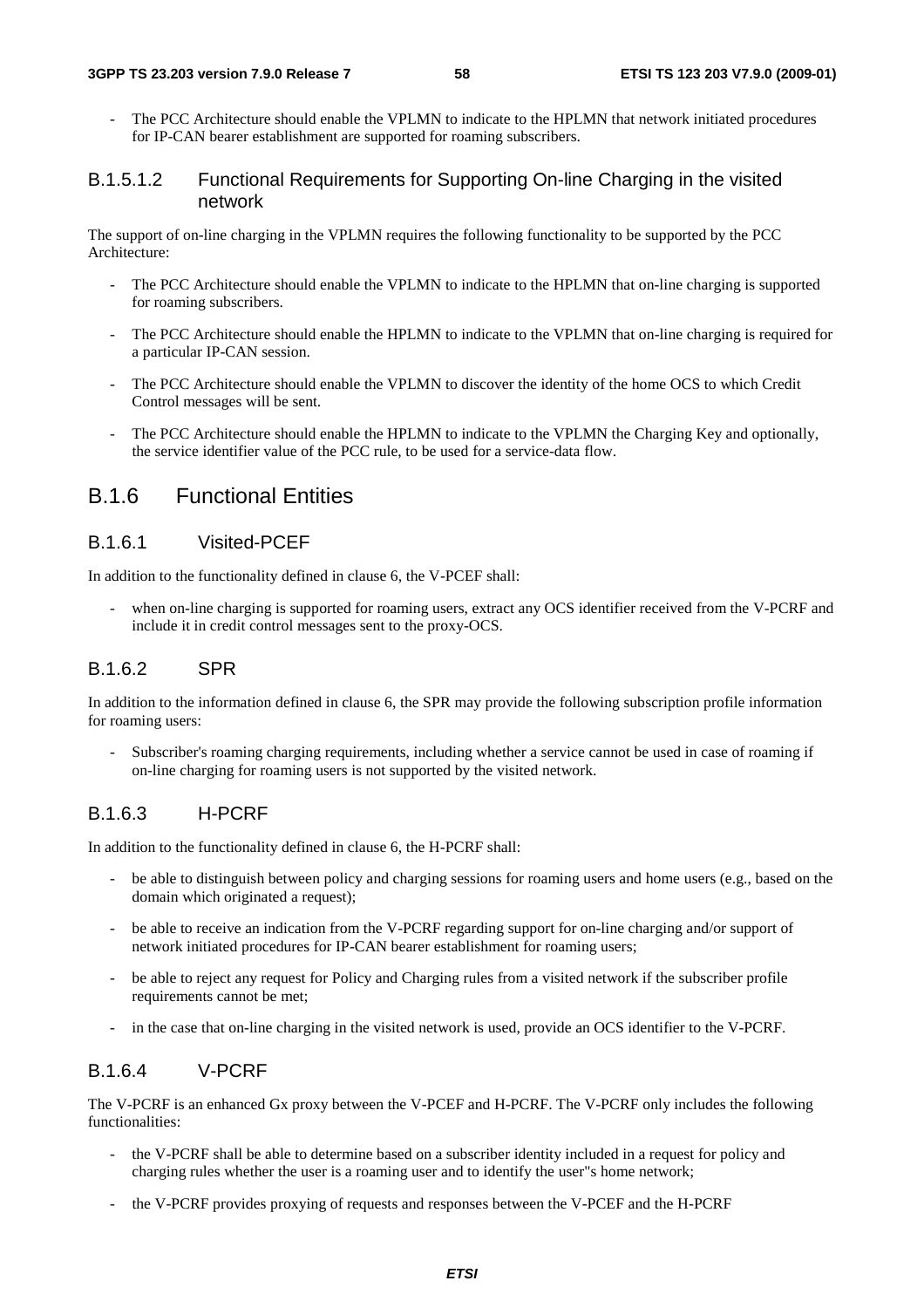- The PCC Architecture should enable the VPLMN to indicate to the HPLMN that network initiated procedures for IP-CAN bearer establishment are supported for roaming subscribers.

#### B.1.5.1.2 Functional Requirements for Supporting On-line Charging in the visited network

The support of on-line charging in the VPLMN requires the following functionality to be supported by the PCC Architecture:

- The PCC Architecture should enable the VPLMN to indicate to the HPLMN that on-line charging is supported for roaming subscribers.
- The PCC Architecture should enable the HPLMN to indicate to the VPLMN that on-line charging is required for a particular IP-CAN session.
- The PCC Architecture should enable the VPLMN to discover the identity of the home OCS to which Credit Control messages will be sent.
- The PCC Architecture should enable the HPLMN to indicate to the VPLMN the Charging Key and optionally, the service identifier value of the PCC rule, to be used for a service-data flow.

## B.1.6 Functional Entities

### B.1.6.1 Visited-PCEF

In addition to the functionality defined in clause 6, the V-PCEF shall:

- when on-line charging is supported for roaming users, extract any OCS identifier received from the V-PCRF and include it in credit control messages sent to the proxy-OCS.

### B.1.6.2 SPR

In addition to the information defined in clause 6, the SPR may provide the following subscription profile information for roaming users:

- Subscriber's roaming charging requirements, including whether a service cannot be used in case of roaming if on-line charging for roaming users is not supported by the visited network.

### B.1.6.3 H-PCRF

In addition to the functionality defined in clause 6, the H-PCRF shall:

- be able to distinguish between policy and charging sessions for roaming users and home users (e.g., based on the domain which originated a request);
- be able to receive an indication from the V-PCRF regarding support for on-line charging and/or support of network initiated procedures for IP-CAN bearer establishment for roaming users;
- be able to reject any request for Policy and Charging rules from a visited network if the subscriber profile requirements cannot be met;
- in the case that on-line charging in the visited network is used, provide an OCS identifier to the V-PCRF.

### B.1.6.4 V-PCRF

The V-PCRF is an enhanced Gx proxy between the V-PCEF and H-PCRF. The V-PCRF only includes the following functionalities:

- the V-PCRF shall be able to determine based on a subscriber identity included in a request for policy and charging rules whether the user is a roaming user and to identify the user"s home network;
- the V-PCRF provides proxying of requests and responses between the V-PCEF and the H-PCRF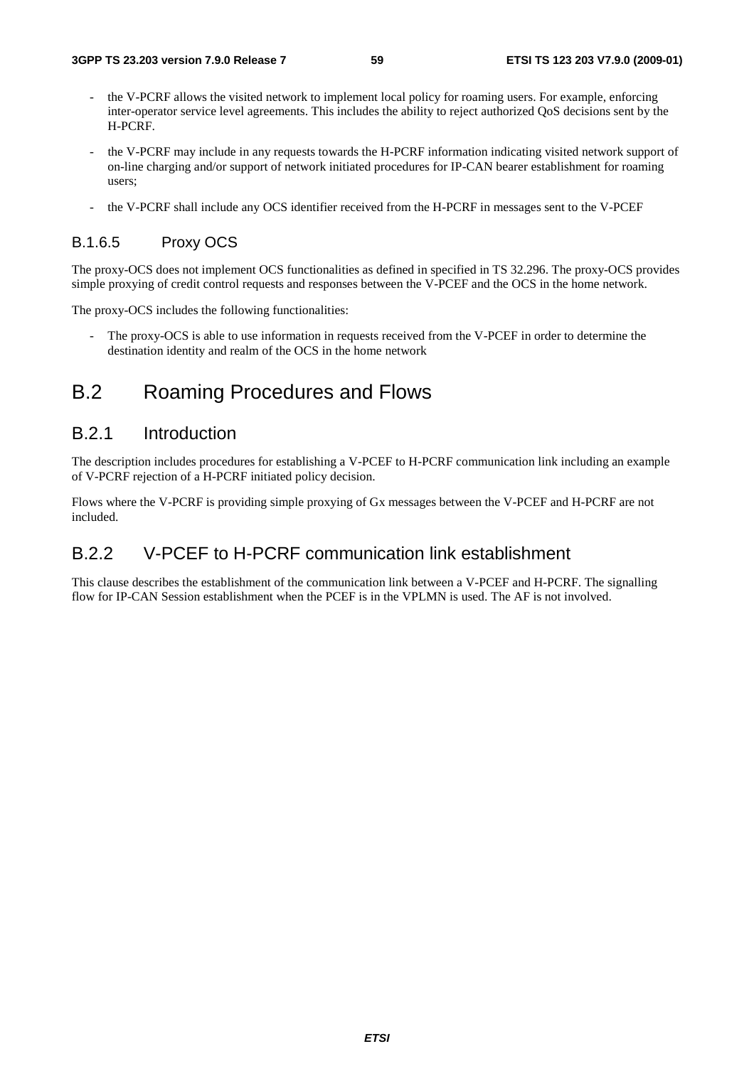- the V-PCRF allows the visited network to implement local policy for roaming users. For example, enforcing inter-operator service level agreements. This includes the ability to reject authorized QoS decisions sent by the H-PCRF.
- the V-PCRF may include in any requests towards the H-PCRF information indicating visited network support of on-line charging and/or support of network initiated procedures for IP-CAN bearer establishment for roaming users;
- the V-PCRF shall include any OCS identifier received from the H-PCRF in messages sent to the V-PCEF

#### B.1.6.5 Proxy OCS

The proxy-OCS does not implement OCS functionalities as defined in specified in TS 32.296. The proxy-OCS provides simple proxying of credit control requests and responses between the V-PCEF and the OCS in the home network.

The proxy-OCS includes the following functionalities:

- The proxy-OCS is able to use information in requests received from the V-PCEF in order to determine the destination identity and realm of the OCS in the home network

# B.2 Roaming Procedures and Flows

## B.2.1 Introduction

The description includes procedures for establishing a V-PCEF to H-PCRF communication link including an example of V-PCRF rejection of a H-PCRF initiated policy decision.

Flows where the V-PCRF is providing simple proxying of Gx messages between the V-PCEF and H-PCRF are not included.

## B.2.2 V-PCEF to H-PCRF communication link establishment

This clause describes the establishment of the communication link between a V-PCEF and H-PCRF. The signalling flow for IP-CAN Session establishment when the PCEF is in the VPLMN is used. The AF is not involved.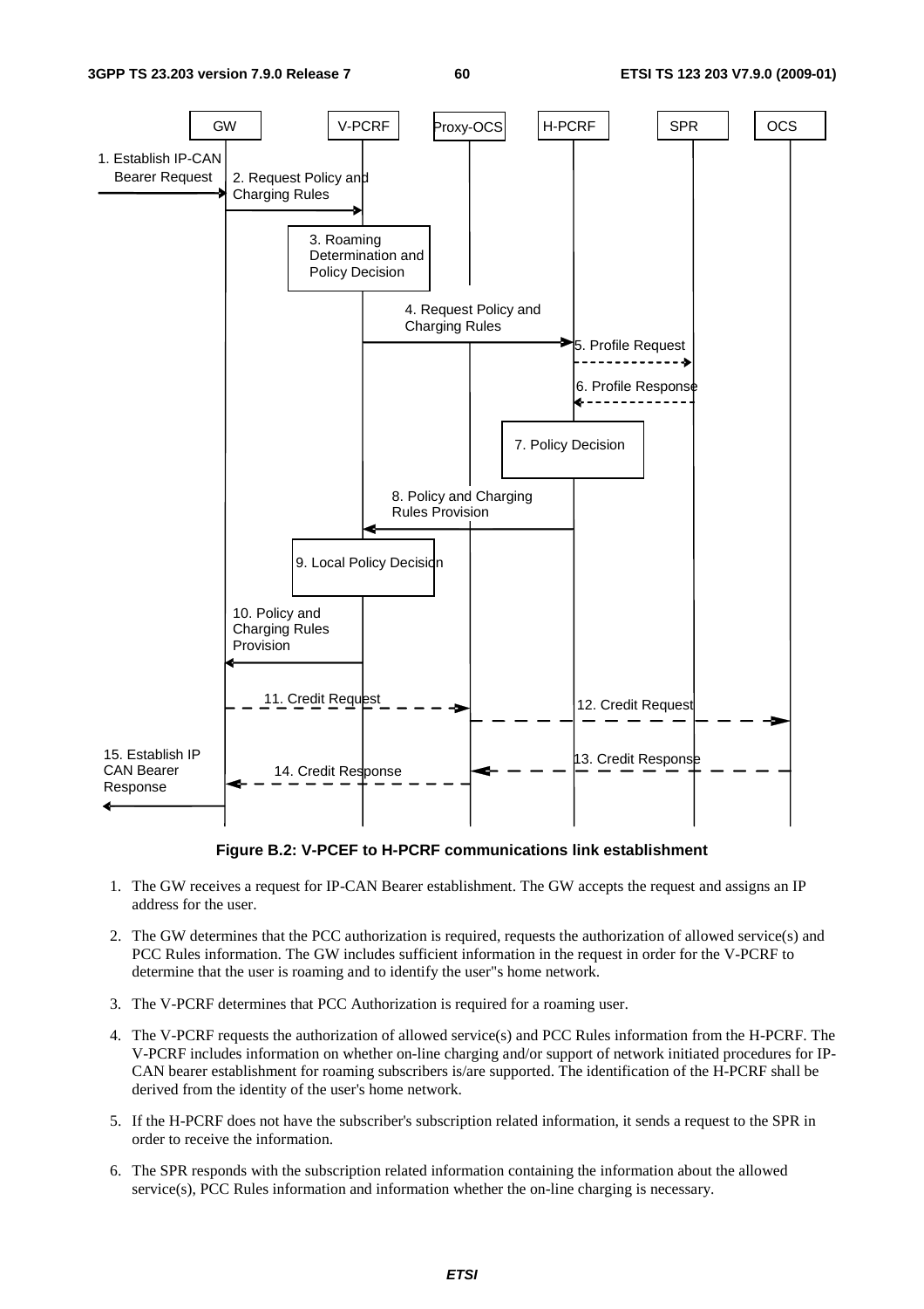**Figure B.2: V-PCEF to H-PCRF communications link establishment**

1. The GW receives a request for IP-CAN Bearer establishment. The GW accepts the request and assigns an IP address for the user.

2. The GW determines that the PCC authorization is required, requests the authorization of allowed service(s) and PCC Rules information. The GW includes sufficient information in the request in order for the V-PCRF to determine that the user is roaming and to identify the user"s home network.

3. The V-PCRF determines that PCC Authorization is required for a roaming user.

4. The V-PCRF requests the authorization of allowed service(s) and PCC Rules information from the H-PCRF. The V-PCRF includes information on whether on-line charging and/or support of network initiated procedures for IP-CAN bearer establishment for roaming subscribers is/are supported. The identification of the H-PCRF shall be derived from the identity of the user's home network.

5. If the H-PCRF does not have the subscriber's subscription related information, it sends a request to the SPR in order to receive the information.

6. The SPR responds with the subscription related information containing the information about the allowed service(s), PCC Rules information and information whether the on-line charging is necessary.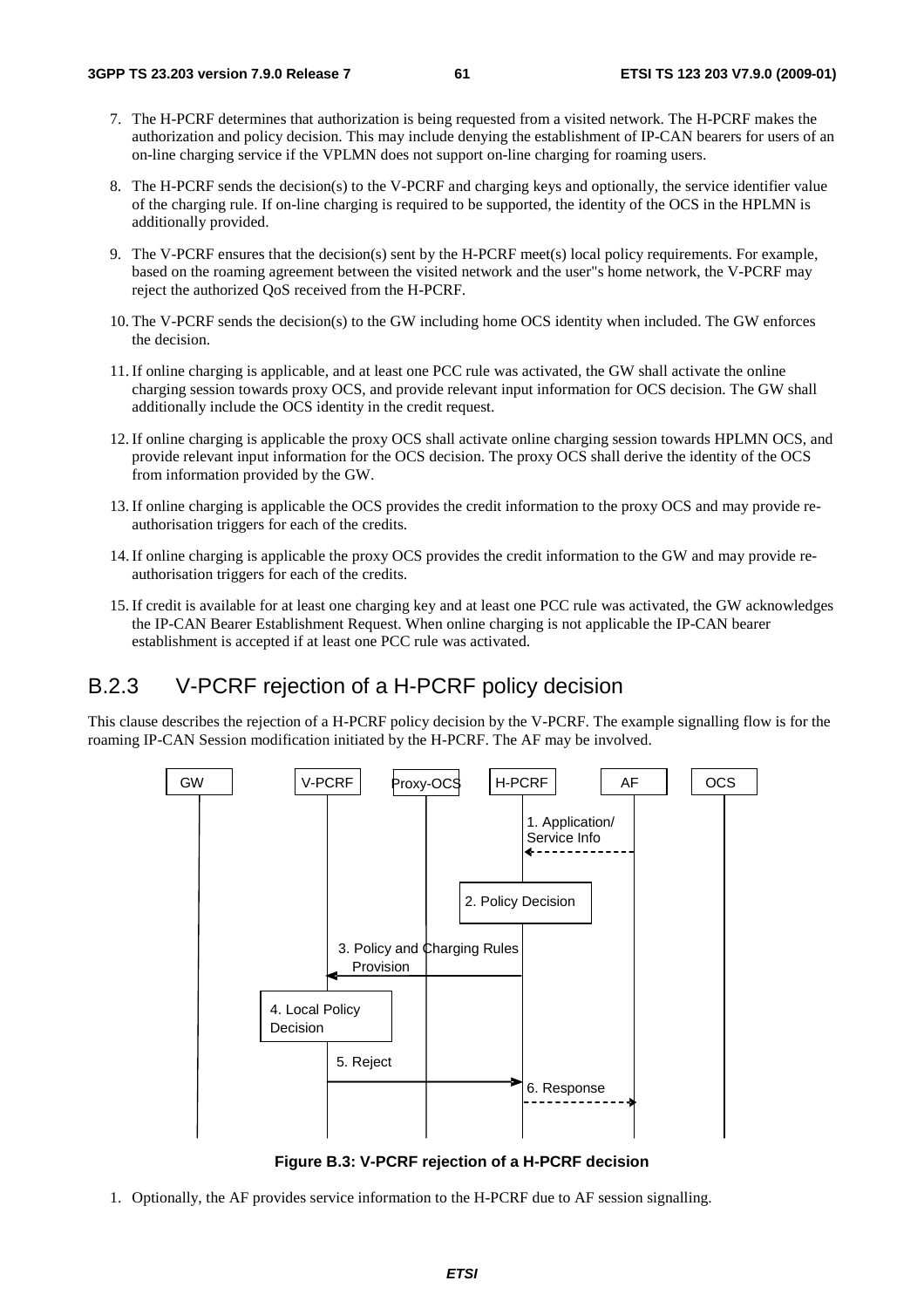7. The H-PCRF determines that authorization is being requested from a visited network. The H-PCRF makes the authorization and policy decision. This may include denying the establishment of IP-CAN bearers for users of an on-line charging service if the VPLMN does not support on-line charging for roaming users.

8. The H-PCRF sends the decision(s) to the V-PCRF and charging keys and optionally, the service identifier value of the charging rule. If on-line charging is required to be supported, the identity of the OCS in the HPLMN is additionally provided.

9. The V-PCRF ensures that the decision(s) sent by the H-PCRF meet(s) local policy requirements. For example, based on the roaming agreement between the visited network and the user"s home network, the V-PCRF may reject the authorized QoS received from the H-PCRF.

10. The V-PCRF sends the decision(s) to the GW including home OCS identity when included. The GW enforces the decision.

11. If online charging is applicable, and at least one PCC rule was activated, the GW shall activate the online charging session towards proxy OCS, and provide relevant input information for OCS decision. The GW shall additionally include the OCS identity in the credit request.

12. If online charging is applicable the proxy OCS shall activate online charging session towards HPLMN OCS, and provide relevant input information for the OCS decision. The proxy OCS shall derive the identity of the OCS from information provided by the GW.

13. If online charging is applicable the OCS provides the credit information to the proxy OCS and may provide re-authorisation triggers for each of the credits.

14. If online charging is applicable the proxy OCS provides the credit information to the GW and may provide re-authorisation triggers for each of the credits.

15. If credit is available for at least one charging key and at least one PCC rule was activated, the GW acknowledges the IP-CAN Bearer Establishment Request. When online charging is not applicable the IP-CAN bearer establishment is accepted if at least one PCC rule was activated.

## B.2.3 V-PCRF rejection of a H-PCRF policy decision

This clause describes the rejection of a H-PCRF policy decision by the V-PCRF. The example signalling flow is for the roaming IP-CAN Session modification initiated by the H-PCRF. The AF may be involved.

GW | V-PCRF | Proxy-OCS | H-PCRF | AF | OCS

1. Application/ Service Info

2. Policy Decision

3. Policy and Charging Rules Provision

4. Local Policy Decision

5. Reject

6. Response

**Figure B.3: V-PCRF rejection of a H-PCRF decision**

1. Optionally, the AF provides service information to the H-PCRF due to AF session signalling.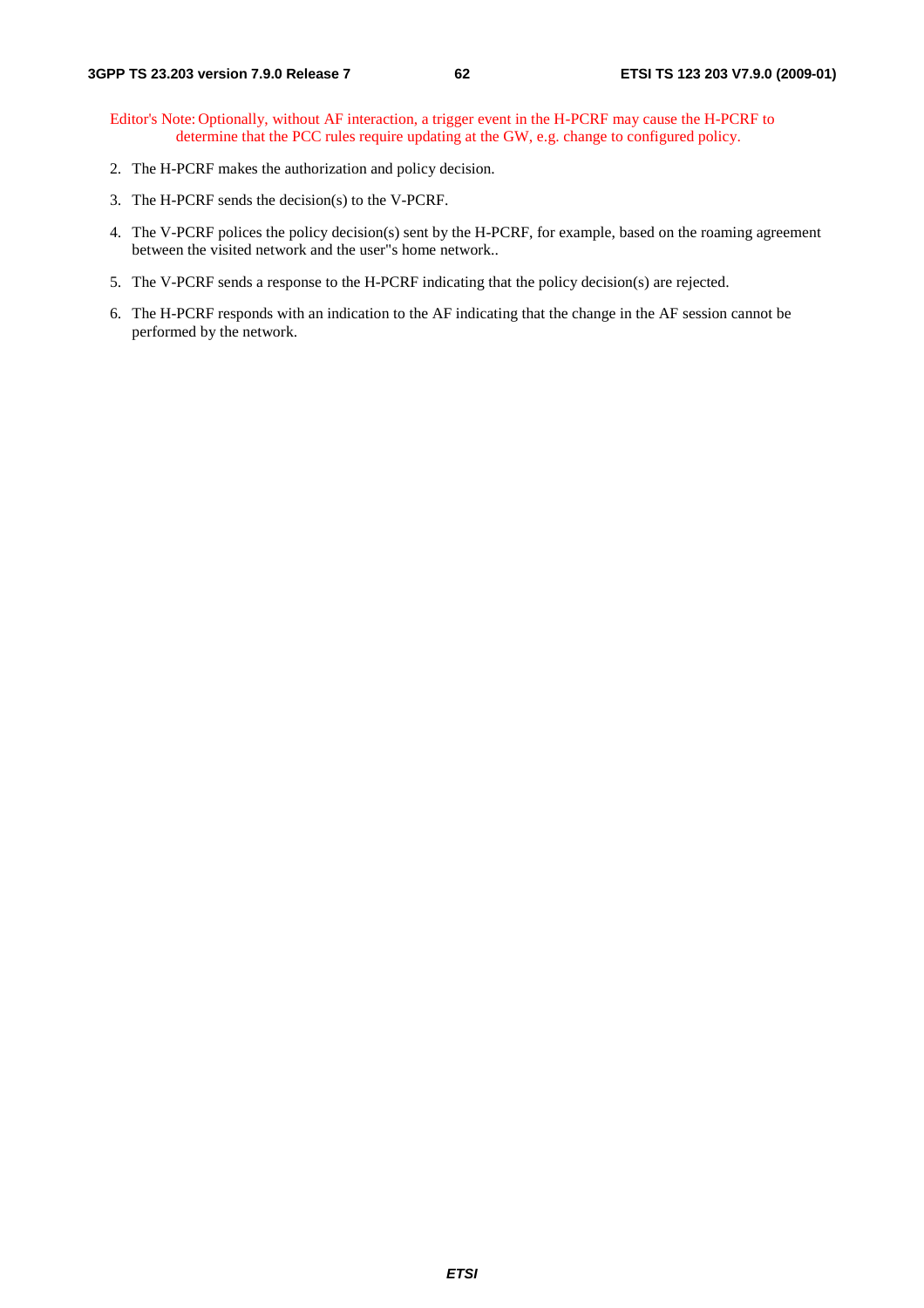Editor's Note: Optionally, without AF interaction, a trigger event in the H-PCRF may cause the H-PCRF to determine that the PCC rules require updating at the GW, e.g. change to configured policy.

2. The H-PCRF makes the authorization and policy decision.

3. The H-PCRF sends the decision(s) to the V-PCRF.

4. The V-PCRF polices the policy decision(s) sent by the H-PCRF, for example, based on the roaming agreement between the visited network and the user"s home network..

5. The V-PCRF sends a response to the H-PCRF indicating that the policy decision(s) are rejected.

6. The H-PCRF responds with an indication to the AF indicating that the change in the AF session cannot be performed by the network.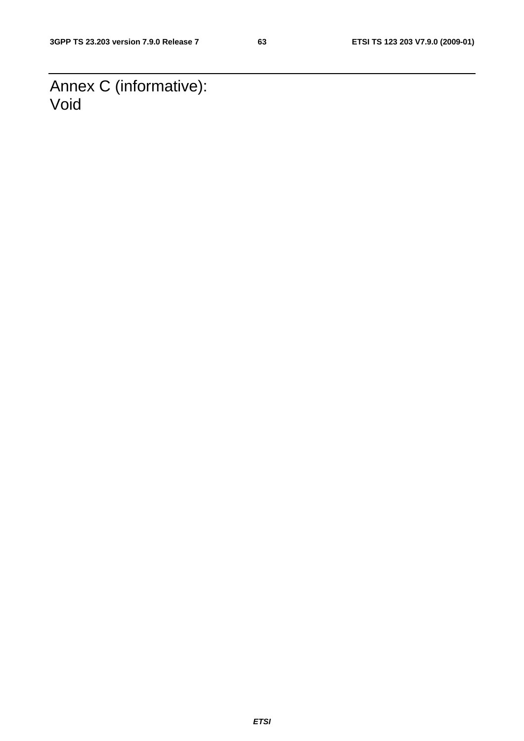# Annex C (informative): Void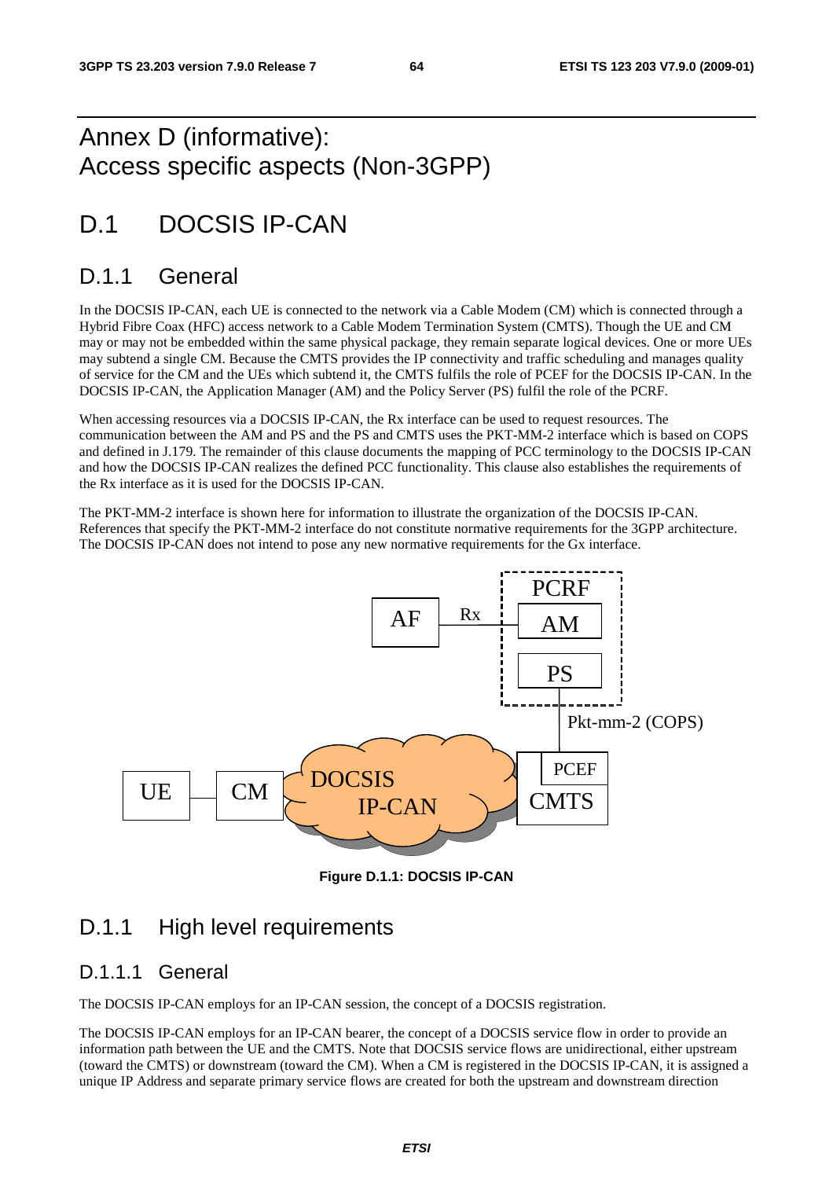# Annex D (informative): Access specific aspects (Non-3GPP)

# D.1 DOCSIS IP-CAN

## D.1.1 General

In the DOCSIS IP-CAN, each UE is connected to the network via a Cable Modem (CM) which is connected through a Hybrid Fibre Coax (HFC) access network to a Cable Modem Termination System (CMTS). Though the UE and CM may or may not be embedded within the same physical package, they remain separate logical devices. One or more UEs may subtend a single CM. Because the CMTS provides the IP connectivity and traffic scheduling and manages quality of service for the CM and the UEs which subtend it, the CMTS fulfils the role of PCEF for the DOCSIS IP-CAN. In the DOCSIS IP-CAN, the Application Manager (AM) and the Policy Server (PS) fulfil the role of the PCRF.

When accessing resources via a DOCSIS IP-CAN, the Rx interface can be used to request resources. The communication between the AM and PS and the PS and CMTS uses the PKT-MM-2 interface which is based on COPS and defined in J.179. The remainder of this clause documents the mapping of PCC terminology to the DOCSIS IP-CAN and how the DOCSIS IP-CAN realizes the defined PCC functionality. This clause also establishes the requirements of the Rx interface as it is used for the DOCSIS IP-CAN.

The PKT-MM-2 interface is shown here for information to illustrate the organization of the DOCSIS IP-CAN. References that specify the PKT-MM-2 interface do not constitute normative requirements for the 3GPP architecture. The DOCSIS IP-CAN does not intend to pose any new normative requirements for the Gx interface.

**Figure D.1.1: DOCSIS IP-CAN**

## D.1.1 High level requirements

### D.1.1.1 General

The DOCSIS IP-CAN employs for an IP-CAN session, the concept of a DOCSIS registration.

The DOCSIS IP-CAN employs for an IP-CAN bearer, the concept of a DOCSIS service flow in order to provide an information path between the UE and the CMTS. Note that DOCSIS service flows are unidirectional, either upstream (toward the CMTS) or downstream (toward the CM). When a CM is registered in the DOCSIS IP-CAN, it is assigned a unique IP Address and separate primary service flows are created for both the upstream and downstream direction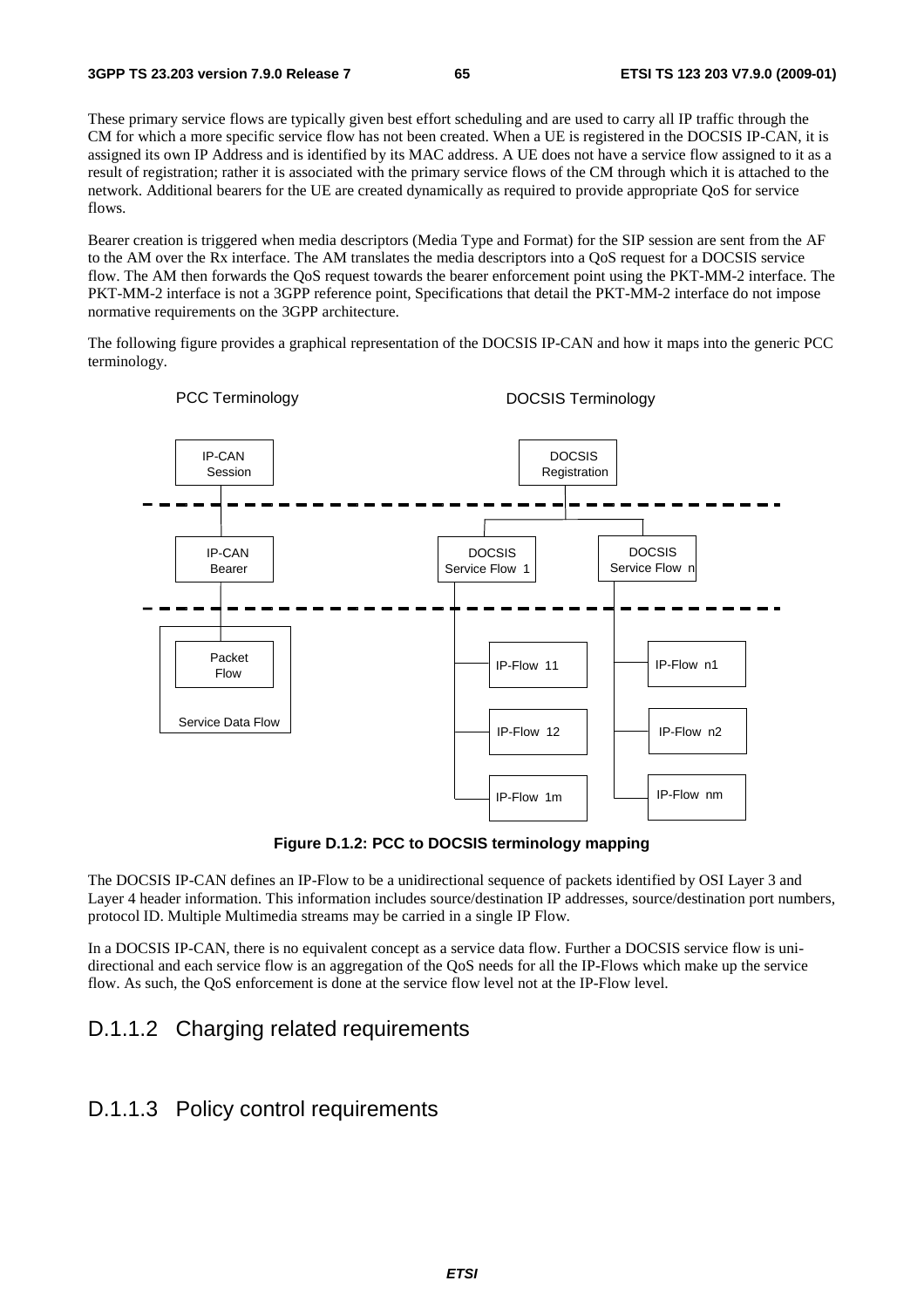These primary service flows are typically given best effort scheduling and are used to carry all IP traffic through the CM for which a more specific service flow has not been created. When a UE is registered in the DOCSIS IP-CAN, it is assigned its own IP Address and is identified by its MAC address. A UE does not have a service flow assigned to it as a result of registration; rather it is associated with the primary service flows of the CM through which it is attached to the network. Additional bearers for the UE are created dynamically as required to provide appropriate QoS for service flows.

Bearer creation is triggered when media descriptors (Media Type and Format) for the SIP session are sent from the AF to the AM over the Rx interface. The AM translates the media descriptors into a QoS request for a DOCSIS service flow. The AM then forwards the QoS request towards the bearer enforcement point using the PKT-MM-2 interface. The PKT-MM-2 interface is not a 3GPP reference point, Specifications that detail the PKT-MM-2 interface do not impose normative requirements on the 3GPP architecture.

The following figure provides a graphical representation of the DOCSIS IP-CAN and how it maps into the generic PCC terminology.

PCC Terminology DOCSIS Terminology

IP-CAN Session DOCSIS Registration

IP-CAN Bearer DOCSIS Service Flow 1 DOCSIS Service Flow n

Packet Flow

Service Data Flow

IP-Flow 11 IP-Flow 12 IP-Flow 1m

IP-Flow n1 IP-Flow n2 IP-Flow nm

**Figure D.1.2: PCC to DOCSIS terminology mapping**

The DOCSIS IP-CAN defines an IP-Flow to be a unidirectional sequence of packets identified by OSI Layer 3 and Layer 4 header information. This information includes source/destination IP addresses, source/destination port numbers, protocol ID. Multiple Multimedia streams may be carried in a single IP Flow.

In a DOCSIS IP-CAN, there is no equivalent concept as a service data flow. Further a DOCSIS service flow is uni-directional and each service flow is an aggregation of the QoS needs for all the IP-Flows which make up the service flow. As such, the QoS enforcement is done at the service flow level not at the IP-Flow level.

## D.1.1.2 Charging related requirements

## D.1.1.3 Policy control requirements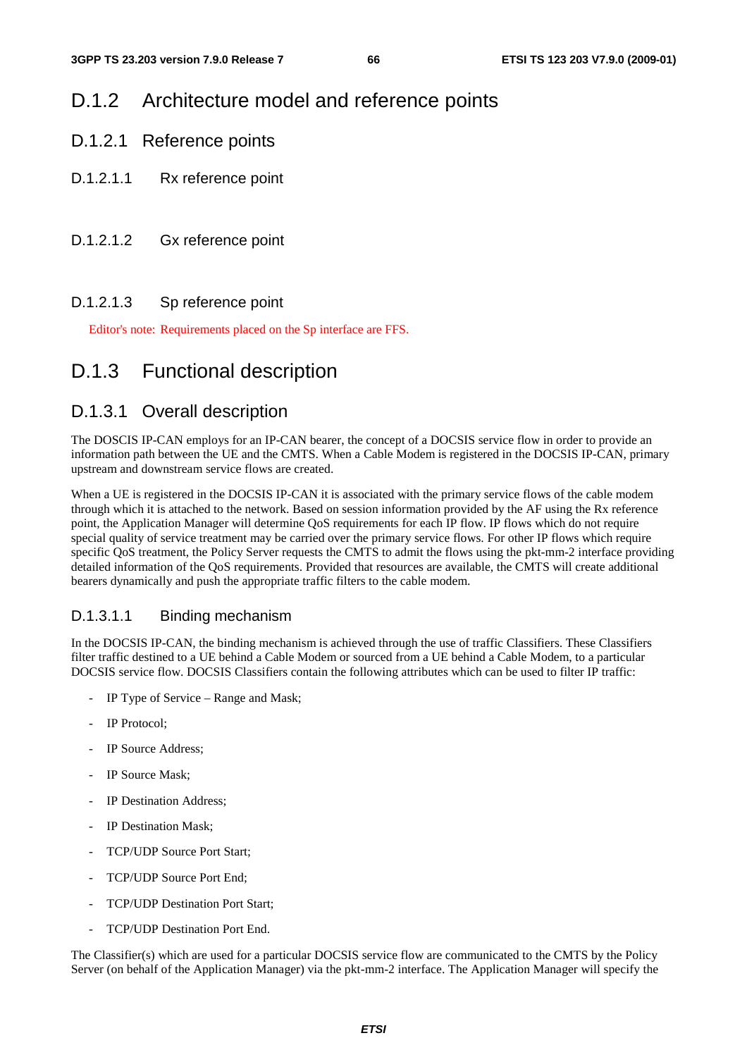## D.1.2 Architecture model and reference points

### D.1.2.1 Reference points

#### D.1.2.1.1 Rx reference point

#### D.1.2.1.2 Gx reference point

#### D.1.2.1.3 Sp reference point

Editor's note: Requirements placed on the Sp interface are FFS.

## D.1.3 Functional description

### D.1.3.1 Overall description

The DOSCIS IP-CAN employs for an IP-CAN bearer, the concept of a DOCSIS service flow in order to provide an information path between the UE and the CMTS. When a Cable Modem is registered in the DOCSIS IP-CAN, primary upstream and downstream service flows are created.

When a UE is registered in the DOCSIS IP-CAN it is associated with the primary service flows of the cable modem through which it is attached to the network. Based on session information provided by the AF using the Rx reference point, the Application Manager will determine QoS requirements for each IP flow. IP flows which do not require special quality of service treatment may be carried over the primary service flows. For other IP flows which require specific QoS treatment, the Policy Server requests the CMTS to admit the flows using the pkt-mm-2 interface providing detailed information of the QoS requirements. Provided that resources are available, the CMTS will create additional bearers dynamically and push the appropriate traffic filters to the cable modem.

#### D.1.3.1.1 Binding mechanism

In the DOCSIS IP-CAN, the binding mechanism is achieved through the use of traffic Classifiers. These Classifiers filter traffic destined to a UE behind a Cable Modem or sourced from a UE behind a Cable Modem, to a particular DOCSIS service flow. DOCSIS Classifiers contain the following attributes which can be used to filter IP traffic:

- IP Type of Service – Range and Mask;
- IP Protocol;
- IP Source Address;
- IP Source Mask;
- IP Destination Address;
- IP Destination Mask;
- TCP/UDP Source Port Start;
- TCP/UDP Source Port End;
- TCP/UDP Destination Port Start;
- TCP/UDP Destination Port End.

The Classifier(s) which are used for a particular DOCSIS service flow are communicated to the CMTS by the Policy Server (on behalf of the Application Manager) via the pkt-mm-2 interface. The Application Manager will specify the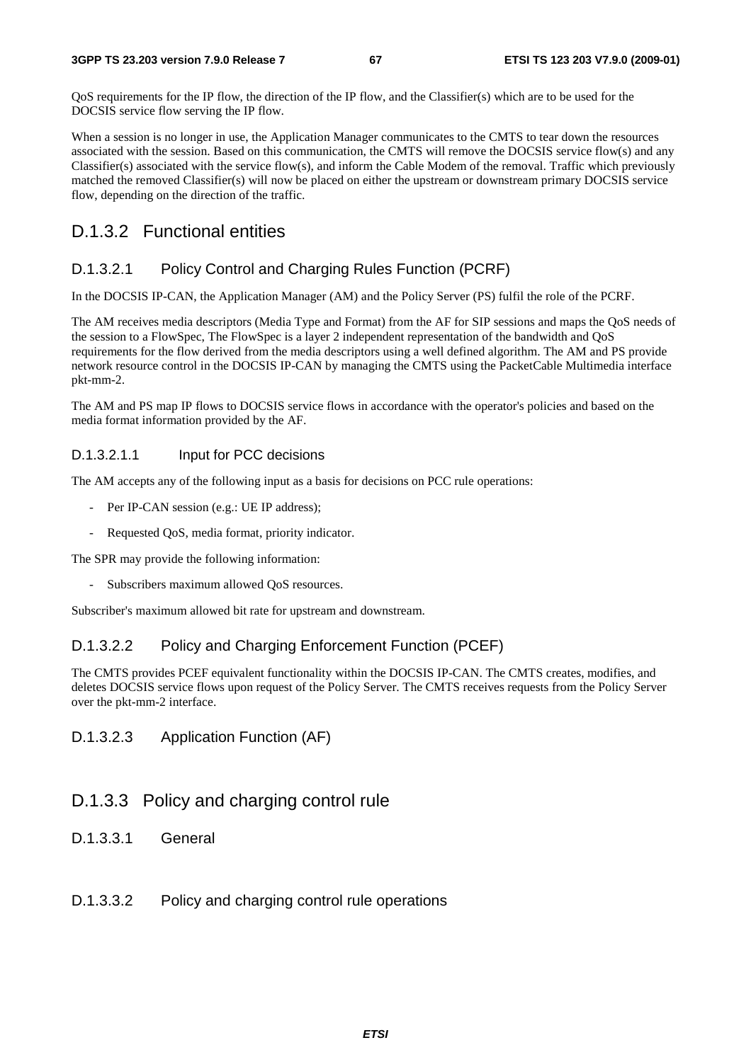QoS requirements for the IP flow, the direction of the IP flow, and the Classifier(s) which are to be used for the DOCSIS service flow serving the IP flow.

When a session is no longer in use, the Application Manager communicates to the CMTS to tear down the resources associated with the session. Based on this communication, the CMTS will remove the DOCSIS service flow(s) and any Classifier(s) associated with the service flow(s), and inform the Cable Modem of the removal. Traffic which previously matched the removed Classifier(s) will now be placed on either the upstream or downstream primary DOCSIS service flow, depending on the direction of the traffic.

## D.1.3.2 Functional entities

### D.1.3.2.1 Policy Control and Charging Rules Function (PCRF)

In the DOCSIS IP-CAN, the Application Manager (AM) and the Policy Server (PS) fulfil the role of the PCRF.

The AM receives media descriptors (Media Type and Format) from the AF for SIP sessions and maps the QoS needs of the session to a FlowSpec, The FlowSpec is a layer 2 independent representation of the bandwidth and QoS requirements for the flow derived from the media descriptors using a well defined algorithm. The AM and PS provide network resource control in the DOCSIS IP-CAN by managing the CMTS using the PacketCable Multimedia interface pkt-mm-2.

The AM and PS map IP flows to DOCSIS service flows in accordance with the operator's policies and based on the media format information provided by the AF.

#### D.1.3.2.1.1 Input for PCC decisions

The AM accepts any of the following input as a basis for decisions on PCC rule operations:

- Per IP-CAN session (e.g.: UE IP address);
- Requested QoS, media format, priority indicator.

The SPR may provide the following information:

- Subscribers maximum allowed QoS resources.

Subscriber's maximum allowed bit rate for upstream and downstream.

### D.1.3.2.2 Policy and Charging Enforcement Function (PCEF)

The CMTS provides PCEF equivalent functionality within the DOCSIS IP-CAN. The CMTS creates, modifies, and deletes DOCSIS service flows upon request of the Policy Server. The CMTS receives requests from the Policy Server over the pkt-mm-2 interface.

### D.1.3.2.3 Application Function (AF)

## D.1.3.3 Policy and charging control rule

### D.1.3.3.1 General

### D.1.3.3.2 Policy and charging control rule operations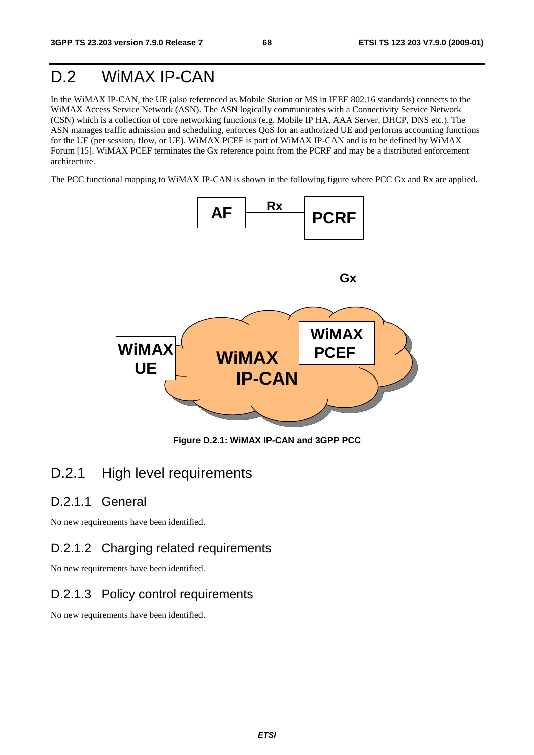# D.2 WiMAX IP-CAN

In the WiMAX IP-CAN, the UE (also referenced as Mobile Station or MS in IEEE 802.16 standards) connects to the WiMAX Access Service Network (ASN). The ASN logically communicates with a Connectivity Service Network (CSN) which is a collection of core networking functions (e.g. Mobile IP HA, AAA Server, DHCP, DNS etc.). The ASN manages traffic admission and scheduling, enforces QoS for an authorized UE and performs accounting functions for the UE (per session, flow, or UE). WiMAX PCEF is part of WiMAX IP-CAN and is to be defined by WiMAX Forum [15]. WiMAX PCEF terminates the Gx reference point from the PCRF and may be a distributed enforcement architecture.

The PCC functional mapping to WiMAX IP-CAN is shown in the following figure where PCC Gx and Rx are applied.

**Figure D.2.1: WiMAX IP-CAN and 3GPP PCC**

## D.2.1 High level requirements

### D.2.1.1 General

No new requirements have been identified.

### D.2.1.2 Charging related requirements

No new requirements have been identified.

### D.2.1.3 Policy control requirements

No new requirements have been identified.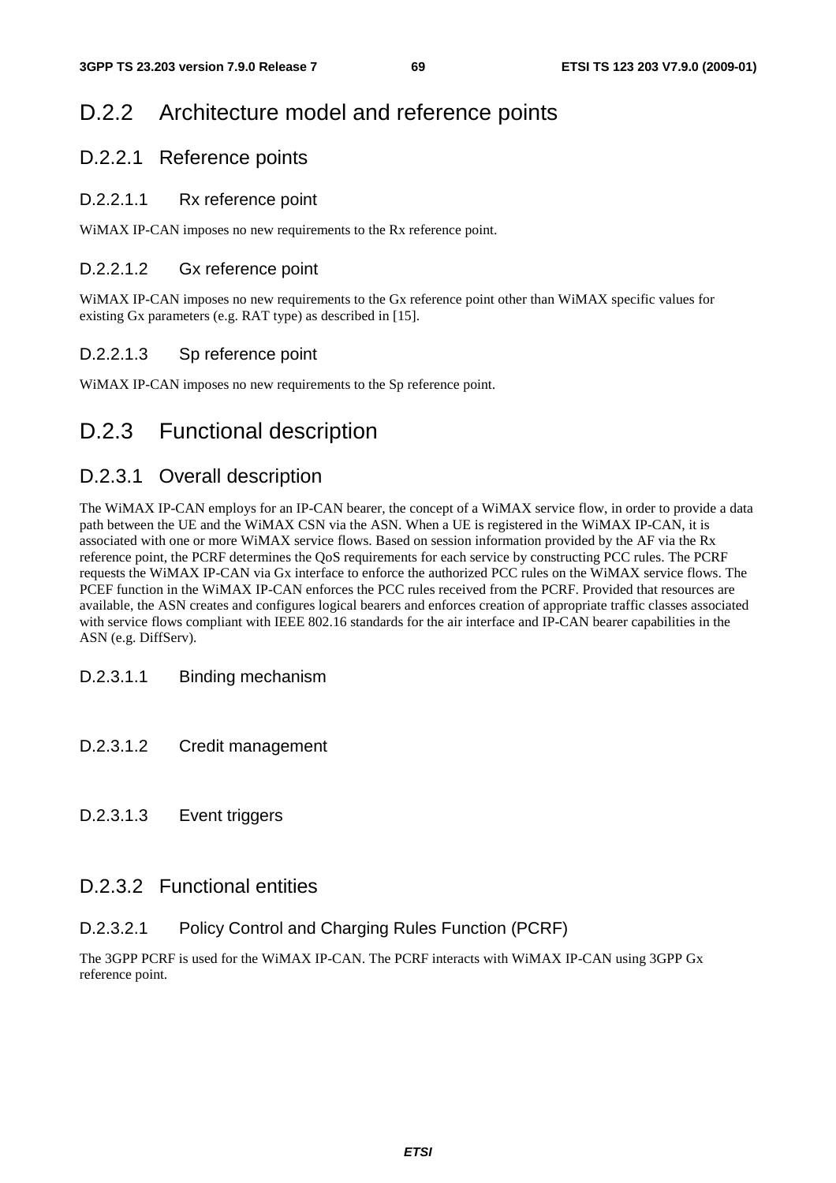## D.2.2 Architecture model and reference points

### D.2.2.1 Reference points

#### D.2.2.1.1 Rx reference point

WiMAX IP-CAN imposes no new requirements to the Rx reference point.

#### D.2.2.1.2 Gx reference point

WiMAX IP-CAN imposes no new requirements to the Gx reference point other than WiMAX specific values for existing Gx parameters (e.g. RAT type) as described in [15].

#### D.2.2.1.3 Sp reference point

WiMAX IP-CAN imposes no new requirements to the Sp reference point.

## D.2.3 Functional description

### D.2.3.1 Overall description

The WiMAX IP-CAN employs for an IP-CAN bearer, the concept of a WiMAX service flow, in order to provide a data path between the UE and the WiMAX CSN via the ASN. When a UE is registered in the WiMAX IP-CAN, it is associated with one or more WiMAX service flows. Based on session information provided by the AF via the Rx reference point, the PCRF determines the QoS requirements for each service by constructing PCC rules. The PCRF requests the WiMAX IP-CAN via Gx interface to enforce the authorized PCC rules on the WiMAX service flows. The PCEF function in the WiMAX IP-CAN enforces the PCC rules received from the PCRF. Provided that resources are available, the ASN creates and configures logical bearers and enforces creation of appropriate traffic classes associated with service flows compliant with IEEE 802.16 standards for the air interface and IP-CAN bearer capabilities in the ASN (e.g. DiffServ).

#### D.2.3.1.1 Binding mechanism

#### D.2.3.1.2 Credit management

#### D.2.3.1.3 Event triggers

### D.2.3.2 Functional entities

#### D.2.3.2.1 Policy Control and Charging Rules Function (PCRF)

The 3GPP PCRF is used for the WiMAX IP-CAN. The PCRF interacts with WiMAX IP-CAN using 3GPP Gx reference point.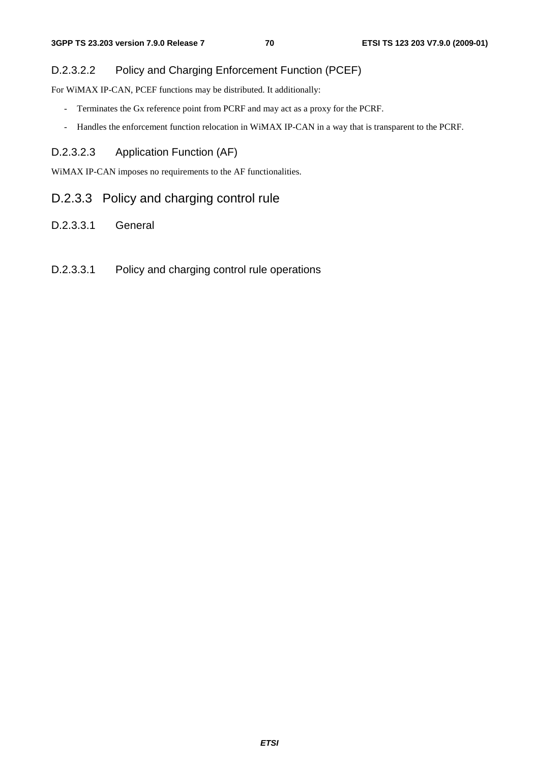#### D.2.3.2.2 Policy and Charging Enforcement Function (PCEF)

For WiMAX IP-CAN, PCEF functions may be distributed. It additionally:

- Terminates the Gx reference point from PCRF and may act as a proxy for the PCRF.
- Handles the enforcement function relocation in WiMAX IP-CAN in a way that is transparent to the PCRF.

#### D.2.3.2.3 Application Function (AF)

WiMAX IP-CAN imposes no requirements to the AF functionalities.

### D.2.3.3 Policy and charging control rule

#### D.2.3.3.1 General

#### D.2.3.3.1 Policy and charging control rule operations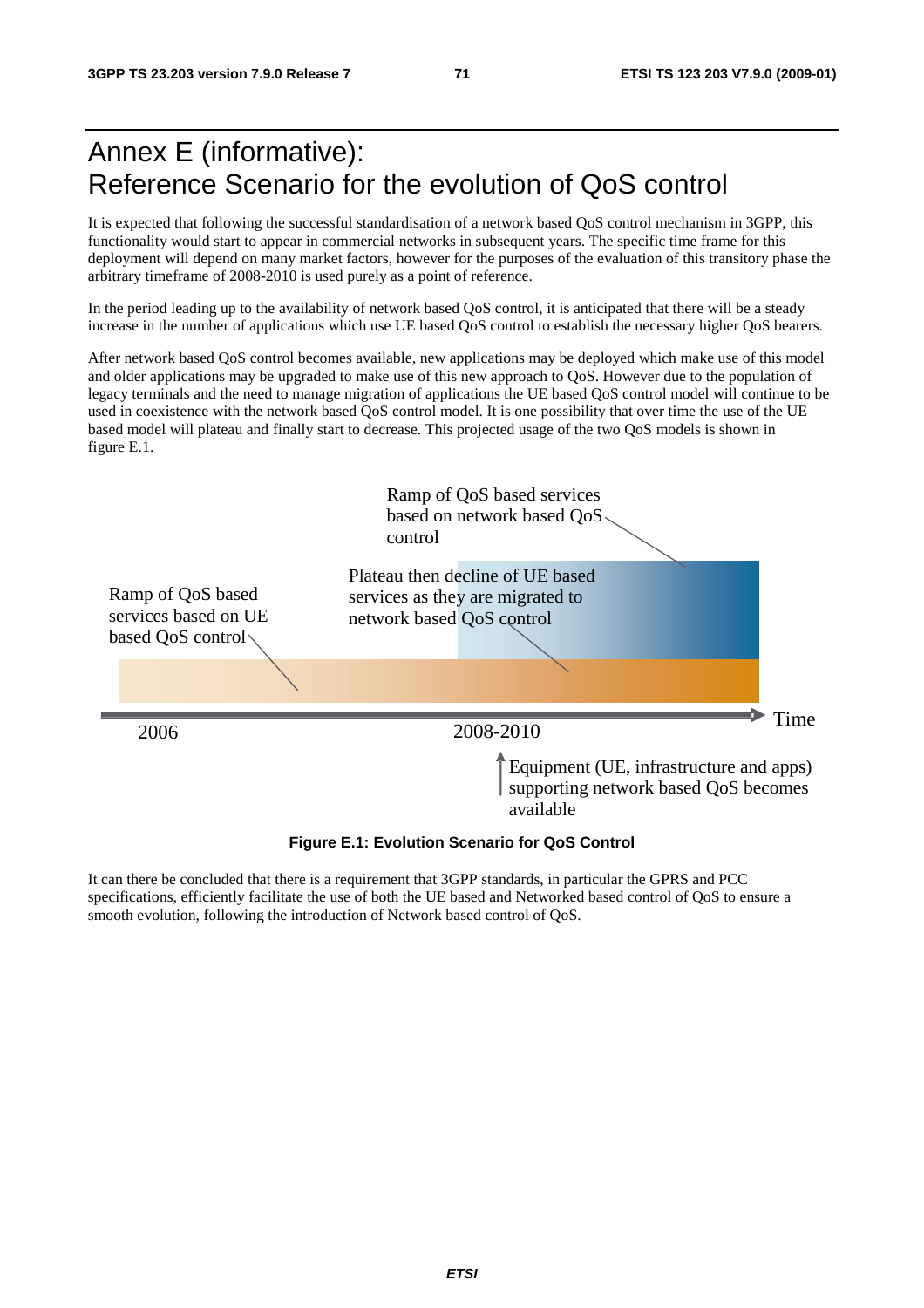# Annex E (informative): Reference Scenario for the evolution of QoS control

It is expected that following the successful standardisation of a network based QoS control mechanism in 3GPP, this functionality would start to appear in commercial networks in subsequent years. The specific time frame for this deployment will depend on many market factors, however for the purposes of the evaluation of this transitory phase the arbitrary timeframe of 2008-2010 is used purely as a point of reference.

In the period leading up to the availability of network based QoS control, it is anticipated that there will be a steady increase in the number of applications which use UE based QoS control to establish the necessary higher QoS bearers.

After network based QoS control becomes available, new applications may be deployed which make use of this model and older applications may be upgraded to make use of this new approach to QoS. However due to the population of legacy terminals and the need to manage migration of applications the UE based QoS control model will continue to be used in coexistence with the network based QoS control model. It is one possibility that over time the use of the UE based model will plateau and finally start to decrease. This projected usage of the two QoS models is shown in figure E.1.

Ramp of QoS based services based on network based QoS control

Ramp of QoS based services based on UE based QoS control

Plateau then decline of UE based services as they are migrated to network based QoS control

2006

2008-2010

Time

Equipment (UE, infrastructure and apps) supporting network based QoS becomes available

**Figure E.1: Evolution Scenario for QoS Control**

It can there be concluded that there is a requirement that 3GPP standards, in particular the GPRS and PCC specifications, efficiently facilitate the use of both the UE based and Networked based control of QoS to ensure a smooth evolution, following the introduction of Network based control of QoS.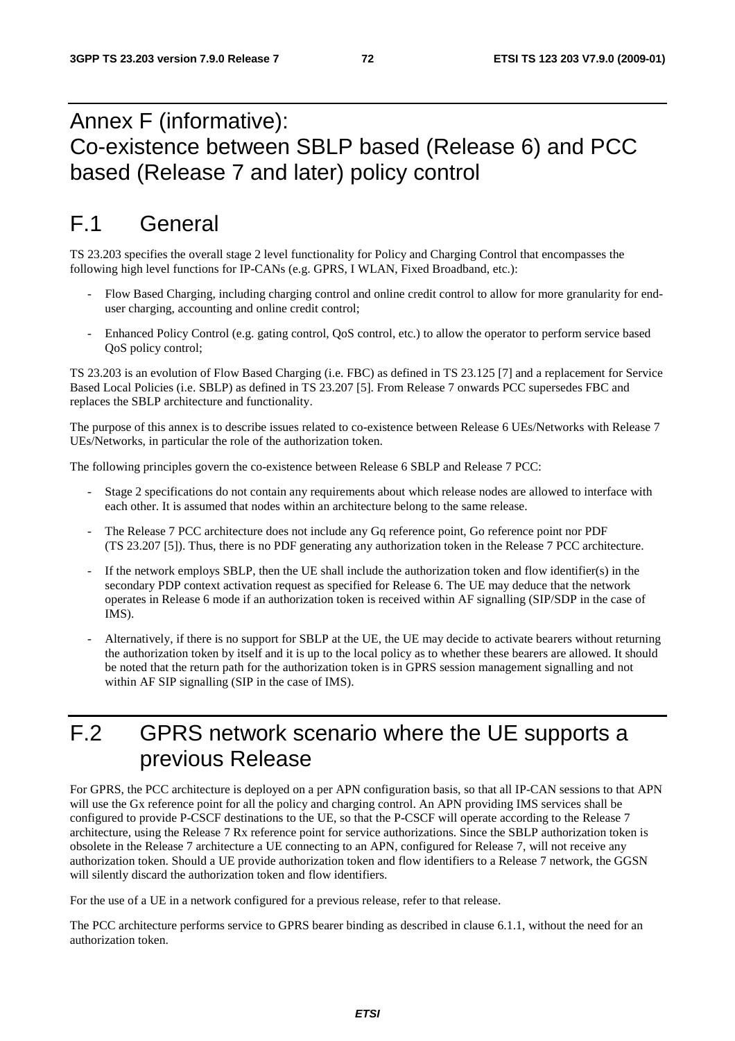# Annex F (informative): Co-existence between SBLP based (Release 6) and PCC based (Release 7 and later) policy control

## F.1 General

TS 23.203 specifies the overall stage 2 level functionality for Policy and Charging Control that encompasses the following high level functions for IP-CANs (e.g. GPRS, I WLAN, Fixed Broadband, etc.):

- Flow Based Charging, including charging control and online credit control to allow for more granularity for end-user charging, accounting and online credit control;
- Enhanced Policy Control (e.g. gating control, QoS control, etc.) to allow the operator to perform service based QoS policy control;

TS 23.203 is an evolution of Flow Based Charging (i.e. FBC) as defined in TS 23.125 [7] and a replacement for Service Based Local Policies (i.e. SBLP) as defined in TS 23.207 [5]. From Release 7 onwards PCC supersedes FBC and replaces the SBLP architecture and functionality.

The purpose of this annex is to describe issues related to co-existence between Release 6 UEs/Networks with Release 7 UEs/Networks, in particular the role of the authorization token.

The following principles govern the co-existence between Release 6 SBLP and Release 7 PCC:

- Stage 2 specifications do not contain any requirements about which release nodes are allowed to interface with each other. It is assumed that nodes within an architecture belong to the same release.
- The Release 7 PCC architecture does not include any Gq reference point, Go reference point nor PDF (TS 23.207 [5]). Thus, there is no PDF generating any authorization token in the Release 7 PCC architecture.
- If the network employs SBLP, then the UE shall include the authorization token and flow identifier(s) in the secondary PDP context activation request as specified for Release 6. The UE may deduce that the network operates in Release 6 mode if an authorization token is received within AF signalling (SIP/SDP in the case of IMS).
- Alternatively, if there is no support for SBLP at the UE, the UE may decide to activate bearers without returning the authorization token by itself and it is up to the local policy as to whether these bearers are allowed. It should be noted that the return path for the authorization token is in GPRS session management signalling and not within AF SIP signalling (SIP in the case of IMS).

## F.2 GPRS network scenario where the UE supports a previous Release

For GPRS, the PCC architecture is deployed on a per APN configuration basis, so that all IP-CAN sessions to that APN will use the Gx reference point for all the policy and charging control. An APN providing IMS services shall be configured to provide P-CSCF destinations to the UE, so that the P-CSCF will operate according to the Release 7 architecture, using the Release 7 Rx reference point for service authorizations. Since the SBLP authorization token is obsolete in the Release 7 architecture a UE connecting to an APN, configured for Release 7, will not receive any authorization token. Should a UE provide authorization token and flow identifiers to a Release 7 network, the GGSN will silently discard the authorization token and flow identifiers.

For the use of a UE in a network configured for a previous release, refer to that release.

The PCC architecture performs service to GPRS bearer binding as described in clause 6.1.1, without the need for an authorization token.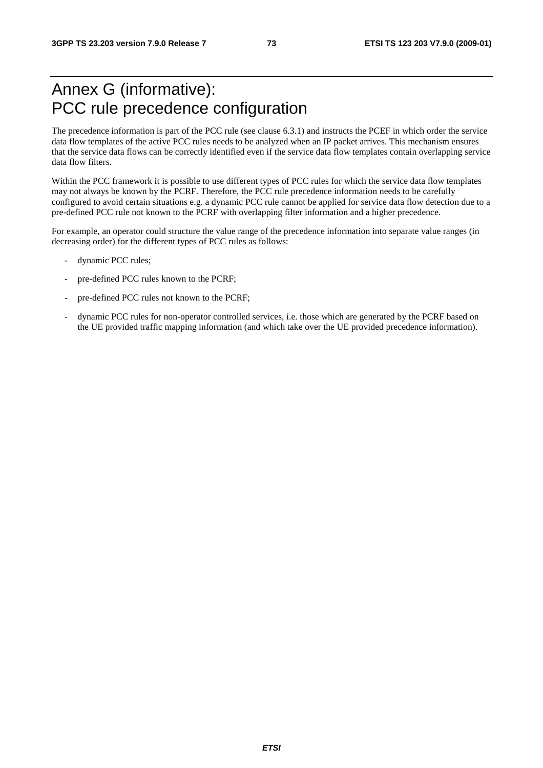# Annex G (informative): PCC rule precedence configuration

The precedence information is part of the PCC rule (see clause 6.3.1) and instructs the PCEF in which order the service data flow templates of the active PCC rules needs to be analyzed when an IP packet arrives. This mechanism ensures that the service data flows can be correctly identified even if the service data flow templates contain overlapping service data flow filters.

Within the PCC framework it is possible to use different types of PCC rules for which the service data flow templates may not always be known by the PCRF. Therefore, the PCC rule precedence information needs to be carefully configured to avoid certain situations e.g. a dynamic PCC rule cannot be applied for service data flow detection due to a pre-defined PCC rule not known to the PCRF with overlapping filter information and a higher precedence.

For example, an operator could structure the value range of the precedence information into separate value ranges (in decreasing order) for the different types of PCC rules as follows:

- dynamic PCC rules;
- pre-defined PCC rules known to the PCRF;
- pre-defined PCC rules not known to the PCRF;
- dynamic PCC rules for non-operator controlled services, i.e. those which are generated by the PCRF based on the UE provided traffic mapping information (and which take over the UE provided precedence information).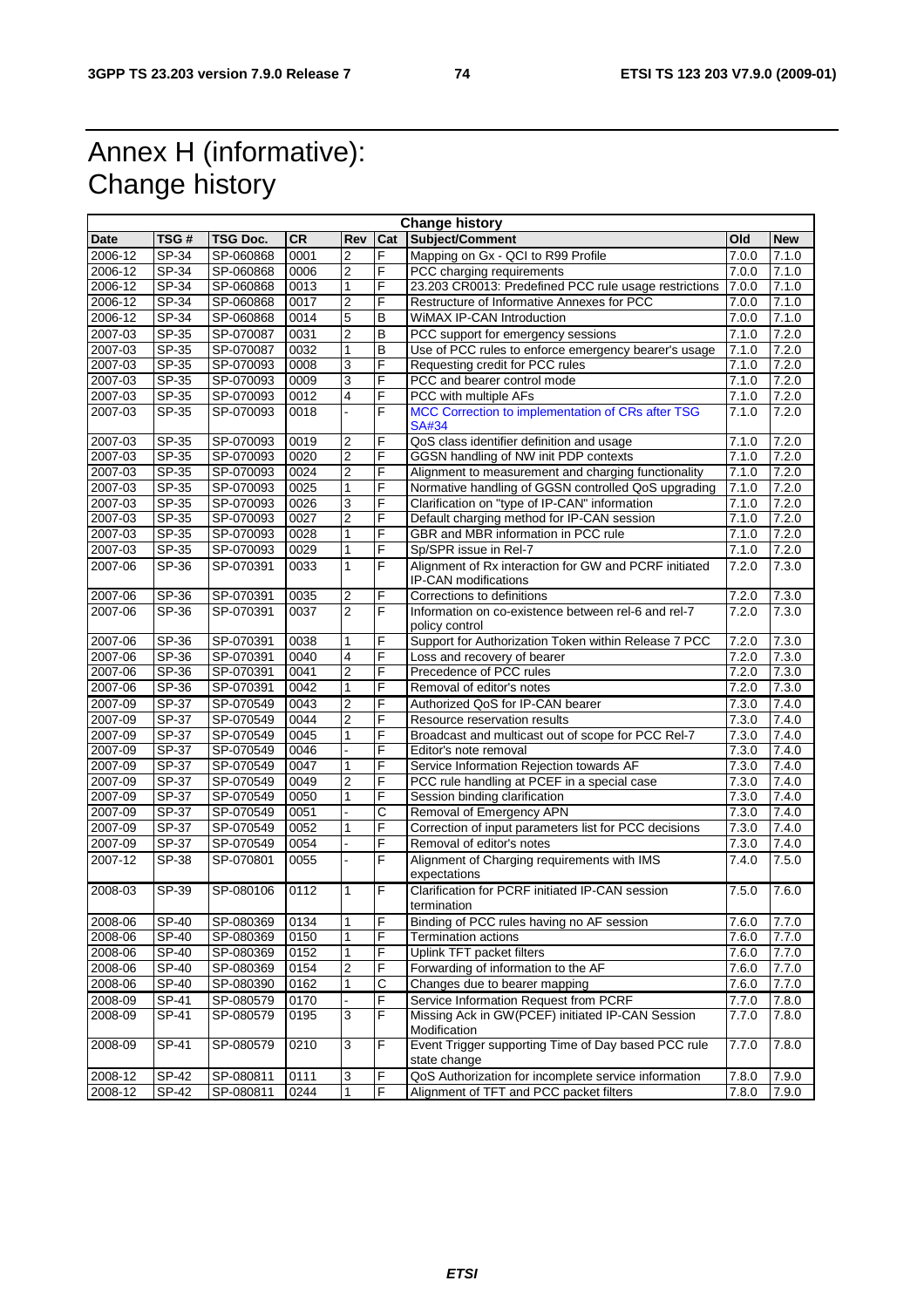# Annex H (informative): Change history

| Change history | | | | | | | | |
|---|---|---|---|---|---|---|---|---|
| **Date** | **TSG #** | **TSG Doc.** | **CR** | **Rev** | **Cat** | **Subject/Comment** | **Old** | **New** |
| 2006-12 | SP-34 | SP-060868 | 0001 | 2 | F | Mapping on Gx - QCI to R99 Profile | 7.0.0 | 7.1.0 |
| 2006-12 | SP-34 | SP-060868 | 0006 | 2 | F | PCC charging requirements | 7.0.0 | 7.1.0 |
| 2006-12 | SP-34 | SP-060868 | 0013 | 1 | F | 23.203 CR0013: Predefined PCC rule usage restrictions | 7.0.0 | 7.1.0 |
| 2006-12 | SP-34 | SP-060868 | 0017 | 2 | F | Restructure of Informative Annexes for PCC | 7.0.0 | 7.1.0 |
| 2006-12 | SP-34 | SP-060868 | 0014 | 5 | B | WiMAX IP-CAN Introduction | 7.0.0 | 7.1.0 |
| 2007-03 | SP-35 | SP-070087 | 0031 | 2 | B | PCC support for emergency sessions | 7.1.0 | 7.2.0 |
| 2007-03 | SP-35 | SP-070087 | 0032 | 1 | B | Use of PCC rules to enforce emergency bearer's usage | 7.1.0 | 7.2.0 |
| 2007-03 | SP-35 | SP-070093 | 0008 | 3 | F | Requesting credit for PCC rules | 7.1.0 | 7.2.0 |
| 2007-03 | SP-35 | SP-070093 | 0009 | 3 | F | PCC and bearer control mode | 7.1.0 | 7.2.0 |
| 2007-03 | SP-35 | SP-070093 | 0012 | 4 | F | PCC with multiple AFs | 7.1.0 | 7.2.0 |
| 2007-03 | SP-35 | SP-070093 | 0018 | - | F | MCC Correction to implementation of CRs after TSG SA#34 | 7.1.0 | 7.2.0 |
| 2007-03 | SP-35 | SP-070093 | 0019 | 2 | F | QoS class identifier definition and usage | 7.1.0 | 7.2.0 |
| 2007-03 | SP-35 | SP-070093 | 0020 | 2 | F | GGSN handling of NW init PDP contexts | 7.1.0 | 7.2.0 |
| 2007-03 | SP-35 | SP-070093 | 0024 | 2 | F | Alignment to measurement and charging functionality | 7.1.0 | 7.2.0 |
| 2007-03 | SP-35 | SP-070093 | 0025 | 1 | F | Normative handling of GGSN controlled QoS upgrading | 7.1.0 | 7.2.0 |
| 2007-03 | SP-35 | SP-070093 | 0026 | 3 | F | Clarification on "type of IP-CAN" information | 7.1.0 | 7.2.0 |
| 2007-03 | SP-35 | SP-070093 | 0027 | 2 | F | Default charging method for IP-CAN session | 7.1.0 | 7.2.0 |
| 2007-03 | SP-35 | SP-070093 | 0028 | 1 | F | GBR and MBR information in PCC rule | 7.1.0 | 7.2.0 |
| 2007-03 | SP-35 | SP-070093 | 0029 | 1 | F | Sp/SPR issue in Rel-7 | 7.1.0 | 7.2.0 |
| 2007-06 | SP-36 | SP-070391 | 0033 | 1 | F | Alignment of Rx interaction for GW and PCRF initiated IP-CAN modifications | 7.2.0 | 7.3.0 |
| 2007-06 | SP-36 | SP-070391 | 0035 | 2 | F | Corrections to definitions | 7.2.0 | 7.3.0 |
| 2007-06 | SP-36 | SP-070391 | 0037 | 2 | F | Information on co-existence between rel-6 and rel-7 policy control | 7.2.0 | 7.3.0 |
| 2007-06 | SP-36 | SP-070391 | 0038 | 1 | F | Support for Authorization Token within Release 7 PCC | 7.2.0 | 7.3.0 |
| 2007-06 | SP-36 | SP-070391 | 0040 | 4 | F | Loss and recovery of bearer | 7.2.0 | 7.3.0 |
| 2007-06 | SP-36 | SP-070391 | 0041 | 2 | F | Precedence of PCC rules | 7.2.0 | 7.3.0 |
| 2007-06 | SP-36 | SP-070391 | 0042 | 1 | F | Removal of editor's notes | 7.2.0 | 7.3.0 |
| 2007-09 | SP-37 | SP-070549 | 0043 | 2 | F | Authorized QoS for IP-CAN bearer | 7.3.0 | 7.4.0 |
| 2007-09 | SP-37 | SP-070549 | 0044 | 2 | F | Resource reservation results | 7.3.0 | 7.4.0 |
| 2007-09 | SP-37 | SP-070549 | 0045 | 1 | F | Broadcast and multicast out of scope for PCC Rel-7 | 7.3.0 | 7.4.0 |
| 2007-09 | SP-37 | SP-070549 | 0046 | - | F | Editor's note removal | 7.3.0 | 7.4.0 |
| 2007-09 | SP-37 | SP-070549 | 0047 | 1 | F | Service Information Rejection towards AF | 7.3.0 | 7.4.0 |
| 2007-09 | SP-37 | SP-070549 | 0049 | 2 | F | PCC rule handling at PCEF in a special case | 7.3.0 | 7.4.0 |
| 2007-09 | SP-37 | SP-070549 | 0050 | 1 | F | Session binding clarification | 7.3.0 | 7.4.0 |
| 2007-09 | SP-37 | SP-070549 | 0051 | - | C | Removal of Emergency APN | 7.3.0 | 7.4.0 |
| 2007-09 | SP-37 | SP-070549 | 0052 | 1 | F | Correction of input parameters list for PCC decisions | 7.3.0 | 7.4.0 |
| 2007-09 | SP-37 | SP-070549 | 0054 | - | F | Removal of editor's notes | 7.3.0 | 7.4.0 |
| 2007-12 | SP-38 | SP-070801 | 0055 | - | F | Alignment of Charging requirements with IMS expectations | 7.4.0 | 7.5.0 |
| 2008-03 | SP-39 | SP-080106 | 0112 | 1 | F | Clarification for PCRF initiated IP-CAN session termination | 7.5.0 | 7.6.0 |
| 2008-06 | SP-40 | SP-080369 | 0134 | 1 | F | Binding of PCC rules having no AF session | 7.6.0 | 7.7.0 |
| 2008-06 | SP-40 | SP-080369 | 0150 | 1 | F | Termination actions | 7.6.0 | 7.7.0 |
| 2008-06 | SP-40 | SP-080369 | 0152 | 1 | F | Uplink TFT packet filters | 7.6.0 | 7.7.0 |
| 2008-06 | SP-40 | SP-080369 | 0154 | 2 | F | Forwarding of information to the AF | 7.6.0 | 7.7.0 |
| 2008-06 | SP-40 | SP-080390 | 0162 | 1 | C | Changes due to bearer mapping | 7.6.0 | 7.7.0 |
| 2008-09 | SP-41 | SP-080579 | 0170 | - | F | Service Information Request from PCRF | 7.7.0 | 7.8.0 |
| 2008-09 | SP-41 | SP-080579 | 0195 | 3 | F | Missing Ack in GW(PCEF) initiated IP-CAN Session Modification | 7.7.0 | 7.8.0 |
| 2008-09 | SP-41 | SP-080579 | 0210 | 3 | F | Event Trigger supporting Time of Day based PCC rule state change | 7.7.0 | 7.8.0 |
| 2008-12 | SP-42 | SP-080811 | 0111 | 3 | F | QoS Authorization for incomplete service information | 7.8.0 | 7.9.0 |
| 2008-12 | SP-42 | SP-080811 | 0244 | 1 | F | Alignment of TFT and PCC packet filters | 7.8.0 | 7.9.0 |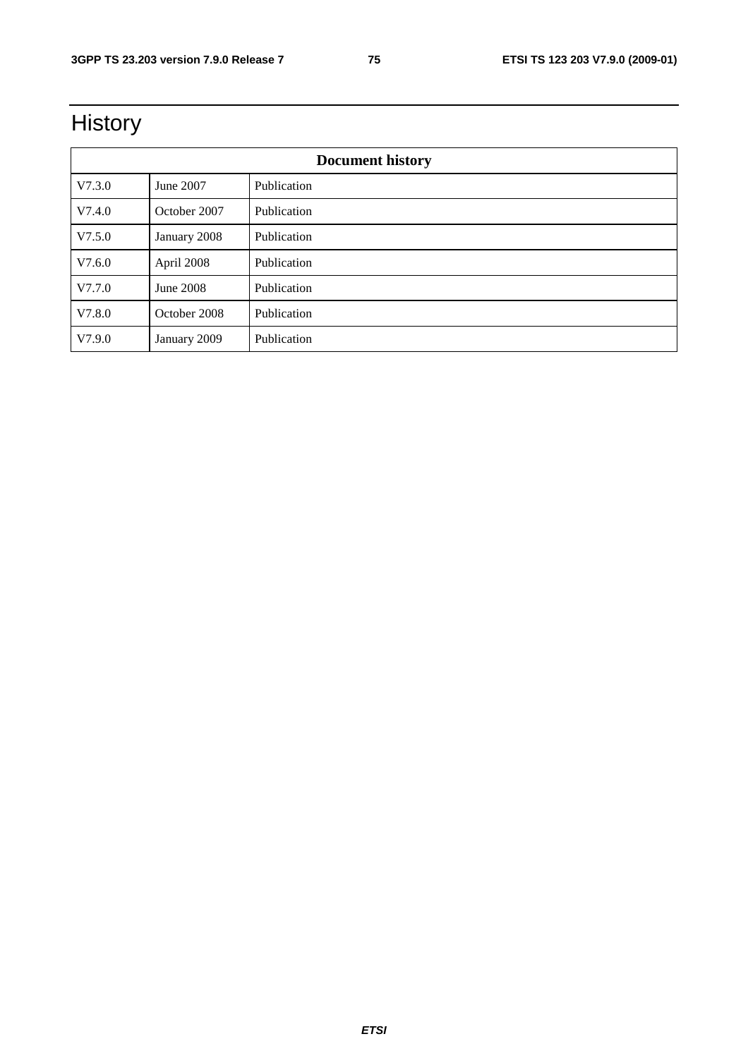# History

| Document history | | |
|---|---|---|
| V7.3.0 | June 2007 | Publication |
| V7.4.0 | October 2007 | Publication |
| V7.5.0 | January 2008 | Publication |
| V7.6.0 | April 2008 | Publication |
| V7.7.0 | June 2008 | Publication |
| V7.8.0 | October 2008 | Publication |
| V7.9.0 | January 2009 | Publication |